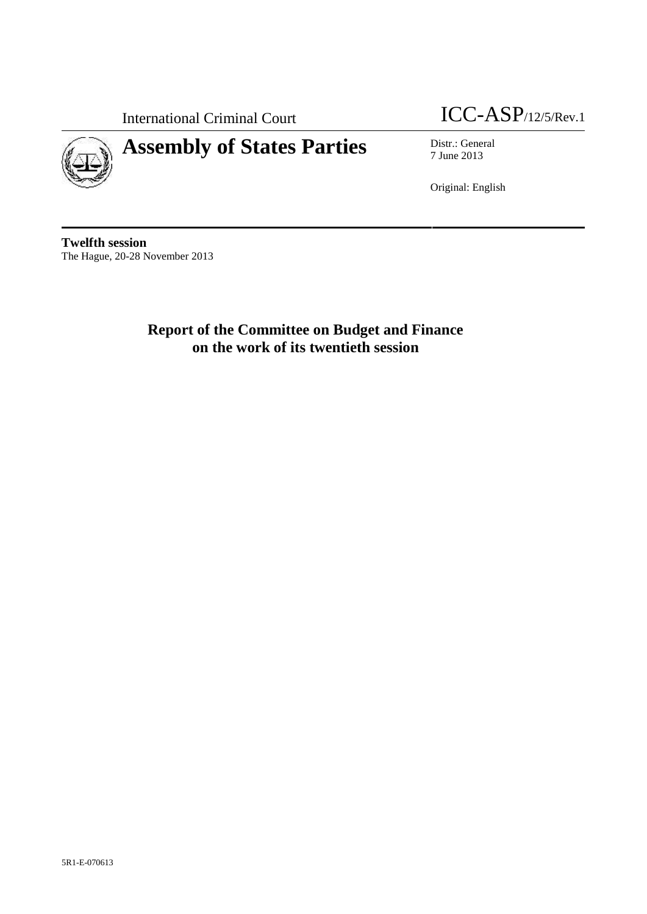International Criminal Court

ICC-ASP/12/5/Rev.1

# Assembly of States Parties

Distr.: General
7 June 2013

Original: English

**Twelfth session**
The Hague, 20-28 November 2013

## Report of the Committee on Budget and Finance on the work of its twentieth session

5R1-E-070613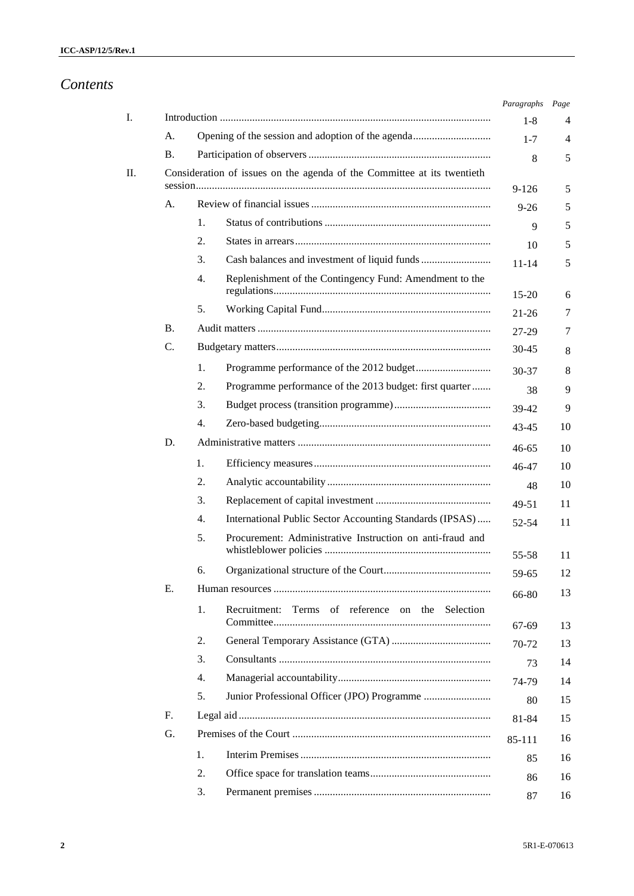# *Contents*

| | | | | *Paragraphs* | *Page* |
|---|---|---|---|---|---|
| I. | Introduction | | | 1-8 | 4 |
| | A. | Opening of the session and adoption of the agenda | | 1-7 | 4 |
| | B. | Participation of observers | | 8 | 5 |
| II. | Consideration of issues on the agenda of the Committee at its twentieth session | | | 9-126 | 5 |
| | A. | Review of financial issues | | 9-26 | 5 |
| | | 1. | Status of contributions | 9 | 5 |
| | | 2. | States in arrears | 10 | 5 |
| | | 3. | Cash balances and investment of liquid funds | 11-14 | 5 |
| | | 4. | Replenishment of the Contingency Fund: Amendment to the regulations | 15-20 | 6 |
| | | 5. | Working Capital Fund | 21-26 | 7 |
| | B. | Audit matters | | 27-29 | 7 |
| | C. | Budgetary matters | | 30-45 | 8 |
| | | 1. | Programme performance of the 2012 budget | 30-37 | 8 |
| | | 2. | Programme performance of the 2013 budget: first quarter | 38 | 9 |
| | | 3. | Budget process (transition programme) | 39-42 | 9 |
| | | 4. | Zero-based budgeting | 43-45 | 10 |
| | D. | Administrative matters | | 46-65 | 10 |
| | | 1. | Efficiency measures | 46-47 | 10 |
| | | 2. | Analytic accountability | 48 | 10 |
| | | 3. | Replacement of capital investment | 49-51 | 11 |
| | | 4. | International Public Sector Accounting Standards (IPSAS) | 52-54 | 11 |
| | | 5. | Procurement: Administrative Instruction on anti-fraud and whistleblower policies | 55-58 | 11 |
| | | 6. | Organizational structure of the Court | 59-65 | 12 |
| | E. | Human resources | | 66-80 | 13 |
| | | 1. | Recruitment: Terms of reference on the Selection Committee | 67-69 | 13 |
| | | 2. | General Temporary Assistance (GTA) | 70-72 | 13 |
| | | 3. | Consultants | 73 | 14 |
| | | 4. | Managerial accountability | 74-79 | 14 |
| | | 5. | Junior Professional Officer (JPO) Programme | 80 | 15 |
| | F. | Legal aid | | 81-84 | 15 |
| | G. | Premises of the Court | | 85-111 | 16 |
| | | 1. | Interim Premises | 85 | 16 |
| | | 2. | Office space for translation teams | 86 | 16 |
| | | 3. | Permanent premises | 87 | 16 |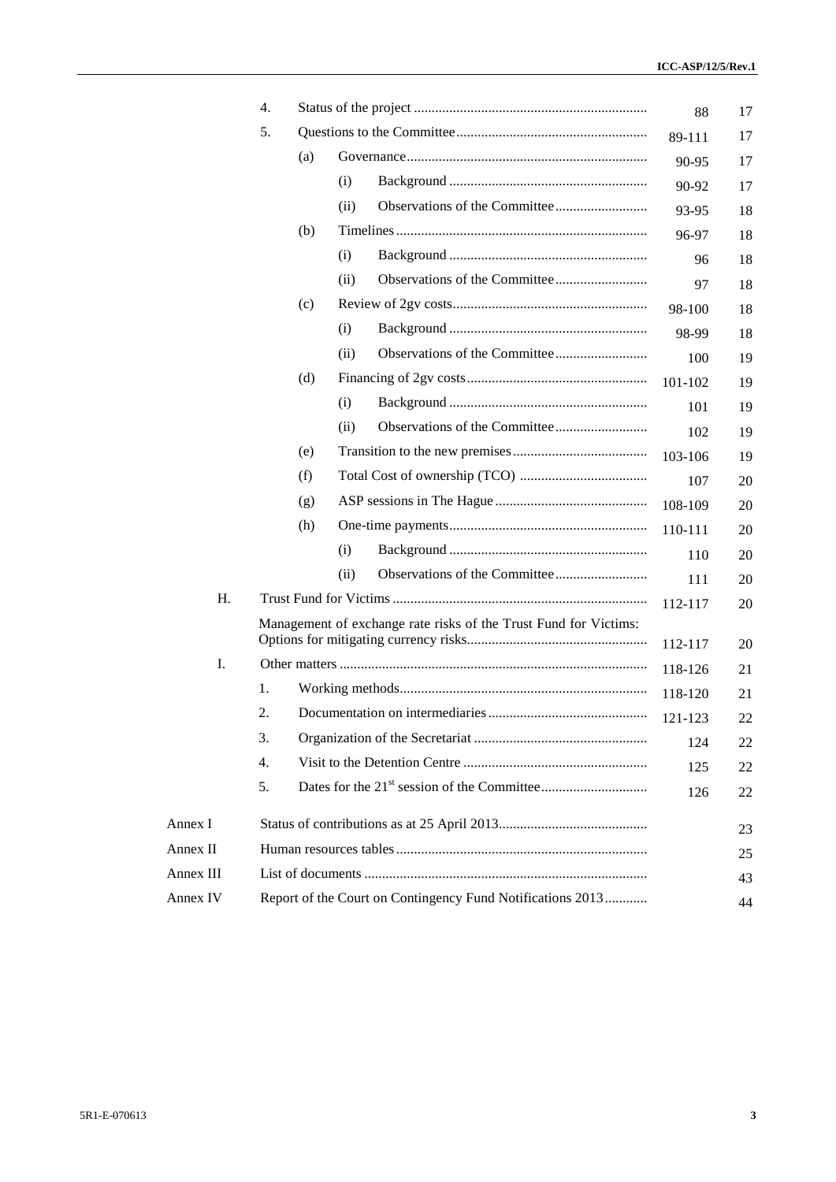| | | | | | Paragraphs | Page |
|---|---|---|---|---|---|---|
| | 4. | | | Status of the project | 88 | 17 |
| | 5. | | | Questions to the Committee | 89-111 | 17 |
| | | (a) | | Governance | 90-95 | 17 |
| | | | (i) | Background | 90-92 | 17 |
| | | | (ii) | Observations of the Committee | 93-95 | 18 |
| | | (b) | | Timelines | 96-97 | 18 |
| | | | (i) | Background | 96 | 18 |
| | | | (ii) | Observations of the Committee | 97 | 18 |
| | | (c) | | Review of 2gv costs | 98-100 | 18 |
| | | | (i) | Background | 98-99 | 18 |
| | | | (ii) | Observations of the Committee | 100 | 19 |
| | | (d) | | Financing of 2gv costs | 101-102 | 19 |
| | | | (i) | Background | 101 | 19 |
| | | | (ii) | Observations of the Committee | 102 | 19 |
| | | (e) | | Transition to the new premises | 103-106 | 19 |
| | | (f) | | Total Cost of ownership (TCO) | 107 | 20 |
| | | (g) | | ASP sessions in The Hague | 108-109 | 20 |
| | | (h) | | One-time payments | 110-111 | 20 |
| | | | (i) | Background | 110 | 20 |
| | | | (ii) | Observations of the Committee | 111 | 20 |
| H. | | | | Trust Fund for Victims | 112-117 | 20 |
| | | | | Management of exchange rate risks of the Trust Fund for Victims: Options for mitigating currency risks | 112-117 | 20 |
| I. | | | | Other matters | 118-126 | 21 |
| | 1. | | | Working methods | 118-120 | 21 |
| | 2. | | | Documentation on intermediaries | 121-123 | 22 |
| | 3. | | | Organization of the Secretariat | 124 | 22 |
| | 4. | | | Visit to the Detention Centre | 125 | 22 |
| | 5. | | | Dates for the 21st session of the Committee | 126 | 22 |

| | | |
|---|---|---|
| Annex I | Status of contributions as at 25 April 2013 | 23 |
| Annex II | Human resources tables | 25 |
| Annex III | List of documents | 43 |
| Annex IV | Report of the Court on Contingency Fund Notifications 2013 | 44 |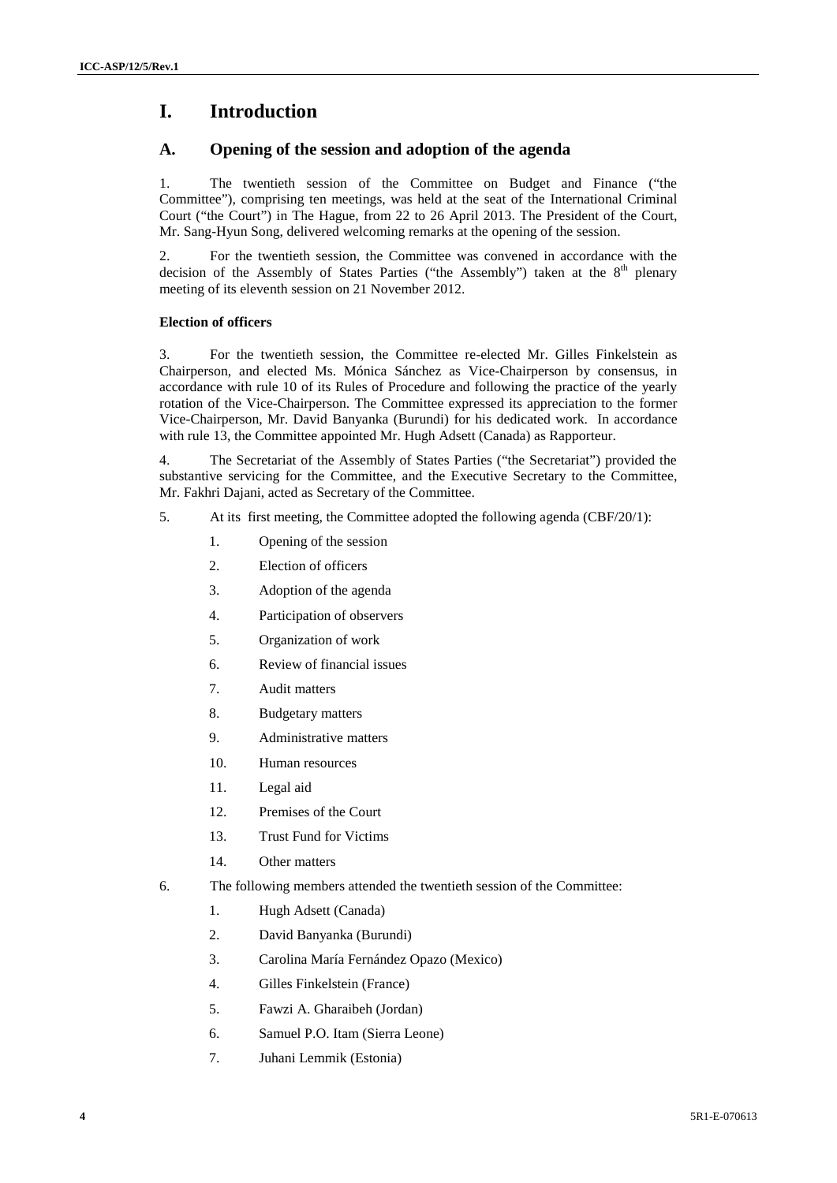# I. Introduction

## A. Opening of the session and adoption of the agenda

1. The twentieth session of the Committee on Budget and Finance ("the Committee"), comprising ten meetings, was held at the seat of the International Criminal Court ("the Court") in The Hague, from 22 to 26 April 2013. The President of the Court, Mr. Sang-Hyun Song, delivered welcoming remarks at the opening of the session.

2. For the twentieth session, the Committee was convened in accordance with the decision of the Assembly of States Parties ("the Assembly") taken at the 8th plenary meeting of its eleventh session on 21 November 2012.

**Election of officers**

3. For the twentieth session, the Committee re-elected Mr. Gilles Finkelstein as Chairperson, and elected Ms. Mónica Sánchez as Vice-Chairperson by consensus, in accordance with rule 10 of its Rules of Procedure and following the practice of the yearly rotation of the Vice-Chairperson. The Committee expressed its appreciation to the former Vice-Chairperson, Mr. David Banyanka (Burundi) for his dedicated work. In accordance with rule 13, the Committee appointed Mr. Hugh Adsett (Canada) as Rapporteur.

4. The Secretariat of the Assembly of States Parties ("the Secretariat") provided the substantive servicing for the Committee, and the Executive Secretary to the Committee, Mr. Fakhri Dajani, acted as Secretary of the Committee.

5. At its first meeting, the Committee adopted the following agenda (CBF/20/1):

    1. Opening of the session
    2. Election of officers
    3. Adoption of the agenda
    4. Participation of observers
    5. Organization of work
    6. Review of financial issues
    7. Audit matters
    8. Budgetary matters
    9. Administrative matters
    10. Human resources
    11. Legal aid
    12. Premises of the Court
    13. Trust Fund for Victims
    14. Other matters

6. The following members attended the twentieth session of the Committee:

    1. Hugh Adsett (Canada)
    2. David Banyanka (Burundi)
    3. Carolina María Fernández Opazo (Mexico)
    4. Gilles Finkelstein (France)
    5. Fawzi A. Gharaibeh (Jordan)
    6. Samuel P.O. Itam (Sierra Leone)
    7. Juhani Lemmik (Estonia)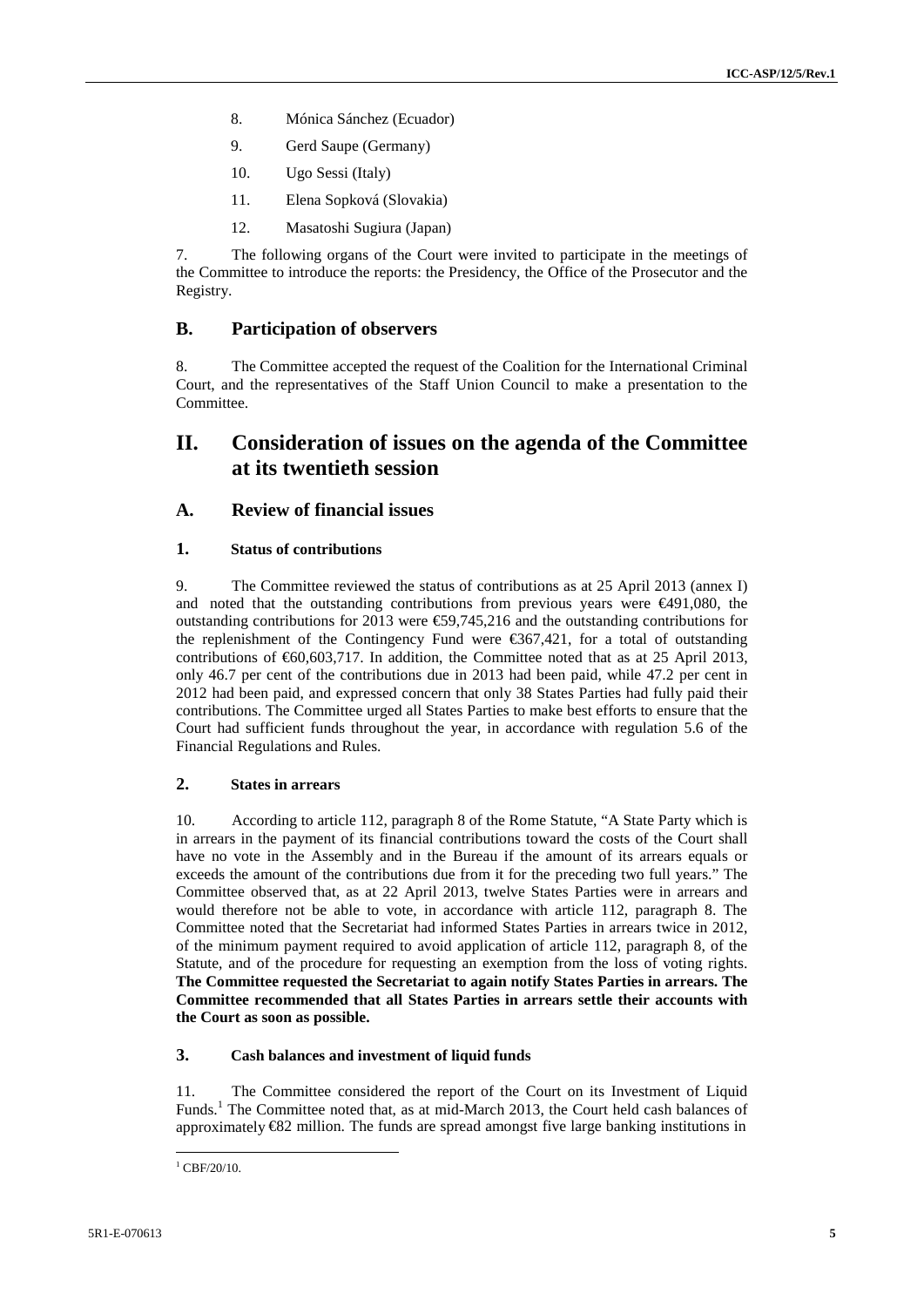8. Mónica Sánchez (Ecuador)
9. Gerd Saupe (Germany)
10. Ugo Sessi (Italy)
11. Elena Sopková (Slovakia)
12. Masatoshi Sugiura (Japan)

7. The following organs of the Court were invited to participate in the meetings of the Committee to introduce the reports: the Presidency, the Office of the Prosecutor and the Registry.

## B. Participation of observers

8. The Committee accepted the request of the Coalition for the International Criminal Court, and the representatives of the Staff Union Council to make a presentation to the Committee.

# II. Consideration of issues on the agenda of the Committee at its twentieth session

## A. Review of financial issues

### 1. Status of contributions

9. The Committee reviewed the status of contributions as at 25 April 2013 (annex I) and noted that the outstanding contributions from previous years were €491,080, the outstanding contributions for 2013 were €59,745,216 and the outstanding contributions for the replenishment of the Contingency Fund were €367,421, for a total of outstanding contributions of €60,603,717. In addition, the Committee noted that as at 25 April 2013, only 46.7 per cent of the contributions due in 2013 had been paid, while 47.2 per cent in 2012 had been paid, and expressed concern that only 38 States Parties had fully paid their contributions. The Committee urged all States Parties to make best efforts to ensure that the Court had sufficient funds throughout the year, in accordance with regulation 5.6 of the Financial Regulations and Rules.

### 2. States in arrears

10. According to article 112, paragraph 8 of the Rome Statute, "A State Party which is in arrears in the payment of its financial contributions toward the costs of the Court shall have no vote in the Assembly and in the Bureau if the amount of its arrears equals or exceeds the amount of the contributions due from it for the preceding two full years." The Committee observed that, as at 22 April 2013, twelve States Parties were in arrears and would therefore not be able to vote, in accordance with article 112, paragraph 8. The Committee noted that the Secretariat had informed States Parties in arrears twice in 2012, of the minimum payment required to avoid application of article 112, paragraph 8, of the Statute, and of the procedure for requesting an exemption from the loss of voting rights. **The Committee requested the Secretariat to again notify States Parties in arrears. The Committee recommended that all States Parties in arrears settle their accounts with the Court as soon as possible.**

### 3. Cash balances and investment of liquid funds

11. The Committee considered the report of the Court on its Investment of Liquid Funds.[1] The Committee noted that, as at mid-March 2013, the Court held cash balances of approximately €82 million. The funds are spread amongst five large banking institutions in

[1] CBF/20/10.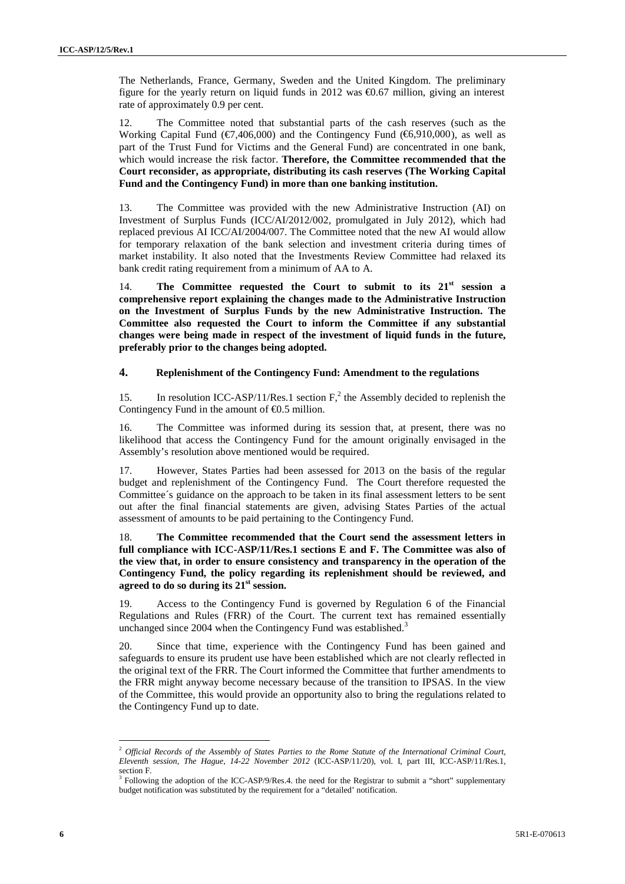The Netherlands, France, Germany, Sweden and the United Kingdom. The preliminary figure for the yearly return on liquid funds in 2012 was €0.67 million, giving an interest rate of approximately 0.9 per cent.

12. The Committee noted that substantial parts of the cash reserves (such as the Working Capital Fund (€7,406,000) and the Contingency Fund (€6,910,000), as well as part of the Trust Fund for Victims and the General Fund) are concentrated in one bank, which would increase the risk factor. **Therefore, the Committee recommended that the Court reconsider, as appropriate, distributing its cash reserves (The Working Capital Fund and the Contingency Fund) in more than one banking institution.**

13. The Committee was provided with the new Administrative Instruction (AI) on Investment of Surplus Funds (ICC/AI/2012/002, promulgated in July 2012), which had replaced previous AI ICC/AI/2004/007. The Committee noted that the new AI would allow for temporary relaxation of the bank selection and investment criteria during times of market instability. It also noted that the Investments Review Committee had relaxed its bank credit rating requirement from a minimum of AA to A.

14. **The Committee requested the Court to submit to its 21st session a comprehensive report explaining the changes made to the Administrative Instruction on the Investment of Surplus Funds by the new Administrative Instruction. The Committee also requested the Court to inform the Committee if any substantial changes were being made in respect of the investment of liquid funds in the future, preferably prior to the changes being adopted.**

## 4. Replenishment of the Contingency Fund: Amendment to the regulations

15. In resolution ICC-ASP/11/Res.1 section F,[2] the Assembly decided to replenish the Contingency Fund in the amount of €0.5 million.

16. The Committee was informed during its session that, at present, there was no likelihood that access the Contingency Fund for the amount originally envisaged in the Assembly's resolution above mentioned would be required.

17. However, States Parties had been assessed for 2013 on the basis of the regular budget and replenishment of the Contingency Fund. The Court therefore requested the Committee´s guidance on the approach to be taken in its final assessment letters to be sent out after the final financial statements are given, advising States Parties of the actual assessment of amounts to be paid pertaining to the Contingency Fund.

18. **The Committee recommended that the Court send the assessment letters in full compliance with ICC-ASP/11/Res.1 sections E and F. The Committee was also of the view that, in order to ensure consistency and transparency in the operation of the Contingency Fund, the policy regarding its replenishment should be reviewed, and agreed to do so during its 21st session.**

19. Access to the Contingency Fund is governed by Regulation 6 of the Financial Regulations and Rules (FRR) of the Court. The current text has remained essentially unchanged since 2004 when the Contingency Fund was established.[3]

20. Since that time, experience with the Contingency Fund has been gained and safeguards to ensure its prudent use have been established which are not clearly reflected in the original text of the FRR. The Court informed the Committee that further amendments to the FRR might anyway become necessary because of the transition to IPSAS. In the view of the Committee, this would provide an opportunity also to bring the regulations related to the Contingency Fund up to date.

---

[2] *Official Records of the Assembly of States Parties to the Rome Statute of the International Criminal Court, Eleventh session, The Hague, 14-22 November 2012* (ICC-ASP/11/20), vol. I, part III, ICC-ASP/11/Res.1, section F.

[3] Following the adoption of the ICC-ASP/9/Res.4. the need for the Registrar to submit a "short" supplementary budget notification was substituted by the requirement for a "detailed' notification.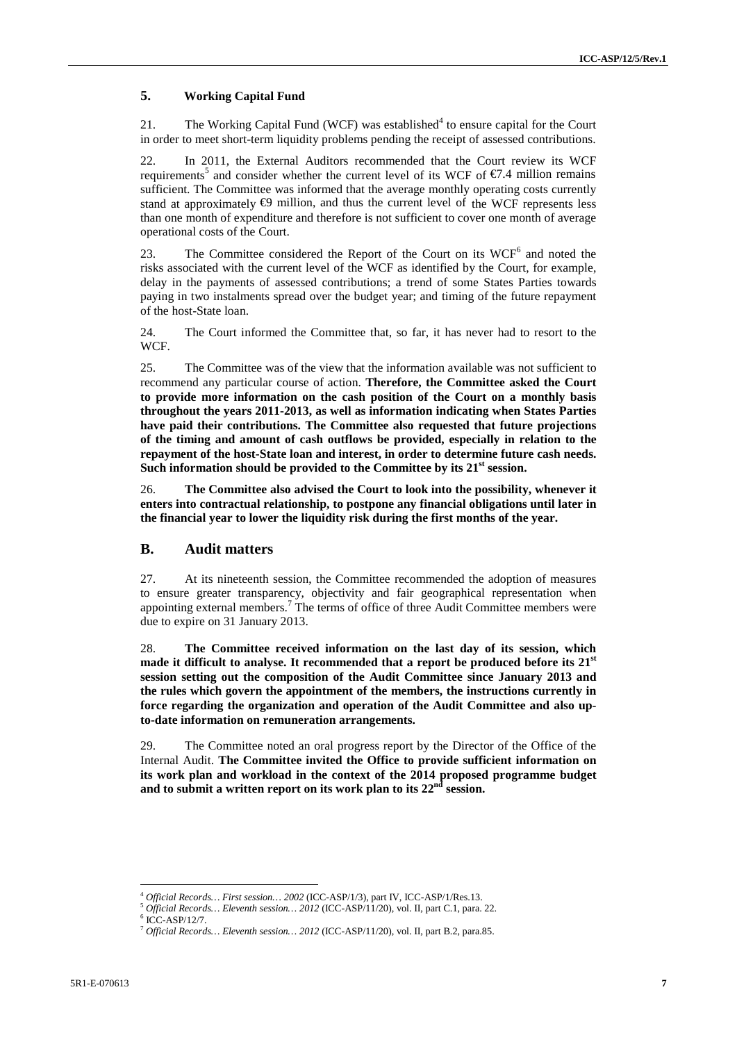### 5. Working Capital Fund

21. The Working Capital Fund (WCF) was established[4] to ensure capital for the Court in order to meet short-term liquidity problems pending the receipt of assessed contributions.

22. In 2011, the External Auditors recommended that the Court review its WCF requirements[5] and consider whether the current level of its WCF of €7.4 million remains sufficient. The Committee was informed that the average monthly operating costs currently stand at approximately €9 million, and thus the current level of the WCF represents less than one month of expenditure and therefore is not sufficient to cover one month of average operational costs of the Court.

23. The Committee considered the Report of the Court on its WCF[6] and noted the risks associated with the current level of the WCF as identified by the Court, for example, delay in the payments of assessed contributions; a trend of some States Parties towards paying in two instalments spread over the budget year; and timing of the future repayment of the host-State loan.

24. The Court informed the Committee that, so far, it has never had to resort to the WCF.

25. The Committee was of the view that the information available was not sufficient to recommend any particular course of action. **Therefore, the Committee asked the Court to provide more information on the cash position of the Court on a monthly basis throughout the years 2011-2013, as well as information indicating when States Parties have paid their contributions. The Committee also requested that future projections of the timing and amount of cash outflows be provided, especially in relation to the repayment of the host-State loan and interest, in order to determine future cash needs. Such information should be provided to the Committee by its 21st session.**

26. **The Committee also advised the Court to look into the possibility, whenever it enters into contractual relationship, to postpone any financial obligations until later in the financial year to lower the liquidity risk during the first months of the year.**

## B. Audit matters

27. At its nineteenth session, the Committee recommended the adoption of measures to ensure greater transparency, objectivity and fair geographical representation when appointing external members.[7] The terms of office of three Audit Committee members were due to expire on 31 January 2013.

28. **The Committee received information on the last day of its session, which made it difficult to analyse. It recommended that a report be produced before its 21st session setting out the composition of the Audit Committee since January 2013 and the rules which govern the appointment of the members, the instructions currently in force regarding the organization and operation of the Audit Committee and also up-to-date information on remuneration arrangements.**

29. The Committee noted an oral progress report by the Director of the Office of the Internal Audit. **The Committee invited the Office to provide sufficient information on its work plan and workload in the context of the 2014 proposed programme budget and to submit a written report on its work plan to its 22nd session.**

---

[4] *Official Records… First session… 2002* (ICC-ASP/1/3), part IV, ICC-ASP/1/Res.13.

[5] *Official Records… Eleventh session… 2012* (ICC-ASP/11/20), vol. II, part C.1, para. 22.

[6] ICC-ASP/12/7.

[7] *Official Records… Eleventh session… 2012* (ICC-ASP/11/20), vol. II, part B.2, para.85.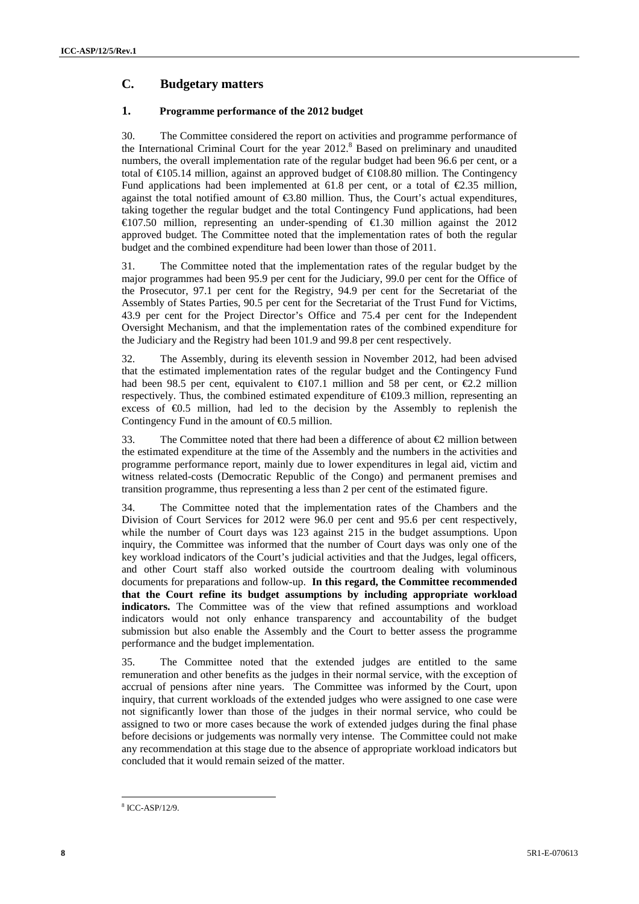## C. Budgetary matters

### 1. Programme performance of the 2012 budget

30. The Committee considered the report on activities and programme performance of the International Criminal Court for the year 2012.[8] Based on preliminary and unaudited numbers, the overall implementation rate of the regular budget had been 96.6 per cent, or a total of €105.14 million, against an approved budget of €108.80 million. The Contingency Fund applications had been implemented at 61.8 per cent, or a total of €2.35 million, against the total notified amount of €3.80 million. Thus, the Court's actual expenditures, taking together the regular budget and the total Contingency Fund applications, had been €107.50 million, representing an under-spending of €1.30 million against the 2012 approved budget. The Committee noted that the implementation rates of both the regular budget and the combined expenditure had been lower than those of 2011.

31. The Committee noted that the implementation rates of the regular budget by the major programmes had been 95.9 per cent for the Judiciary, 99.0 per cent for the Office of the Prosecutor, 97.1 per cent for the Registry, 94.9 per cent for the Secretariat of the Assembly of States Parties, 90.5 per cent for the Secretariat of the Trust Fund for Victims, 43.9 per cent for the Project Director's Office and 75.4 per cent for the Independent Oversight Mechanism, and that the implementation rates of the combined expenditure for the Judiciary and the Registry had been 101.9 and 99.8 per cent respectively.

32. The Assembly, during its eleventh session in November 2012, had been advised that the estimated implementation rates of the regular budget and the Contingency Fund had been 98.5 per cent, equivalent to €107.1 million and 58 per cent, or €2.2 million respectively. Thus, the combined estimated expenditure of €109.3 million, representing an excess of €0.5 million, had led to the decision by the Assembly to replenish the Contingency Fund in the amount of €0.5 million.

33. The Committee noted that there had been a difference of about €2 million between the estimated expenditure at the time of the Assembly and the numbers in the activities and programme performance report, mainly due to lower expenditures in legal aid, victim and witness related-costs (Democratic Republic of the Congo) and permanent premises and transition programme, thus representing a less than 2 per cent of the estimated figure.

34. The Committee noted that the implementation rates of the Chambers and the Division of Court Services for 2012 were 96.0 per cent and 95.6 per cent respectively, while the number of Court days was 123 against 215 in the budget assumptions. Upon inquiry, the Committee was informed that the number of Court days was only one of the key workload indicators of the Court's judicial activities and that the Judges, legal officers, and other Court staff also worked outside the courtroom dealing with voluminous documents for preparations and follow-up. **In this regard, the Committee recommended that the Court refine its budget assumptions by including appropriate workload indicators.** The Committee was of the view that refined assumptions and workload indicators would not only enhance transparency and accountability of the budget submission but also enable the Assembly and the Court to better assess the programme performance and the budget implementation.

35. The Committee noted that the extended judges are entitled to the same remuneration and other benefits as the judges in their normal service, with the exception of accrual of pensions after nine years. The Committee was informed by the Court, upon inquiry, that current workloads of the extended judges who were assigned to one case were not significantly lower than those of the judges in their normal service, who could be assigned to two or more cases because the work of extended judges during the final phase before decisions or judgements was normally very intense. The Committee could not make any recommendation at this stage due to the absence of appropriate workload indicators but concluded that it would remain seized of the matter.

[8] ICC-ASP/12/9.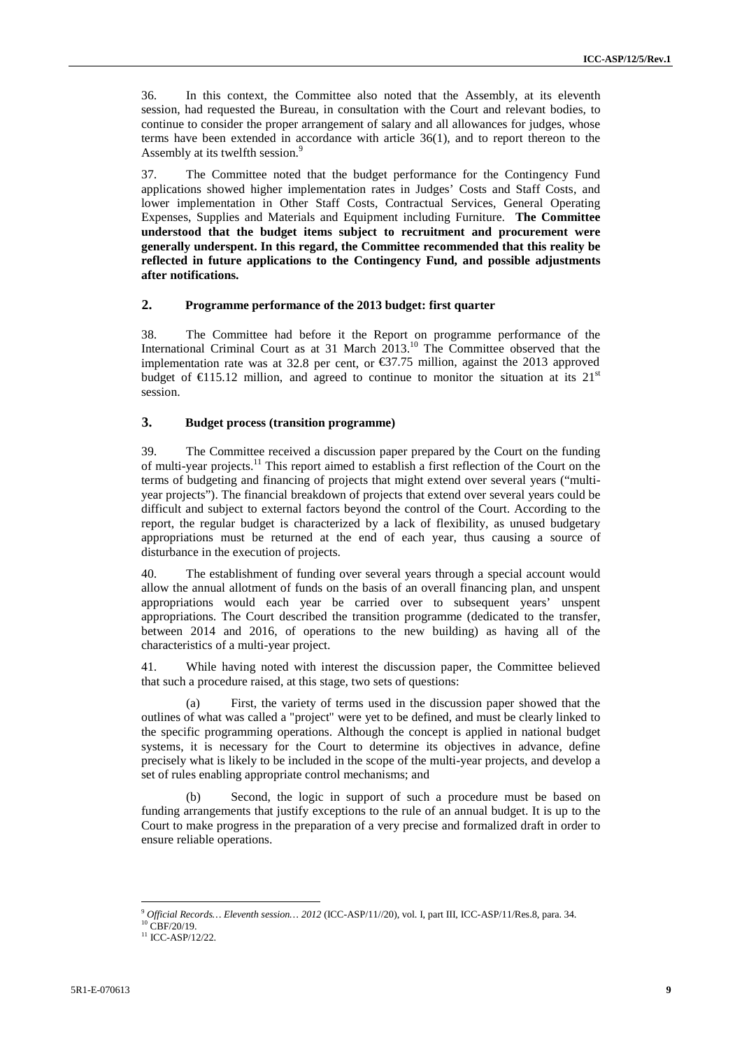36. In this context, the Committee also noted that the Assembly, at its eleventh session, had requested the Bureau, in consultation with the Court and relevant bodies, to continue to consider the proper arrangement of salary and all allowances for judges, whose terms have been extended in accordance with article 36(1), and to report thereon to the Assembly at its twelfth session.[9]

37. The Committee noted that the budget performance for the Contingency Fund applications showed higher implementation rates in Judges' Costs and Staff Costs, and lower implementation in Other Staff Costs, Contractual Services, General Operating Expenses, Supplies and Materials and Equipment including Furniture. **The Committee understood that the budget items subject to recruitment and procurement were generally underspent. In this regard, the Committee recommended that this reality be reflected in future applications to the Contingency Fund, and possible adjustments after notifications.**

## 2. Programme performance of the 2013 budget: first quarter

38. The Committee had before it the Report on programme performance of the International Criminal Court as at 31 March 2013.[10] The Committee observed that the implementation rate was at 32.8 per cent, or €37.75 million, against the 2013 approved budget of €115.12 million, and agreed to continue to monitor the situation at its 21st session.

## 3. Budget process (transition programme)

39. The Committee received a discussion paper prepared by the Court on the funding of multi-year projects.[11] This report aimed to establish a first reflection of the Court on the terms of budgeting and financing of projects that might extend over several years ("multi-year projects"). The financial breakdown of projects that extend over several years could be difficult and subject to external factors beyond the control of the Court. According to the report, the regular budget is characterized by a lack of flexibility, as unused budgetary appropriations must be returned at the end of each year, thus causing a source of disturbance in the execution of projects.

40. The establishment of funding over several years through a special account would allow the annual allotment of funds on the basis of an overall financing plan, and unspent appropriations would each year be carried over to subsequent years' unspent appropriations. The Court described the transition programme (dedicated to the transfer, between 2014 and 2016, of operations to the new building) as having all of the characteristics of a multi-year project.

41. While having noted with interest the discussion paper, the Committee believed that such a procedure raised, at this stage, two sets of questions:

(a) First, the variety of terms used in the discussion paper showed that the outlines of what was called a "project" were yet to be defined, and must be clearly linked to the specific programming operations. Although the concept is applied in national budget systems, it is necessary for the Court to determine its objectives in advance, define precisely what is likely to be included in the scope of the multi-year projects, and develop a set of rules enabling appropriate control mechanisms; and

(b) Second, the logic in support of such a procedure must be based on funding arrangements that justify exceptions to the rule of an annual budget. It is up to the Court to make progress in the preparation of a very precise and formalized draft in order to ensure reliable operations.

---

[9] *Official Records… Eleventh session… 2012* (ICC-ASP/11//20), vol. I, part III, ICC-ASP/11/Res.8, para. 34.

[10] CBF/20/19.

[11] ICC-ASP/12/22.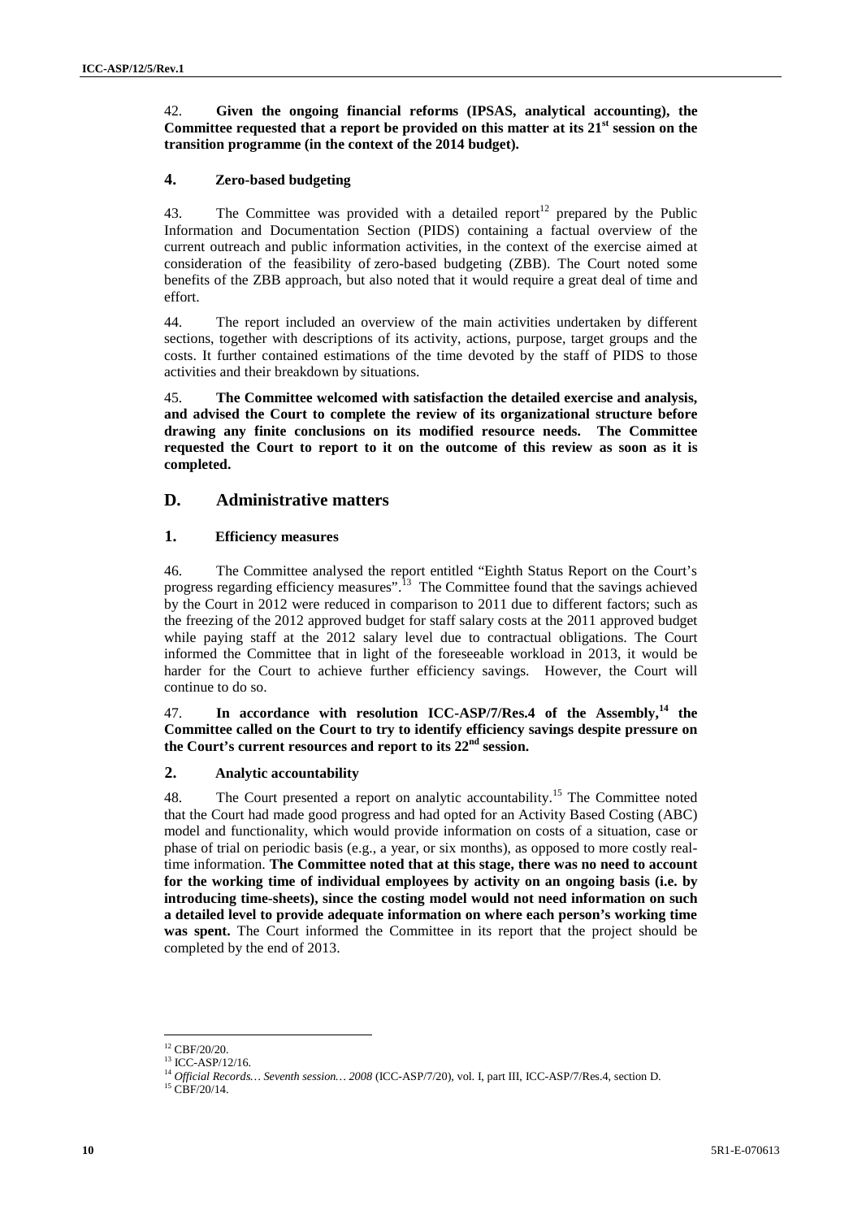42. **Given the ongoing financial reforms (IPSAS, analytical accounting), the Committee requested that a report be provided on this matter at its 21st session on the transition programme (in the context of the 2014 budget).**

### 4. Zero-based budgeting

43. The Committee was provided with a detailed report[12] prepared by the Public Information and Documentation Section (PIDS) containing a factual overview of the current outreach and public information activities, in the context of the exercise aimed at consideration of the feasibility of zero-based budgeting (ZBB). The Court noted some benefits of the ZBB approach, but also noted that it would require a great deal of time and effort.

44. The report included an overview of the main activities undertaken by different sections, together with descriptions of its activity, actions, purpose, target groups and the costs. It further contained estimations of the time devoted by the staff of PIDS to those activities and their breakdown by situations.

45. **The Committee welcomed with satisfaction the detailed exercise and analysis, and advised the Court to complete the review of its organizational structure before drawing any finite conclusions on its modified resource needs. The Committee requested the Court to report to it on the outcome of this review as soon as it is completed.**

## D. Administrative matters

### 1. Efficiency measures

46. The Committee analysed the report entitled "Eighth Status Report on the Court's progress regarding efficiency measures".[13] The Committee found that the savings achieved by the Court in 2012 were reduced in comparison to 2011 due to different factors; such as the freezing of the 2012 approved budget for staff salary costs at the 2011 approved budget while paying staff at the 2012 salary level due to contractual obligations. The Court informed the Committee that in light of the foreseeable workload in 2013, it would be harder for the Court to achieve further efficiency savings. However, the Court will continue to do so.

47. **In accordance with resolution ICC-ASP/7/Res.4 of the Assembly,[14] the Committee called on the Court to try to identify efficiency savings despite pressure on the Court's current resources and report to its 22nd session.**

### 2. Analytic accountability

48. The Court presented a report on analytic accountability.[15] The Committee noted that the Court had made good progress and had opted for an Activity Based Costing (ABC) model and functionality, which would provide information on costs of a situation, case or phase of trial on periodic basis (e.g., a year, or six months), as opposed to more costly real-time information. **The Committee noted that at this stage, there was no need to account for the working time of individual employees by activity on an ongoing basis (i.e. by introducing time-sheets), since the costing model would not need information on such a detailed level to provide adequate information on where each person's working time was spent.** The Court informed the Committee in its report that the project should be completed by the end of 2013.

---

[12] CBF/20/20.

[13] ICC-ASP/12/16.

[14] *Official Records… Seventh session… 2008* (ICC-ASP/7/20), vol. I, part III, ICC-ASP/7/Res.4, section D.

[15] CBF/20/14.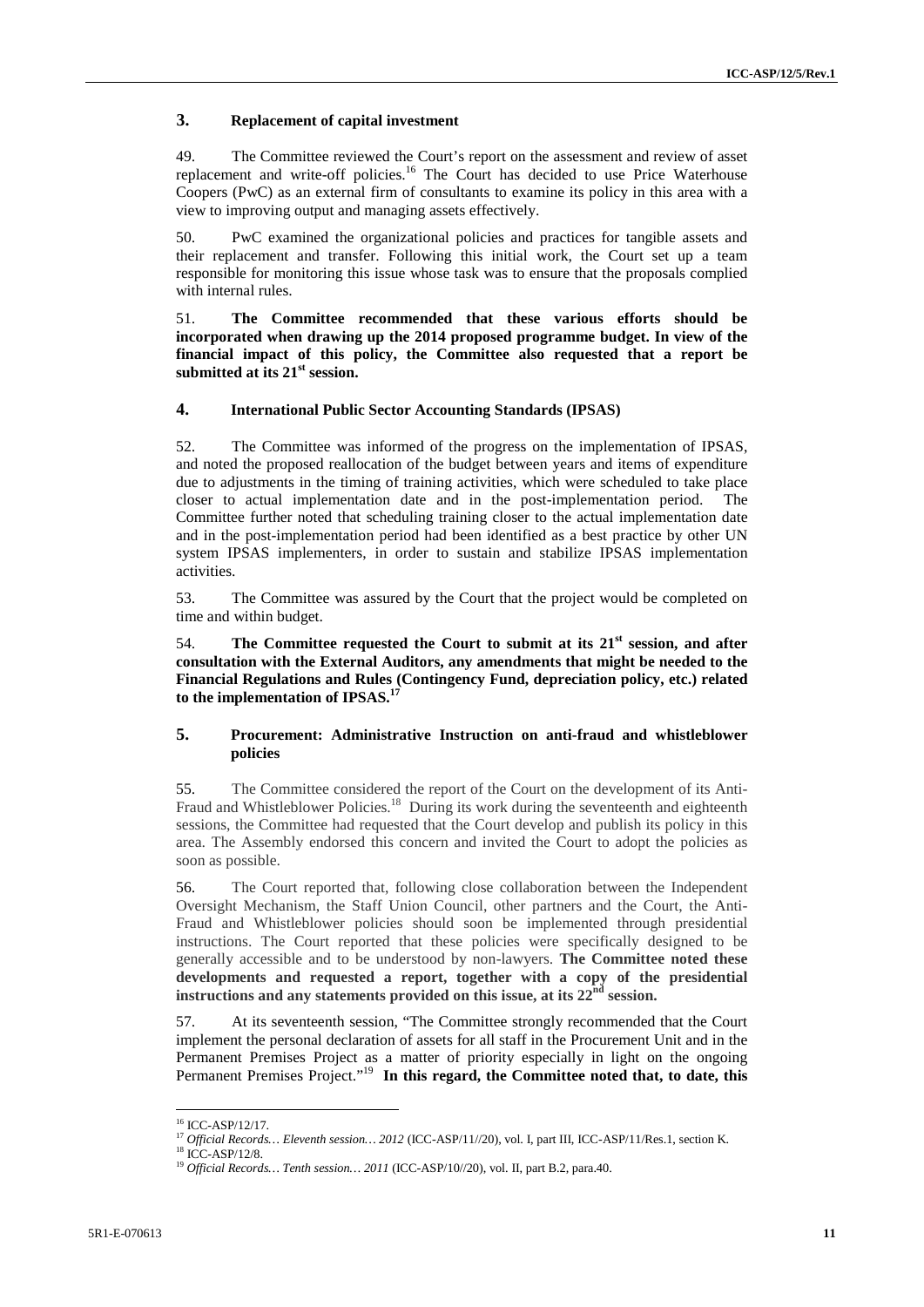### 3. Replacement of capital investment

49. The Committee reviewed the Court's report on the assessment and review of asset replacement and write-off policies.[16] The Court has decided to use Price Waterhouse Coopers (PwC) as an external firm of consultants to examine its policy in this area with a view to improving output and managing assets effectively.

50. PwC examined the organizational policies and practices for tangible assets and their replacement and transfer. Following this initial work, the Court set up a team responsible for monitoring this issue whose task was to ensure that the proposals complied with internal rules.

51. **The Committee recommended that these various efforts should be incorporated when drawing up the 2014 proposed programme budget. In view of the financial impact of this policy, the Committee also requested that a report be submitted at its 21st session.**

### 4. International Public Sector Accounting Standards (IPSAS)

52. The Committee was informed of the progress on the implementation of IPSAS, and noted the proposed reallocation of the budget between years and items of expenditure due to adjustments in the timing of training activities, which were scheduled to take place closer to actual implementation date and in the post-implementation period. The Committee further noted that scheduling training closer to the actual implementation date and in the post-implementation period had been identified as a best practice by other UN system IPSAS implementers, in order to sustain and stabilize IPSAS implementation activities.

53. The Committee was assured by the Court that the project would be completed on time and within budget.

54. **The Committee requested the Court to submit at its 21st session, and after consultation with the External Auditors, any amendments that might be needed to the Financial Regulations and Rules (Contingency Fund, depreciation policy, etc.) related to the implementation of IPSAS.[17]**

### 5. Procurement: Administrative Instruction on anti-fraud and whistleblower policies

55. The Committee considered the report of the Court on the development of its Anti-Fraud and Whistleblower Policies.[18] During its work during the seventeenth and eighteenth sessions, the Committee had requested that the Court develop and publish its policy in this area. The Assembly endorsed this concern and invited the Court to adopt the policies as soon as possible.

56. The Court reported that, following close collaboration between the Independent Oversight Mechanism, the Staff Union Council, other partners and the Court, the Anti-Fraud and Whistleblower policies should soon be implemented through presidential instructions. The Court reported that these policies were specifically designed to be generally accessible and to be understood by non-lawyers. **The Committee noted these developments and requested a report, together with a copy of the presidential instructions and any statements provided on this issue, at its 22nd session.**

57. At its seventeenth session, "The Committee strongly recommended that the Court implement the personal declaration of assets for all staff in the Procurement Unit and in the Permanent Premises Project as a matter of priority especially in light on the ongoing Permanent Premises Project."[19] **In this regard, the Committee noted that, to date, this**

---

[16] ICC-ASP/12/17.

[17] *Official Records… Eleventh session… 2012* (ICC-ASP/11//20), vol. I, part III, ICC-ASP/11/Res.1, section K.

[18] ICC-ASP/12/8.

[19] *Official Records… Tenth session… 2011* (ICC-ASP/10//20), vol. II, part B.2, para.40.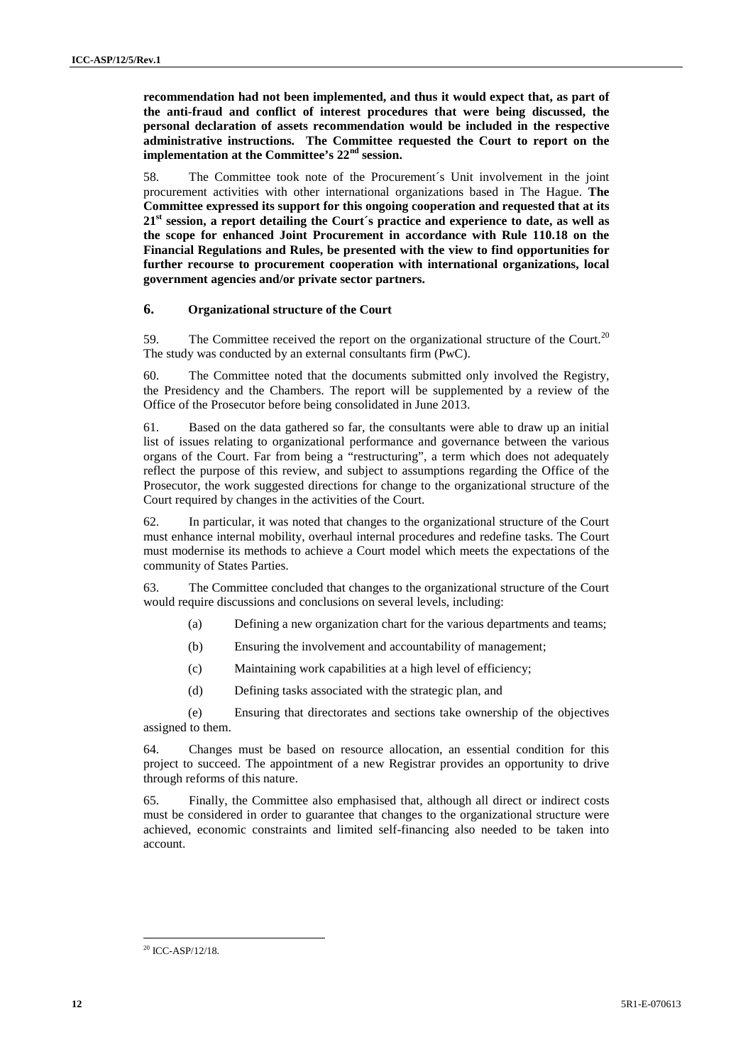**recommendation had not been implemented, and thus it would expect that, as part of the anti-fraud and conflict of interest procedures that were being discussed, the personal declaration of assets recommendation would be included in the respective administrative instructions. The Committee requested the Court to report on the implementation at the Committee's 22nd session.**

58. The Committee took note of the Procurement´s Unit involvement in the joint procurement activities with other international organizations based in The Hague. **The Committee expressed its support for this ongoing cooperation and requested that at its 21st session, a report detailing the Court´s practice and experience to date, as well as the scope for enhanced Joint Procurement in accordance with Rule 110.18 on the Financial Regulations and Rules, be presented with the view to find opportunities for further recourse to procurement cooperation with international organizations, local government agencies and/or private sector partners.**

## 6. Organizational structure of the Court

59. The Committee received the report on the organizational structure of the Court.[20] The study was conducted by an external consultants firm (PwC).

60. The Committee noted that the documents submitted only involved the Registry, the Presidency and the Chambers. The report will be supplemented by a review of the Office of the Prosecutor before being consolidated in June 2013.

61. Based on the data gathered so far, the consultants were able to draw up an initial list of issues relating to organizational performance and governance between the various organs of the Court. Far from being a "restructuring", a term which does not adequately reflect the purpose of this review, and subject to assumptions regarding the Office of the Prosecutor, the work suggested directions for change to the organizational structure of the Court required by changes in the activities of the Court.

62. In particular, it was noted that changes to the organizational structure of the Court must enhance internal mobility, overhaul internal procedures and redefine tasks. The Court must modernise its methods to achieve a Court model which meets the expectations of the community of States Parties.

63. The Committee concluded that changes to the organizational structure of the Court would require discussions and conclusions on several levels, including:

(a) Defining a new organization chart for the various departments and teams;

(b) Ensuring the involvement and accountability of management;

(c) Maintaining work capabilities at a high level of efficiency;

(d) Defining tasks associated with the strategic plan, and

(e) Ensuring that directorates and sections take ownership of the objectives assigned to them.

64. Changes must be based on resource allocation, an essential condition for this project to succeed. The appointment of a new Registrar provides an opportunity to drive through reforms of this nature.

65. Finally, the Committee also emphasised that, although all direct or indirect costs must be considered in order to guarantee that changes to the organizational structure were achieved, economic constraints and limited self-financing also needed to be taken into account.

[20] ICC-ASP/12/18.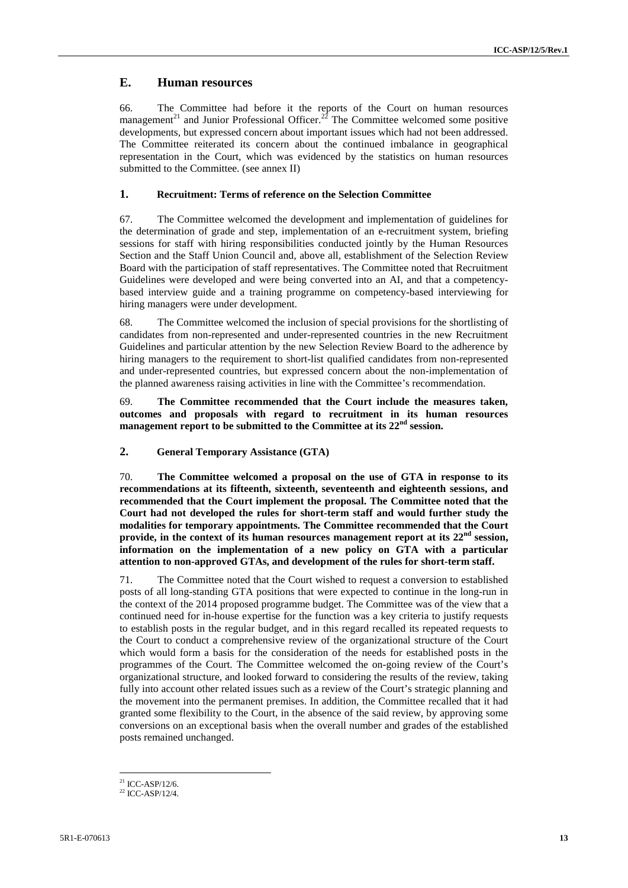## E. Human resources

66. The Committee had before it the reports of the Court on human resources management[21] and Junior Professional Officer.[22] The Committee welcomed some positive developments, but expressed concern about important issues which had not been addressed. The Committee reiterated its concern about the continued imbalance in geographical representation in the Court, which was evidenced by the statistics on human resources submitted to the Committee. (see annex II)

### 1. Recruitment: Terms of reference on the Selection Committee

67. The Committee welcomed the development and implementation of guidelines for the determination of grade and step, implementation of an e-recruitment system, briefing sessions for staff with hiring responsibilities conducted jointly by the Human Resources Section and the Staff Union Council and, above all, establishment of the Selection Review Board with the participation of staff representatives. The Committee noted that Recruitment Guidelines were developed and were being converted into an AI, and that a competency-based interview guide and a training programme on competency-based interviewing for hiring managers were under development.

68. The Committee welcomed the inclusion of special provisions for the shortlisting of candidates from non-represented and under-represented countries in the new Recruitment Guidelines and particular attention by the new Selection Review Board to the adherence by hiring managers to the requirement to short-list qualified candidates from non-represented and under-represented countries, but expressed concern about the non-implementation of the planned awareness raising activities in line with the Committee's recommendation.

69. **The Committee recommended that the Court include the measures taken, outcomes and proposals with regard to recruitment in its human resources management report to be submitted to the Committee at its 22nd session.**

### 2. General Temporary Assistance (GTA)

70. **The Committee welcomed a proposal on the use of GTA in response to its recommendations at its fifteenth, sixteenth, seventeenth and eighteenth sessions, and recommended that the Court implement the proposal. The Committee noted that the Court had not developed the rules for short-term staff and would further study the modalities for temporary appointments. The Committee recommended that the Court provide, in the context of its human resources management report at its 22nd session, information on the implementation of a new policy on GTA with a particular attention to non-approved GTAs, and development of the rules for short-term staff.**

71. The Committee noted that the Court wished to request a conversion to established posts of all long-standing GTA positions that were expected to continue in the long-run in the context of the 2014 proposed programme budget. The Committee was of the view that a continued need for in-house expertise for the function was a key criteria to justify requests to establish posts in the regular budget, and in this regard recalled its repeated requests to the Court to conduct a comprehensive review of the organizational structure of the Court which would form a basis for the consideration of the needs for established posts in the programmes of the Court. The Committee welcomed the on-going review of the Court's organizational structure, and looked forward to considering the results of the review, taking fully into account other related issues such as a review of the Court's strategic planning and the movement into the permanent premises. In addition, the Committee recalled that it had granted some flexibility to the Court, in the absence of the said review, by approving some conversions on an exceptional basis when the overall number and grades of the established posts remained unchanged.

[21] ICC-ASP/12/6.
[22] ICC-ASP/12/4.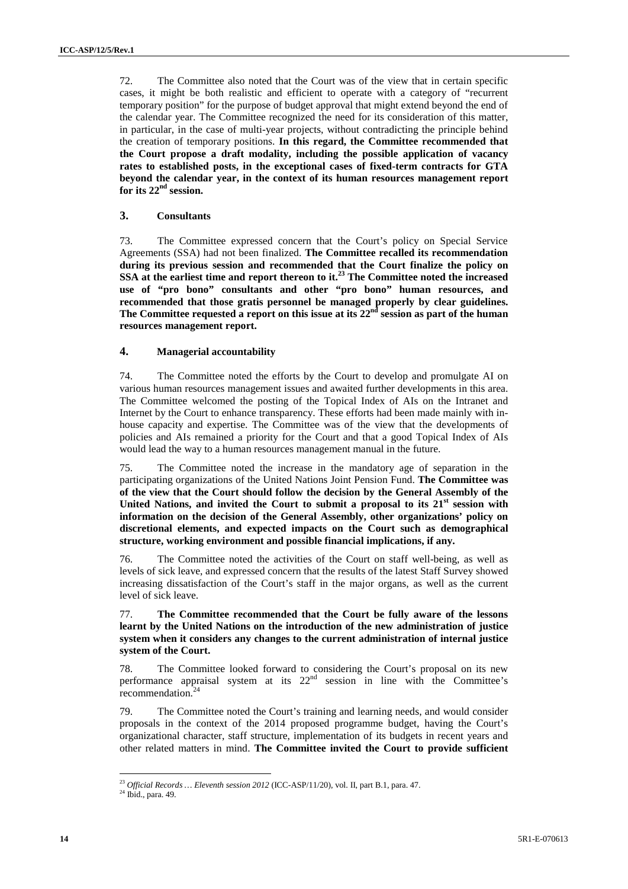72. The Committee also noted that the Court was of the view that in certain specific cases, it might be both realistic and efficient to operate with a category of "recurrent temporary position" for the purpose of budget approval that might extend beyond the end of the calendar year. The Committee recognized the need for its consideration of this matter, in particular, in the case of multi-year projects, without contradicting the principle behind the creation of temporary positions. **In this regard, the Committee recommended that the Court propose a draft modality, including the possible application of vacancy rates to established posts, in the exceptional cases of fixed-term contracts for GTA beyond the calendar year, in the context of its human resources management report for its 22nd session.**

### 3. Consultants

73. The Committee expressed concern that the Court's policy on Special Service Agreements (SSA) had not been finalized. **The Committee recalled its recommendation during its previous session and recommended that the Court finalize the policy on SSA at the earliest time and report thereon to it.[23] The Committee noted the increased use of "pro bono" consultants and other "pro bono" human resources, and recommended that those gratis personnel be managed properly by clear guidelines. The Committee requested a report on this issue at its 22nd session as part of the human resources management report.**

### 4. Managerial accountability

74. The Committee noted the efforts by the Court to develop and promulgate AI on various human resources management issues and awaited further developments in this area. The Committee welcomed the posting of the Topical Index of AIs on the Intranet and Internet by the Court to enhance transparency. These efforts had been made mainly with in-house capacity and expertise. The Committee was of the view that the developments of policies and AIs remained a priority for the Court and that a good Topical Index of AIs would lead the way to a human resources management manual in the future.

75. The Committee noted the increase in the mandatory age of separation in the participating organizations of the United Nations Joint Pension Fund. **The Committee was of the view that the Court should follow the decision by the General Assembly of the United Nations, and invited the Court to submit a proposal to its 21st session with information on the decision of the General Assembly, other organizations' policy on discretional elements, and expected impacts on the Court such as demographical structure, working environment and possible financial implications, if any.**

76. The Committee noted the activities of the Court on staff well-being, as well as levels of sick leave, and expressed concern that the results of the latest Staff Survey showed increasing dissatisfaction of the Court's staff in the major organs, as well as the current level of sick leave.

77. **The Committee recommended that the Court be fully aware of the lessons learnt by the United Nations on the introduction of the new administration of justice system when it considers any changes to the current administration of internal justice system of the Court.**

78. The Committee looked forward to considering the Court's proposal on its new performance appraisal system at its 22nd session in line with the Committee's recommendation.[24]

79. The Committee noted the Court's training and learning needs, and would consider proposals in the context of the 2014 proposed programme budget, having the Court's organizational character, staff structure, implementation of its budgets in recent years and other related matters in mind. **The Committee invited the Court to provide sufficient**

---

[23] *Official Records … Eleventh session 2012* (ICC-ASP/11/20), vol. II, part B.1, para. 47.

[24] Ibid., para. 49.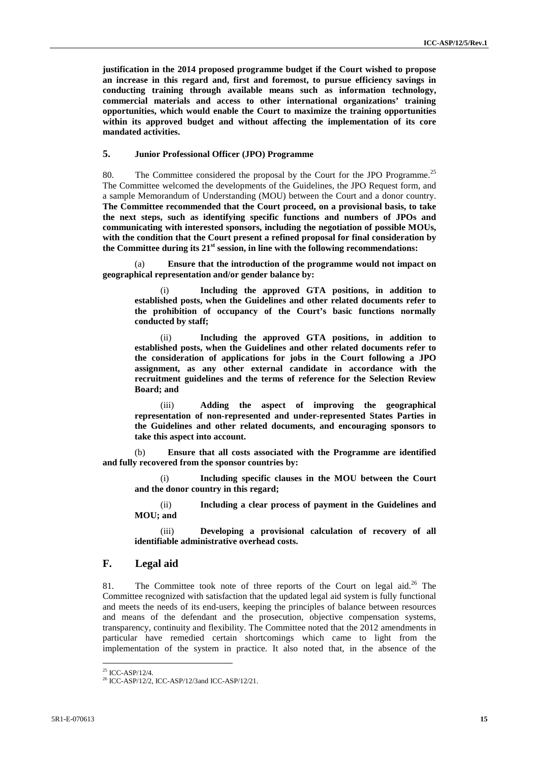**justification in the 2014 proposed programme budget if the Court wished to propose an increase in this regard and, first and foremost, to pursue efficiency savings in conducting training through available means such as information technology, commercial materials and access to other international organizations' training opportunities, which would enable the Court to maximize the training opportunities within its approved budget and without affecting the implementation of its core mandated activities.**

### 5. Junior Professional Officer (JPO) Programme

80. The Committee considered the proposal by the Court for the JPO Programme.[25] The Committee welcomed the developments of the Guidelines, the JPO Request form, and a sample Memorandum of Understanding (MOU) between the Court and a donor country. **The Committee recommended that the Court proceed, on a provisional basis, to take the next steps, such as identifying specific functions and numbers of JPOs and communicating with interested sponsors, including the negotiation of possible MOUs, with the condition that the Court present a refined proposal for final consideration by the Committee during its 21st session, in line with the following recommendations:**

(a) **Ensure that the introduction of the programme would not impact on geographical representation and/or gender balance by:**

(i) **Including the approved GTA positions, in addition to established posts, when the Guidelines and other related documents refer to the prohibition of occupancy of the Court's basic functions normally conducted by staff;**

(ii) **Including the approved GTA positions, in addition to established posts, when the Guidelines and other related documents refer to the consideration of applications for jobs in the Court following a JPO assignment, as any other external candidate in accordance with the recruitment guidelines and the terms of reference for the Selection Review Board; and**

(iii) **Adding the aspect of improving the geographical representation of non-represented and under-represented States Parties in the Guidelines and other related documents, and encouraging sponsors to take this aspect into account.**

(b) **Ensure that all costs associated with the Programme are identified and fully recovered from the sponsor countries by:**

(i) **Including specific clauses in the MOU between the Court and the donor country in this regard;**

(ii) **Including a clear process of payment in the Guidelines and MOU; and**

(iii) **Developing a provisional calculation of recovery of all identifiable administrative overhead costs.**

## F. Legal aid

81. The Committee took note of three reports of the Court on legal aid.[26] The Committee recognized with satisfaction that the updated legal aid system is fully functional and meets the needs of its end-users, keeping the principles of balance between resources and means of the defendant and the prosecution, objective compensation systems, transparency, continuity and flexibility. The Committee noted that the 2012 amendments in particular have remedied certain shortcomings which came to light from the implementation of the system in practice. It also noted that, in the absence of the

---

[25] ICC-ASP/12/4.

[26] ICC-ASP/12/2, ICC-ASP/12/3and ICC-ASP/12/21.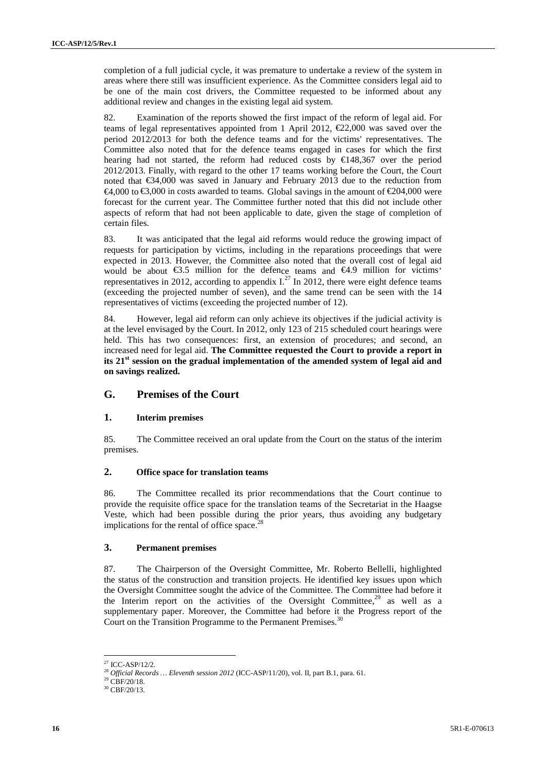completion of a full judicial cycle, it was premature to undertake a review of the system in areas where there still was insufficient experience. As the Committee considers legal aid to be one of the main cost drivers, the Committee requested to be informed about any additional review and changes in the existing legal aid system.

82. Examination of the reports showed the first impact of the reform of legal aid. For teams of legal representatives appointed from 1 April 2012, €22,000 was saved over the period 2012/2013 for both the defence teams and for the victims' representatives. The Committee also noted that for the defence teams engaged in cases for which the first hearing had not started, the reform had reduced costs by €148,367 over the period 2012/2013. Finally, with regard to the other 17 teams working before the Court, the Court noted that €34,000 was saved in January and February 2013 due to the reduction from €4,000 to €3,000 in costs awarded to teams. Global savings in the amount of €204,000 were forecast for the current year. The Committee further noted that this did not include other aspects of reform that had not been applicable to date, given the stage of completion of certain files.

83. It was anticipated that the legal aid reforms would reduce the growing impact of requests for participation by victims, including in the reparations proceedings that were expected in 2013. However, the Committee also noted that the overall cost of legal aid would be about €3.5 million for the defence teams and €4.9 million for victims' representatives in 2012, according to appendix I.[27] In 2012, there were eight defence teams (exceeding the projected number of seven), and the same trend can be seen with the 14 representatives of victims (exceeding the projected number of 12).

84. However, legal aid reform can only achieve its objectives if the judicial activity is at the level envisaged by the Court. In 2012, only 123 of 215 scheduled court hearings were held. This has two consequences: first, an extension of procedures; and second, an increased need for legal aid. **The Committee requested the Court to provide a report in its 21st session on the gradual implementation of the amended system of legal aid and on savings realized.**

## G. Premises of the Court

### 1. Interim premises

85. The Committee received an oral update from the Court on the status of the interim premises.

### 2. Office space for translation teams

86. The Committee recalled its prior recommendations that the Court continue to provide the requisite office space for the translation teams of the Secretariat in the Haagse Veste, which had been possible during the prior years, thus avoiding any budgetary implications for the rental of office space.[28]

### 3. Permanent premises

87. The Chairperson of the Oversight Committee, Mr. Roberto Bellelli, highlighted the status of the construction and transition projects. He identified key issues upon which the Oversight Committee sought the advice of the Committee. The Committee had before it the Interim report on the activities of the Oversight Committee,[29] as well as a supplementary paper. Moreover, the Committee had before it the Progress report of the Court on the Transition Programme to the Permanent Premises.[30]

---

[27] ICC-ASP/12/2.

[28] *Official Records … Eleventh session 2012* (ICC-ASP/11/20), vol. II, part B.1, para. 61.

[29] CBF/20/18.

[30] CBF/20/13.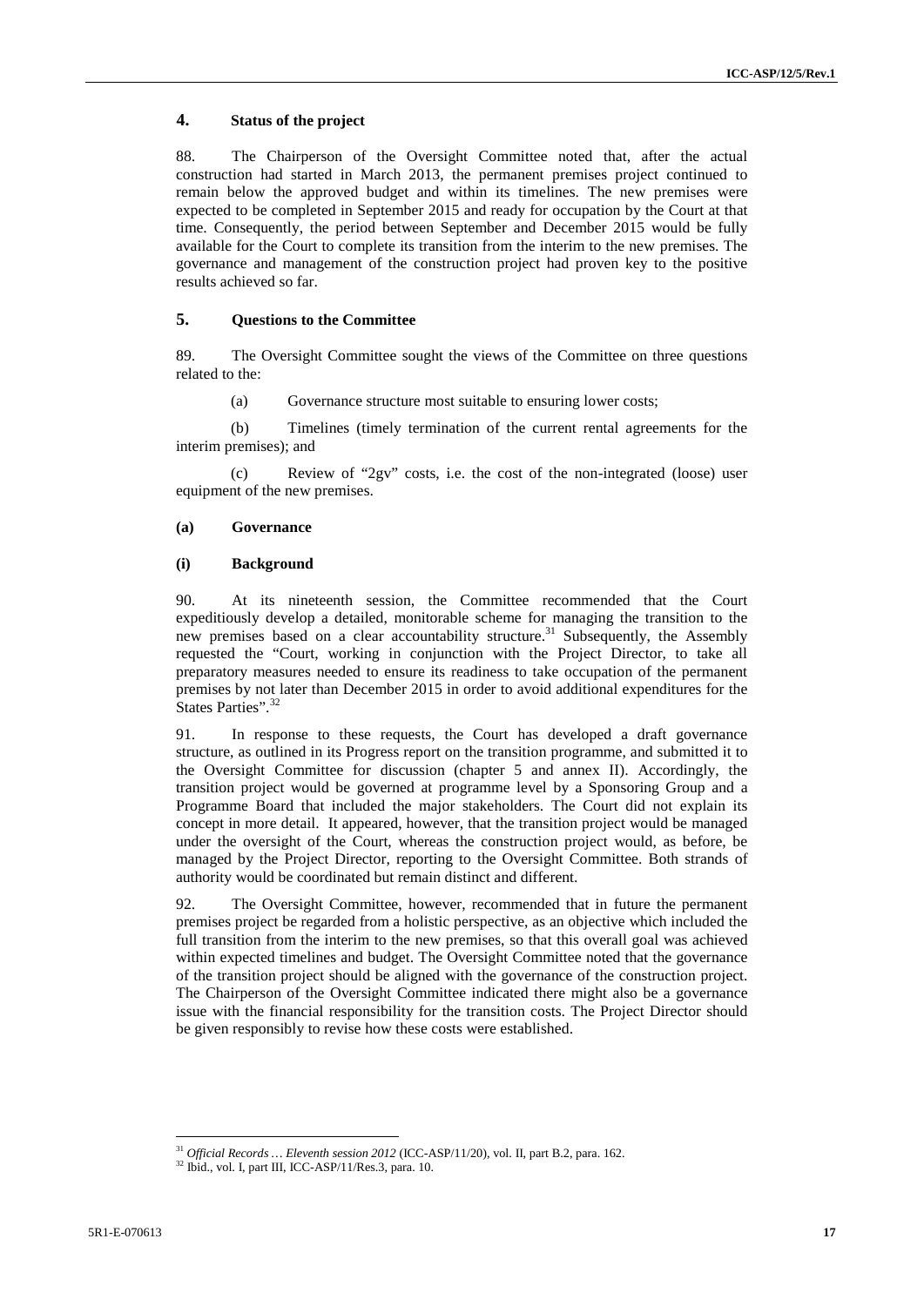### 4. Status of the project

88. The Chairperson of the Oversight Committee noted that, after the actual construction had started in March 2013, the permanent premises project continued to remain below the approved budget and within its timelines. The new premises were expected to be completed in September 2015 and ready for occupation by the Court at that time. Consequently, the period between September and December 2015 would be fully available for the Court to complete its transition from the interim to the new premises. The governance and management of the construction project had proven key to the positive results achieved so far.

### 5. Questions to the Committee

89. The Oversight Committee sought the views of the Committee on three questions related to the:

(a) Governance structure most suitable to ensuring lower costs;

(b) Timelines (timely termination of the current rental agreements for the interim premises); and

(c) Review of "2gv" costs, i.e. the cost of the non-integrated (loose) user equipment of the new premises.

#### (a) Governance

#### (i) Background

90. At its nineteenth session, the Committee recommended that the Court expeditiously develop a detailed, monitorable scheme for managing the transition to the new premises based on a clear accountability structure.[31] Subsequently, the Assembly requested the "Court, working in conjunction with the Project Director, to take all preparatory measures needed to ensure its readiness to take occupation of the permanent premises by not later than December 2015 in order to avoid additional expenditures for the States Parties".[32]

91. In response to these requests, the Court has developed a draft governance structure, as outlined in its Progress report on the transition programme, and submitted it to the Oversight Committee for discussion (chapter 5 and annex II). Accordingly, the transition project would be governed at programme level by a Sponsoring Group and a Programme Board that included the major stakeholders. The Court did not explain its concept in more detail. It appeared, however, that the transition project would be managed under the oversight of the Court, whereas the construction project would, as before, be managed by the Project Director, reporting to the Oversight Committee. Both strands of authority would be coordinated but remain distinct and different.

92. The Oversight Committee, however, recommended that in future the permanent premises project be regarded from a holistic perspective, as an objective which included the full transition from the interim to the new premises, so that this overall goal was achieved within expected timelines and budget. The Oversight Committee noted that the governance of the transition project should be aligned with the governance of the construction project. The Chairperson of the Oversight Committee indicated there might also be a governance issue with the financial responsibility for the transition costs. The Project Director should be given responsibly to revise how these costs were established.

---

[31] *Official Records … Eleventh session 2012* (ICC-ASP/11/20), vol. II, part B.2, para. 162.

[32] Ibid., vol. I, part III, ICC-ASP/11/Res.3, para. 10.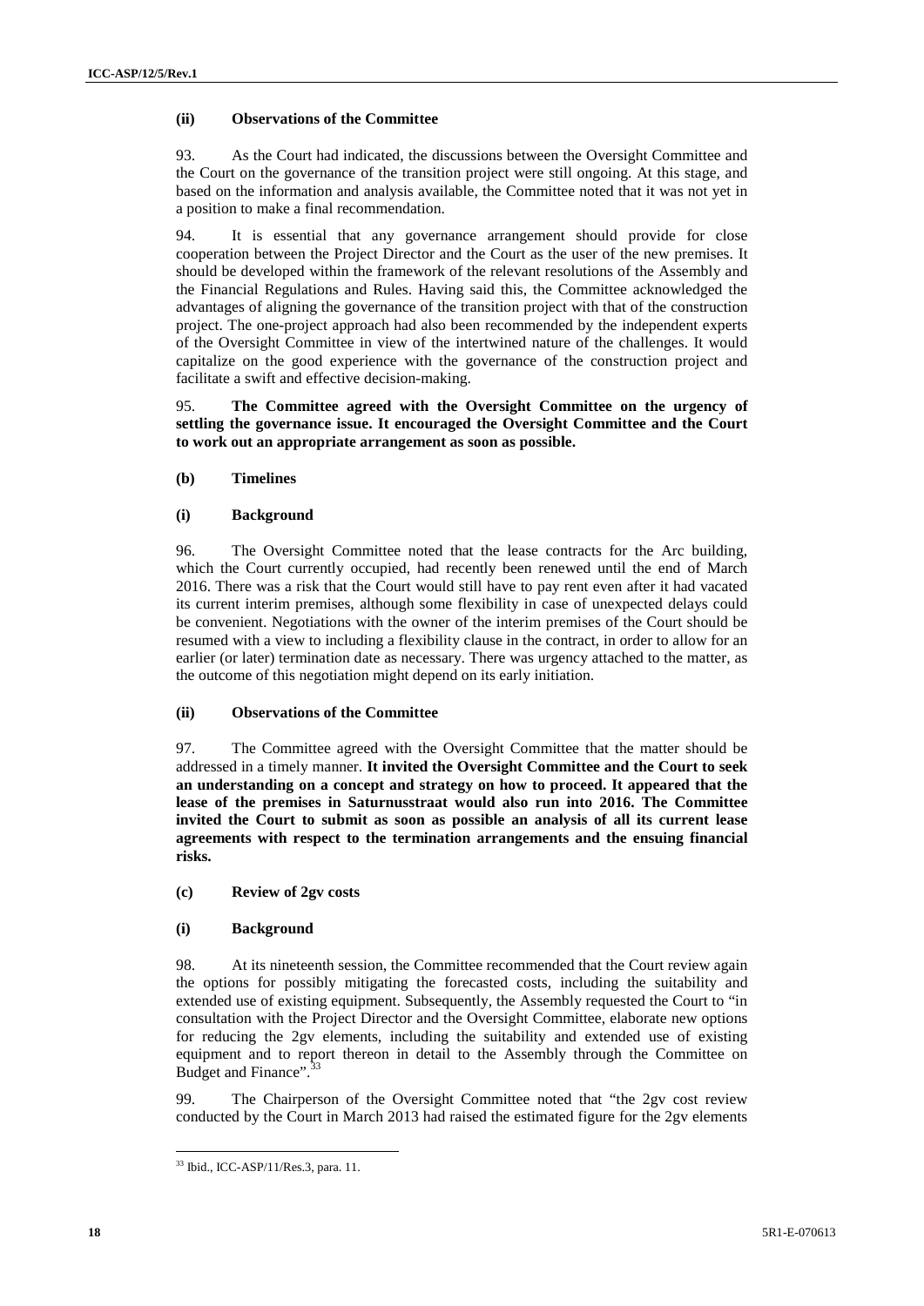#### (ii) Observations of the Committee

93. As the Court had indicated, the discussions between the Oversight Committee and the Court on the governance of the transition project were still ongoing. At this stage, and based on the information and analysis available, the Committee noted that it was not yet in a position to make a final recommendation.

94. It is essential that any governance arrangement should provide for close cooperation between the Project Director and the Court as the user of the new premises. It should be developed within the framework of the relevant resolutions of the Assembly and the Financial Regulations and Rules. Having said this, the Committee acknowledged the advantages of aligning the governance of the transition project with that of the construction project. The one-project approach had also been recommended by the independent experts of the Oversight Committee in view of the intertwined nature of the challenges. It would capitalize on the good experience with the governance of the construction project and facilitate a swift and effective decision-making.

95. **The Committee agreed with the Oversight Committee on the urgency of settling the governance issue. It encouraged the Oversight Committee and the Court to work out an appropriate arrangement as soon as possible.**

### (b) Timelines

#### (i) Background

96. The Oversight Committee noted that the lease contracts for the Arc building, which the Court currently occupied, had recently been renewed until the end of March 2016. There was a risk that the Court would still have to pay rent even after it had vacated its current interim premises, although some flexibility in case of unexpected delays could be convenient. Negotiations with the owner of the interim premises of the Court should be resumed with a view to including a flexibility clause in the contract, in order to allow for an earlier (or later) termination date as necessary. There was urgency attached to the matter, as the outcome of this negotiation might depend on its early initiation.

#### (ii) Observations of the Committee

97. The Committee agreed with the Oversight Committee that the matter should be addressed in a timely manner. **It invited the Oversight Committee and the Court to seek an understanding on a concept and strategy on how to proceed. It appeared that the lease of the premises in Saturnusstraat would also run into 2016. The Committee invited the Court to submit as soon as possible an analysis of all its current lease agreements with respect to the termination arrangements and the ensuing financial risks.**

### (c) Review of 2gv costs

#### (i) Background

98. At its nineteenth session, the Committee recommended that the Court review again the options for possibly mitigating the forecasted costs, including the suitability and extended use of existing equipment. Subsequently, the Assembly requested the Court to "in consultation with the Project Director and the Oversight Committee, elaborate new options for reducing the 2gv elements, including the suitability and extended use of existing equipment and to report thereon in detail to the Assembly through the Committee on Budget and Finance".[33]

99. The Chairperson of the Oversight Committee noted that "the 2gv cost review conducted by the Court in March 2013 had raised the estimated figure for the 2gv elements

---

[33] Ibid., ICC-ASP/11/Res.3, para. 11.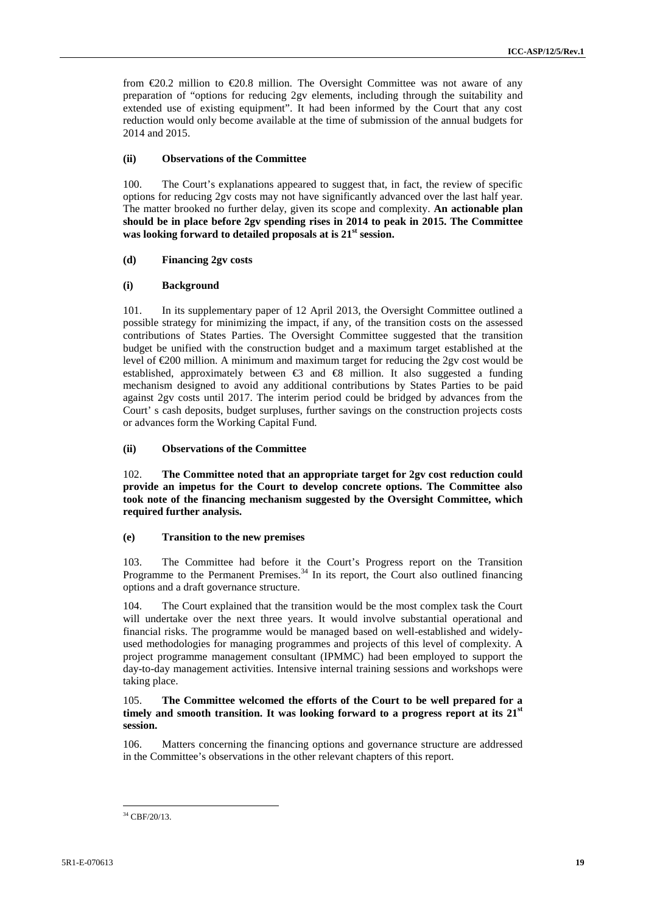from €20.2 million to €20.8 million. The Oversight Committee was not aware of any preparation of "options for reducing 2gv elements, including through the suitability and extended use of existing equipment". It had been informed by the Court that any cost reduction would only become available at the time of submission of the annual budgets for 2014 and 2015.

#### (ii) Observations of the Committee

100. The Court's explanations appeared to suggest that, in fact, the review of specific options for reducing 2gv costs may not have significantly advanced over the last half year. The matter brooked no further delay, given its scope and complexity. **An actionable plan should be in place before 2gv spending rises in 2014 to peak in 2015. The Committee was looking forward to detailed proposals at is 21st session.**

### (d) Financing 2gv costs

#### (i) Background

101. In its supplementary paper of 12 April 2013, the Oversight Committee outlined a possible strategy for minimizing the impact, if any, of the transition costs on the assessed contributions of States Parties. The Oversight Committee suggested that the transition budget be unified with the construction budget and a maximum target established at the level of €200 million. A minimum and maximum target for reducing the 2gv cost would be established, approximately between €3 and €8 million. It also suggested a funding mechanism designed to avoid any additional contributions by States Parties to be paid against 2gv costs until 2017. The interim period could be bridged by advances from the Court' s cash deposits, budget surpluses, further savings on the construction projects costs or advances form the Working Capital Fund.

#### (ii) Observations of the Committee

102. **The Committee noted that an appropriate target for 2gv cost reduction could provide an impetus for the Court to develop concrete options. The Committee also took note of the financing mechanism suggested by the Oversight Committee, which required further analysis.**

### (e) Transition to the new premises

103. The Committee had before it the Court's Progress report on the Transition Programme to the Permanent Premises.[34] In its report, the Court also outlined financing options and a draft governance structure.

104. The Court explained that the transition would be the most complex task the Court will undertake over the next three years. It would involve substantial operational and financial risks. The programme would be managed based on well-established and widely-used methodologies for managing programmes and projects of this level of complexity. A project programme management consultant (IPMMC) had been employed to support the day-to-day management activities. Intensive internal training sessions and workshops were taking place.

105. **The Committee welcomed the efforts of the Court to be well prepared for a timely and smooth transition. It was looking forward to a progress report at its 21st session.**

106. Matters concerning the financing options and governance structure are addressed in the Committee's observations in the other relevant chapters of this report.

[34] CBF/20/13.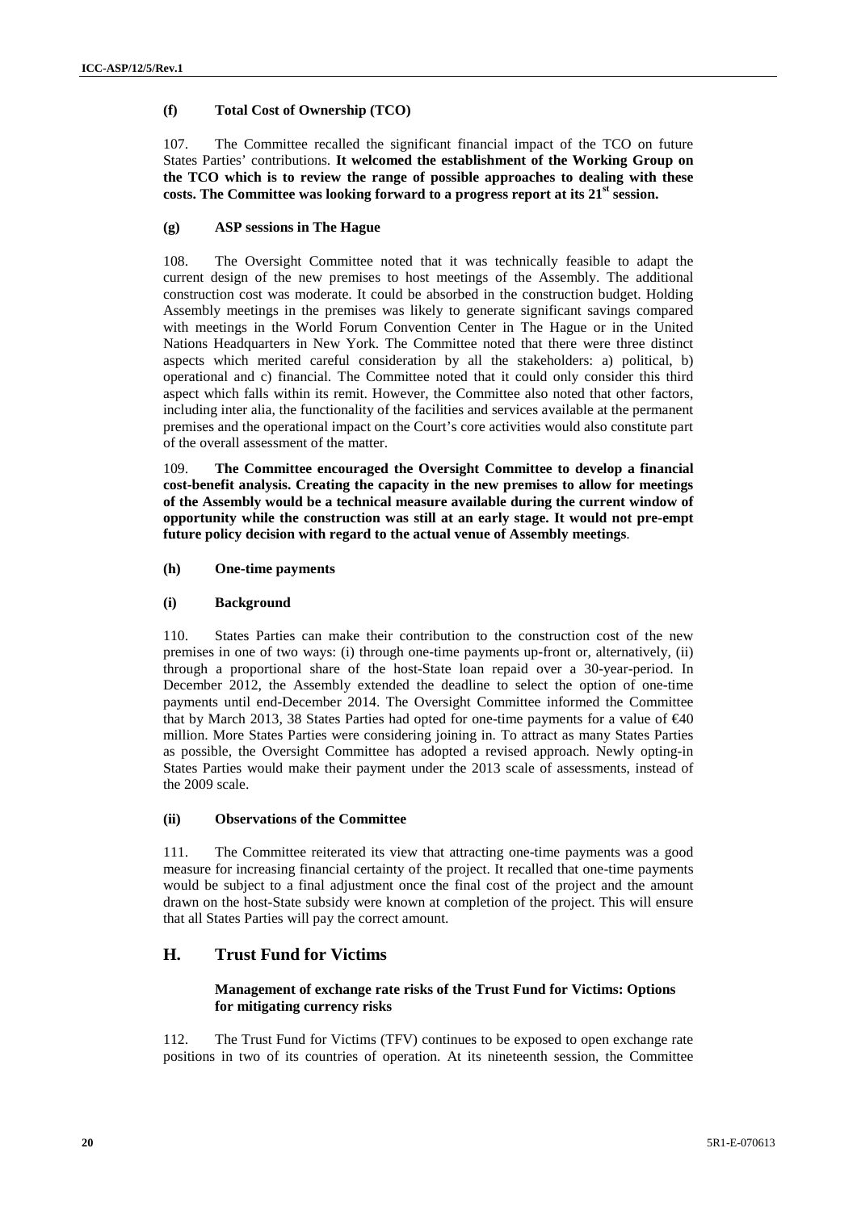**(f) Total Cost of Ownership (TCO)**

107. The Committee recalled the significant financial impact of the TCO on future States Parties' contributions. **It welcomed the establishment of the Working Group on the TCO which is to review the range of possible approaches to dealing with these costs. The Committee was looking forward to a progress report at its 21st session.**

**(g) ASP sessions in The Hague**

108. The Oversight Committee noted that it was technically feasible to adapt the current design of the new premises to host meetings of the Assembly. The additional construction cost was moderate. It could be absorbed in the construction budget. Holding Assembly meetings in the premises was likely to generate significant savings compared with meetings in the World Forum Convention Center in The Hague or in the United Nations Headquarters in New York. The Committee noted that there were three distinct aspects which merited careful consideration by all the stakeholders: a) political, b) operational and c) financial. The Committee noted that it could only consider this third aspect which falls within its remit. However, the Committee also noted that other factors, including inter alia, the functionality of the facilities and services available at the permanent premises and the operational impact on the Court's core activities would also constitute part of the overall assessment of the matter.

109. **The Committee encouraged the Oversight Committee to develop a financial cost-benefit analysis. Creating the capacity in the new premises to allow for meetings of the Assembly would be a technical measure available during the current window of opportunity while the construction was still at an early stage. It would not pre-empt future policy decision with regard to the actual venue of Assembly meetings**.

**(h) One-time payments**

**(i) Background**

110. States Parties can make their contribution to the construction cost of the new premises in one of two ways: (i) through one-time payments up-front or, alternatively, (ii) through a proportional share of the host-State loan repaid over a 30-year-period. In December 2012, the Assembly extended the deadline to select the option of one-time payments until end-December 2014. The Oversight Committee informed the Committee that by March 2013, 38 States Parties had opted for one-time payments for a value of €40 million. More States Parties were considering joining in. To attract as many States Parties as possible, the Oversight Committee has adopted a revised approach. Newly opting-in States Parties would make their payment under the 2013 scale of assessments, instead of the 2009 scale.

**(ii) Observations of the Committee**

111. The Committee reiterated its view that attracting one-time payments was a good measure for increasing financial certainty of the project. It recalled that one-time payments would be subject to a final adjustment once the final cost of the project and the amount drawn on the host-State subsidy were known at completion of the project. This will ensure that all States Parties will pay the correct amount.

## H. Trust Fund for Victims

**Management of exchange rate risks of the Trust Fund for Victims: Options for mitigating currency risks**

112. The Trust Fund for Victims (TFV) continues to be exposed to open exchange rate positions in two of its countries of operation. At its nineteenth session, the Committee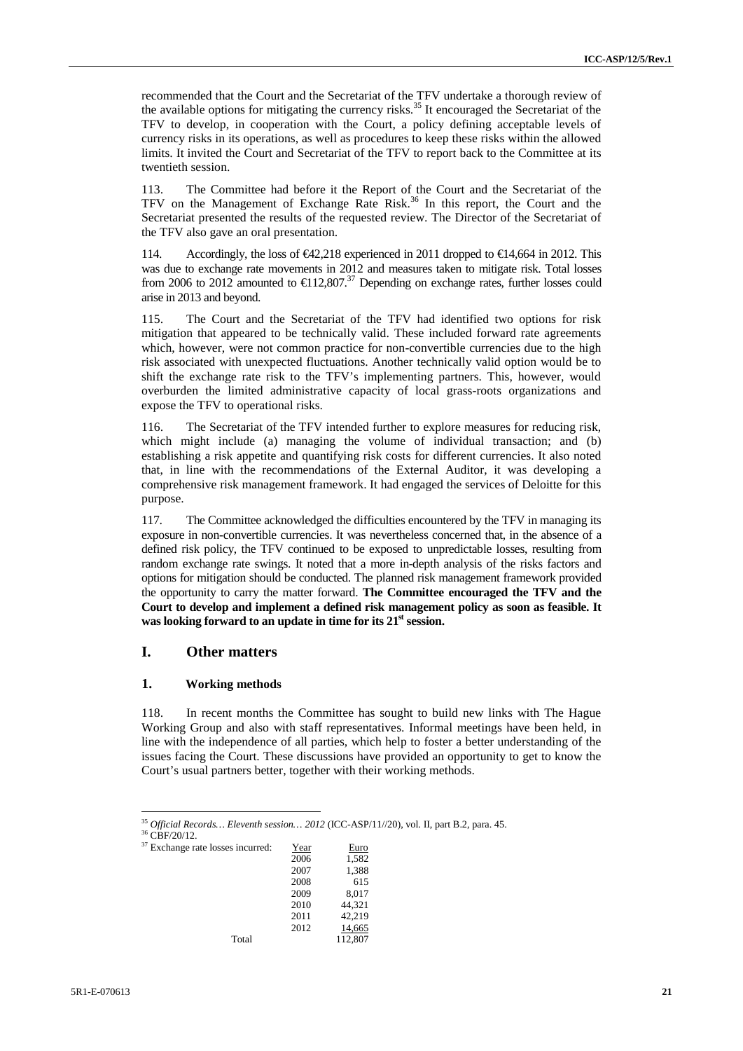recommended that the Court and the Secretariat of the TFV undertake a thorough review of the available options for mitigating the currency risks.[35] It encouraged the Secretariat of the TFV to develop, in cooperation with the Court, a policy defining acceptable levels of currency risks in its operations, as well as procedures to keep these risks within the allowed limits. It invited the Court and Secretariat of the TFV to report back to the Committee at its twentieth session.

113. The Committee had before it the Report of the Court and the Secretariat of the TFV on the Management of Exchange Rate Risk.[36] In this report, the Court and the Secretariat presented the results of the requested review. The Director of the Secretariat of the TFV also gave an oral presentation.

114. Accordingly, the loss of €42,218 experienced in 2011 dropped to €14,664 in 2012. This was due to exchange rate movements in 2012 and measures taken to mitigate risk. Total losses from 2006 to 2012 amounted to €112,807.[37] Depending on exchange rates, further losses could arise in 2013 and beyond.

115. The Court and the Secretariat of the TFV had identified two options for risk mitigation that appeared to be technically valid. These included forward rate agreements which, however, were not common practice for non-convertible currencies due to the high risk associated with unexpected fluctuations. Another technically valid option would be to shift the exchange rate risk to the TFV's implementing partners. This, however, would overburden the limited administrative capacity of local grass-roots organizations and expose the TFV to operational risks.

116. The Secretariat of the TFV intended further to explore measures for reducing risk, which might include (a) managing the volume of individual transaction; and (b) establishing a risk appetite and quantifying risk costs for different currencies. It also noted that, in line with the recommendations of the External Auditor, it was developing a comprehensive risk management framework. It had engaged the services of Deloitte for this purpose.

117. The Committee acknowledged the difficulties encountered by the TFV in managing its exposure in non-convertible currencies. It was nevertheless concerned that, in the absence of a defined risk policy, the TFV continued to be exposed to unpredictable losses, resulting from random exchange rate swings. It noted that a more in-depth analysis of the risks factors and options for mitigation should be conducted. The planned risk management framework provided the opportunity to carry the matter forward. **The Committee encouraged the TFV and the Court to develop and implement a defined risk management policy as soon as feasible. It was looking forward to an update in time for its 21st session.**

## I. Other matters

### 1. Working methods

118. In recent months the Committee has sought to build new links with The Hague Working Group and also with staff representatives. Informal meetings have been held, in line with the independence of all parties, which help to foster a better understanding of the issues facing the Court. These discussions have provided an opportunity to get to know the Court's usual partners better, together with their working methods.

---

[35] *Official Records… Eleventh session… 2012* (ICC-ASP/11//20), vol. II, part B.2, para. 45.

[36] CBF/20/12.

[37] Exchange rate losses incurred:

| | Year | Euro |
|---|---|---|
| | 2006 | 1,582 |
| | 2007 | 1,388 |
| | 2008 | 615 |
| | 2009 | 8,017 |
| | 2010 | 44,321 |
| | 2011 | 42,219 |
| | 2012 | 14,665 |
| Total | | 112,807 |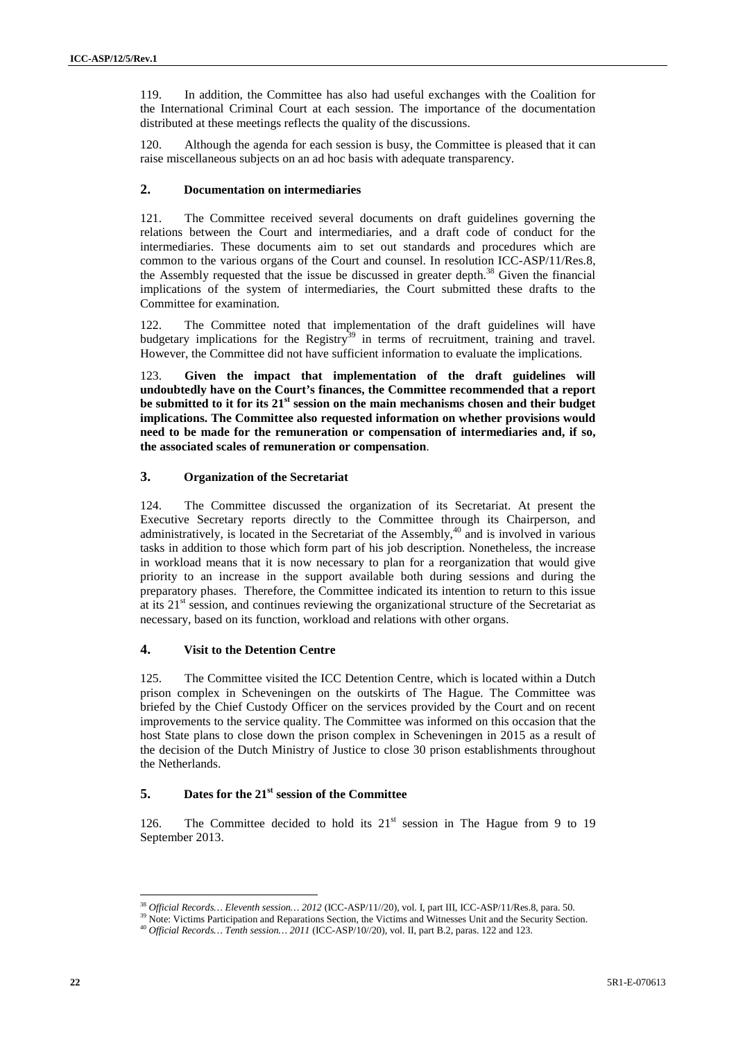119. In addition, the Committee has also had useful exchanges with the Coalition for the International Criminal Court at each session. The importance of the documentation distributed at these meetings reflects the quality of the discussions.

120. Although the agenda for each session is busy, the Committee is pleased that it can raise miscellaneous subjects on an ad hoc basis with adequate transparency.

## 2. Documentation on intermediaries

121. The Committee received several documents on draft guidelines governing the relations between the Court and intermediaries, and a draft code of conduct for the intermediaries. These documents aim to set out standards and procedures which are common to the various organs of the Court and counsel. In resolution ICC-ASP/11/Res.8, the Assembly requested that the issue be discussed in greater depth.[38] Given the financial implications of the system of intermediaries, the Court submitted these drafts to the Committee for examination.

122. The Committee noted that implementation of the draft guidelines will have budgetary implications for the Registry[39] in terms of recruitment, training and travel. However, the Committee did not have sufficient information to evaluate the implications.

123. **Given the impact that implementation of the draft guidelines will undoubtedly have on the Court's finances, the Committee recommended that a report be submitted to it for its 21st session on the main mechanisms chosen and their budget implications. The Committee also requested information on whether provisions would need to be made for the remuneration or compensation of intermediaries and, if so, the associated scales of remuneration or compensation**.

## 3. Organization of the Secretariat

124. The Committee discussed the organization of its Secretariat. At present the Executive Secretary reports directly to the Committee through its Chairperson, and administratively, is located in the Secretariat of the Assembly,[40] and is involved in various tasks in addition to those which form part of his job description. Nonetheless, the increase in workload means that it is now necessary to plan for a reorganization that would give priority to an increase in the support available both during sessions and during the preparatory phases. Therefore, the Committee indicated its intention to return to this issue at its 21st session, and continues reviewing the organizational structure of the Secretariat as necessary, based on its function, workload and relations with other organs.

## 4. Visit to the Detention Centre

125. The Committee visited the ICC Detention Centre, which is located within a Dutch prison complex in Scheveningen on the outskirts of The Hague. The Committee was briefed by the Chief Custody Officer on the services provided by the Court and on recent improvements to the service quality. The Committee was informed on this occasion that the host State plans to close down the prison complex in Scheveningen in 2015 as a result of the decision of the Dutch Ministry of Justice to close 30 prison establishments throughout the Netherlands.

## 5. Dates for the 21st session of the Committee

126. The Committee decided to hold its 21st session in The Hague from 9 to 19 September 2013.

---

[38] *Official Records… Eleventh session… 2012* (ICC-ASP/11//20), vol. I, part III, ICC-ASP/11/Res.8, para. 50.

[39] Note: Victims Participation and Reparations Section, the Victims and Witnesses Unit and the Security Section.

[40] *Official Records… Tenth session… 2011* (ICC-ASP/10//20), vol. II, part B.2, paras. 122 and 123.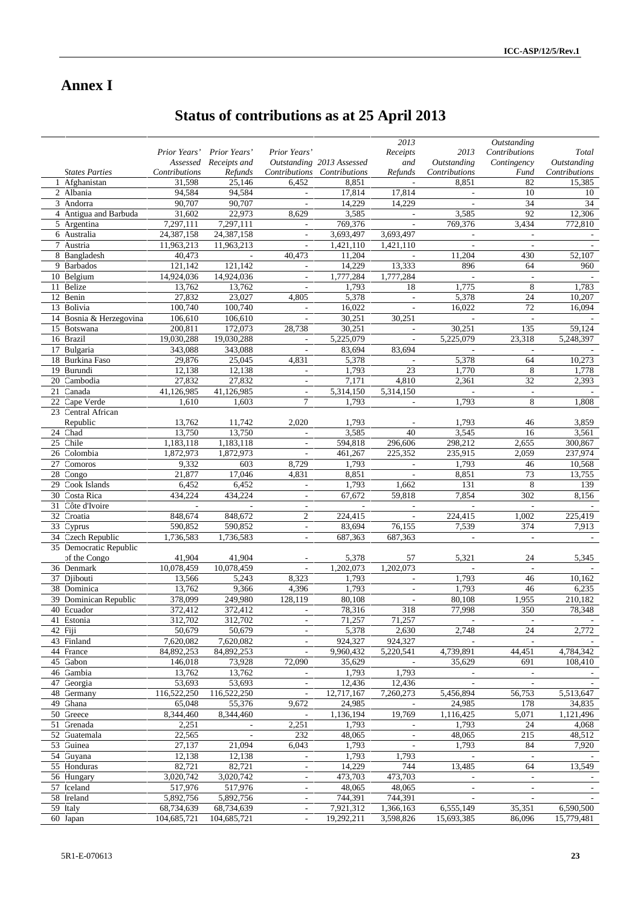# Annex I

## Status of contributions as at 25 April 2013

| | States Parties | Prior Years' Assessed Contributions | Prior Years' Receipts and Refunds | Prior Years' Outstanding Contributions | 2013 Assessed Contributions | 2013 Receipts and Refunds | 2013 Outstanding Contributions | Outstanding Contributions Contingency Fund | Total Outstanding Contributions |
|---|---|---|---|---|---|---|---|---|---|
| 1 | Afghanistan | 31,598 | 25,146 | 6,452 | 8,851 | - | 8,851 | 82 | 15,385 |
| 2 | Albania | 94,584 | 94,584 | - | 17,814 | 17,814 | - | 10 | 10 |
| 3 | Andorra | 90,707 | 90,707 | - | 14,229 | 14,229 | - | 34 | 34 |
| 4 | Antigua and Barbuda | 31,602 | 22,973 | 8,629 | 3,585 | - | 3,585 | 92 | 12,306 |
| 5 | Argentina | 7,297,111 | 7,297,111 | - | 769,376 | - | 769,376 | 3,434 | 772,810 |
| 6 | Australia | 24,387,158 | 24,387,158 | - | 3,693,497 | 3,693,497 | - | - | - |
| 7 | Austria | 11,963,213 | 11,963,213 | - | 1,421,110 | 1,421,110 | - | - | - |
| 8 | Bangladesh | 40,473 | - | 40,473 | 11,204 | - | 11,204 | 430 | 52,107 |
| 9 | Barbados | 121,142 | 121,142 | - | 14,229 | 13,333 | 896 | 64 | 960 |
| 10 | Belgium | 14,924,036 | 14,924,036 | - | 1,777,284 | 1,777,284 | - | - | - |
| 11 | Belize | 13,762 | 13,762 | - | 1,793 | 18 | 1,775 | 8 | 1,783 |
| 12 | Benin | 27,832 | 23,027 | 4,805 | 5,378 | - | 5,378 | 24 | 10,207 |
| 13 | Bolivia | 100,740 | 100,740 | - | 16,022 | - | 16,022 | 72 | 16,094 |
| 14 | Bosnia & Herzegovina | 106,610 | 106,610 | - | 30,251 | 30,251 | - | - | - |
| 15 | Botswana | 200,811 | 172,073 | 28,738 | 30,251 | - | 30,251 | 135 | 59,124 |
| 16 | Brazil | 19,030,288 | 19,030,288 | - | 5,225,079 | - | 5,225,079 | 23,318 | 5,248,397 |
| 17 | Bulgaria | 343,088 | 343,088 | - | 83,694 | 83,694 | - | - | - |
| 18 | Burkina Faso | 29,876 | 25,045 | 4,831 | 5,378 | - | 5,378 | 64 | 10,273 |
| 19 | Burundi | 12,138 | 12,138 | - | 1,793 | 23 | 1,770 | 8 | 1,778 |
| 20 | Cambodia | 27,832 | 27,832 | - | 7,171 | 4,810 | 2,361 | 32 | 2,393 |
| 21 | Canada | 41,126,985 | 41,126,985 | - | 5,314,150 | 5,314,150 | - | - | - |
| 22 | Cape Verde | 1,610 | 1,603 | 7 | 1,793 | - | 1,793 | 8 | 1,808 |
| 23 | Central African Republic | 13,762 | 11,742 | 2,020 | 1,793 | - | 1,793 | 46 | 3,859 |
| 24 | Chad | 13,750 | 13,750 | - | 3,585 | 40 | 3,545 | 16 | 3,561 |
| 25 | Chile | 1,183,118 | 1,183,118 | - | 594,818 | 296,606 | 298,212 | 2,655 | 300,867 |
| 26 | Colombia | 1,872,973 | 1,872,973 | - | 461,267 | 225,352 | 235,915 | 2,059 | 237,974 |
| 27 | Comoros | 9,332 | 603 | 8,729 | 1,793 | - | 1,793 | 46 | 10,568 |
| 28 | Congo | 21,877 | 17,046 | 4,831 | 8,851 | - | 8,851 | 73 | 13,755 |
| 29 | Cook Islands | 6,452 | 6,452 | - | 1,793 | 1,662 | 131 | 8 | 139 |
| 30 | Costa Rica | 434,224 | 434,224 | - | 67,672 | 59,818 | 7,854 | 302 | 8,156 |
| 31 | Côte d'Ivoire | - | - | - | - | - | - | - | - |
| 32 | Croatia | 848,674 | 848,672 | 2 | 224,415 | - | 224,415 | 1,002 | 225,419 |
| 33 | Cyprus | 590,852 | 590,852 | - | 83,694 | 76,155 | 7,539 | 374 | 7,913 |
| 34 | Czech Republic | 1,736,583 | 1,736,583 | - | 687,363 | 687,363 | - | - | - |
| 35 | Democratic Republic of the Congo | 41,904 | 41,904 | - | 5,378 | 57 | 5,321 | 24 | 5,345 |
| 36 | Denmark | 10,078,459 | 10,078,459 | - | 1,202,073 | 1,202,073 | - | - | - |
| 37 | Djibouti | 13,566 | 5,243 | 8,323 | 1,793 | - | 1,793 | 46 | 10,162 |
| 38 | Dominica | 13,762 | 9,366 | 4,396 | 1,793 | - | 1,793 | 46 | 6,235 |
| 39 | Dominican Republic | 378,099 | 249,980 | 128,119 | 80,108 | - | 80,108 | 1,955 | 210,182 |
| 40 | Ecuador | 372,412 | 372,412 | - | 78,316 | 318 | 77,998 | 350 | 78,348 |
| 41 | Estonia | 312,702 | 312,702 | - | 71,257 | 71,257 | - | - | - |
| 42 | Fiji | 50,679 | 50,679 | - | 5,378 | 2,630 | 2,748 | 24 | 2,772 |
| 43 | Finland | 7,620,082 | 7,620,082 | - | 924,327 | 924,327 | - | - | - |
| 44 | France | 84,892,253 | 84,892,253 | - | 9,960,432 | 5,220,541 | 4,739,891 | 44,451 | 4,784,342 |
| 45 | Gabon | 146,018 | 73,928 | 72,090 | 35,629 | - | 35,629 | 691 | 108,410 |
| 46 | Gambia | 13,762 | 13,762 | - | 1,793 | 1,793 | - | - | - |
| 47 | Georgia | 53,693 | 53,693 | - | 12,436 | 12,436 | - | - | - |
| 48 | Germany | 116,522,250 | 116,522,250 | - | 12,717,167 | 7,260,273 | 5,456,894 | 56,753 | 5,513,647 |
| 49 | Ghana | 65,048 | 55,376 | 9,672 | 24,985 | - | 24,985 | 178 | 34,835 |
| 50 | Greece | 8,344,460 | 8,344,460 | - | 1,136,194 | 19,769 | 1,116,425 | 5,071 | 1,121,496 |
| 51 | Grenada | 2,251 | - | 2,251 | 1,793 | - | 1,793 | 24 | 4,068 |
| 52 | Guatemala | 22,565 | - | 232 | 48,065 | - | 48,065 | 215 | 48,512 |
| 53 | Guinea | 27,137 | 21,094 | 6,043 | 1,793 | - | 1,793 | 84 | 7,920 |
| 54 | Guyana | 12,138 | 12,138 | - | 1,793 | 1,793 | - | - | - |
| 55 | Honduras | 82,721 | 82,721 | - | 14,229 | 744 | 13,485 | 64 | 13,549 |
| 56 | Hungary | 3,020,742 | 3,020,742 | - | 473,703 | 473,703 | - | - | - |
| 57 | Iceland | 517,976 | 517,976 | - | 48,065 | 48,065 | - | - | - |
| 58 | Ireland | 5,892,756 | 5,892,756 | - | 744,391 | 744,391 | - | - | - |
| 59 | Italy | 68,734,639 | 68,734,639 | - | 7,921,312 | 1,366,163 | 6,555,149 | 35,351 | 6,590,500 |
| 60 | Japan | 104,685,721 | 104,685,721 | - | 19,292,211 | 3,598,826 | 15,693,385 | 86,096 | 15,779,481 |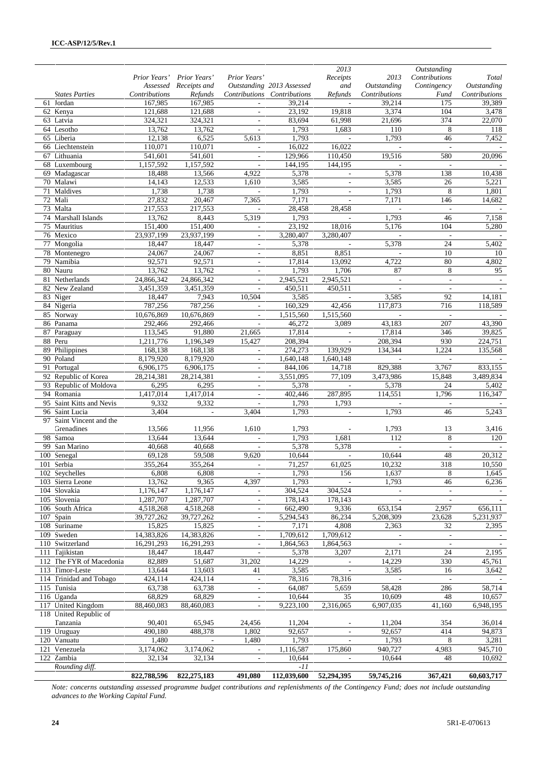| | States Parties | Prior Years' Assessed Contributions | Prior Years' Receipts and Refunds | Prior Years' Outstanding Contributions | 2013 Assessed Contributions | 2013 Receipts and Refunds | 2013 Outstanding Contributions | Outstanding Contributions Contingency Fund | Total Outstanding Contributions |
|---|---|---|---|---|---|---|---|---|---|
| 61 | Jordan | 167,985 | 167,985 | - | 39,214 | - | 39,214 | 175 | 39,389 |
| 62 | Kenya | 121,688 | 121,688 | - | 23,192 | 19,818 | 3,374 | 104 | 3,478 |
| 63 | Latvia | 324,321 | 324,321 | - | 83,694 | 61,998 | 21,696 | 374 | 22,070 |
| 64 | Lesotho | 13,762 | 13,762 | - | 1,793 | 1,683 | 110 | 8 | 118 |
| 65 | Liberia | 12,138 | 6,525 | 5,613 | 1,793 | - | 1,793 | 46 | 7,452 |
| 66 | Liechtenstein | 110,071 | 110,071 | - | 16,022 | 16,022 | - | - | - |
| 67 | Lithuania | 541,601 | 541,601 | - | 129,966 | 110,450 | 19,516 | 580 | 20,096 |
| 68 | Luxembourg | 1,157,592 | 1,157,592 | - | 144,195 | 144,195 | - | - | - |
| 69 | Madagascar | 18,488 | 13,566 | 4,922 | 5,378 | - | 5,378 | 138 | 10,438 |
| 70 | Malawi | 14,143 | 12,533 | 1,610 | 3,585 | - | 3,585 | 26 | 5,221 |
| 71 | Maldives | 1,738 | 1,738 | - | 1,793 | - | 1,793 | 8 | 1,801 |
| 72 | Mali | 27,832 | 20,467 | 7,365 | 7,171 | - | 7,171 | 146 | 14,682 |
| 73 | Malta | 217,553 | 217,553 | - | 28,458 | 28,458 | - | - | - |
| 74 | Marshall Islands | 13,762 | 8,443 | 5,319 | 1,793 | - | 1,793 | 46 | 7,158 |
| 75 | Mauritius | 151,400 | 151,400 | - | 23,192 | 18,016 | 5,176 | 104 | 5,280 |
| 76 | Mexico | 23,937,199 | 23,937,199 | - | 3,280,407 | 3,280,407 | - | - | - |
| 77 | Mongolia | 18,447 | 18,447 | - | 5,378 | - | 5,378 | 24 | 5,402 |
| 78 | Montenegro | 24,067 | 24,067 | - | 8,851 | 8,851 | - | 10 | 10 |
| 79 | Namibia | 92,571 | 92,571 | - | 17,814 | 13,092 | 4,722 | 80 | 4,802 |
| 80 | Nauru | 13,762 | 13,762 | - | 1,793 | 1,706 | 87 | 8 | 95 |
| 81 | Netherlands | 24,866,342 | 24,866,342 | - | 2,945,521 | 2,945,521 | - | - | - |
| 82 | New Zealand | 3,451,359 | 3,451,359 | - | 450,511 | 450,511 | - | - | - |
| 83 | Niger | 18,447 | 7,943 | 10,504 | 3,585 | - | 3,585 | 92 | 14,181 |
| 84 | Nigeria | 787,256 | 787,256 | - | 160,329 | 42,456 | 117,873 | 716 | 118,589 |
| 85 | Norway | 10,676,869 | 10,676,869 | - | 1,515,560 | 1,515,560 | - | - | - |
| 86 | Panama | 292,466 | 292,466 | - | 46,272 | 3,089 | 43,183 | 207 | 43,390 |
| 87 | Paraguay | 113,545 | 91,880 | 21,665 | 17,814 | - | 17,814 | 346 | 39,825 |
| 88 | Peru | 1,211,776 | 1,196,349 | 15,427 | 208,394 | - | 208,394 | 930 | 224,751 |
| 89 | Philippines | 168,138 | 168,138 | - | 274,273 | 139,929 | 134,344 | 1,224 | 135,568 |
| 90 | Poland | 8,179,920 | 8,179,920 | - | 1,640,148 | 1,640,148 | - | - | - |
| 91 | Portugal | 6,906,175 | 6,906,175 | - | 844,106 | 14,718 | 829,388 | 3,767 | 833,155 |
| 92 | Republic of Korea | 28,214,381 | 28,214,381 | - | 3,551,095 | 77,109 | 3,473,986 | 15,848 | 3,489,834 |
| 93 | Republic of Moldova | 6,295 | 6,295 | - | 5,378 | - | 5,378 | 24 | 5,402 |
| 94 | Romania | 1,417,014 | 1,417,014 | - | 402,446 | 287,895 | 114,551 | 1,796 | 116,347 |
| 95 | Saint Kitts and Nevis | 9,332 | 9,332 | - | 1,793 | 1,793 | - | - | - |
| 96 | Saint Lucia | 3,404 | - | 3,404 | 1,793 | - | 1,793 | 46 | 5,243 |
| 97 | Saint Vincent and the Grenadines | 13,566 | 11,956 | 1,610 | 1,793 | - | 1,793 | 13 | 3,416 |
| 98 | Samoa | 13,644 | 13,644 | - | 1,793 | 1,681 | 112 | 8 | 120 |
| 99 | San Marino | 40,668 | 40,668 | - | 5,378 | 5,378 | - | - | - |
| 100 | Senegal | 69,128 | 59,508 | 9,620 | 10,644 | - | 10,644 | 48 | 20,312 |
| 101 | Serbia | 355,264 | 355,264 | - | 71,257 | 61,025 | 10,232 | 318 | 10,550 |
| 102 | Seychelles | 6,808 | 6,808 | - | 1,793 | 156 | 1,637 | 8 | 1,645 |
| 103 | Sierra Leone | 13,762 | 9,365 | 4,397 | 1,793 | - | 1,793 | 46 | 6,236 |
| 104 | Slovakia | 1,176,147 | 1,176,147 | - | 304,524 | 304,524 | - | - | - |
| 105 | Slovenia | 1,287,707 | 1,287,707 | - | 178,143 | 178,143 | - | - | - |
| 106 | South Africa | 4,518,268 | 4,518,268 | - | 662,490 | 9,336 | 653,154 | 2,957 | 656,111 |
| 107 | Spain | 39,727,262 | 39,727,262 | - | 5,294,543 | 86,234 | 5,208,309 | 23,628 | 5,231,937 |
| 108 | Suriname | 15,825 | 15,825 | - | 7,171 | 4,808 | 2,363 | 32 | 2,395 |
| 109 | Sweden | 14,383,826 | 14,383,826 | - | 1,709,612 | 1,709,612 | - | - | - |
| 110 | Switzerland | 16,291,293 | 16,291,293 | - | 1,864,563 | 1,864,563 | - | - | - |
| 111 | Tajikistan | 18,447 | 18,447 | - | 5,378 | 3,207 | 2,171 | 24 | 2,195 |
| 112 | The FYR of Macedonia | 82,889 | 51,687 | 31,202 | 14,229 | - | 14,229 | 330 | 45,761 |
| 113 | Timor-Leste | 13,644 | 13,603 | 41 | 3,585 | - | 3,585 | 16 | 3,642 |
| 114 | Trinidad and Tobago | 424,114 | 424,114 | - | 78,316 | 78,316 | - | - | - |
| 115 | Tunisia | 63,738 | 63,738 | - | 64,087 | 5,659 | 58,428 | 286 | 58,714 |
| 116 | Uganda | 68,829 | 68,829 | - | 10,644 | 35 | 10,609 | 48 | 10,657 |
| 117 | United Kingdom | 88,460,083 | 88,460,083 | - | 9,223,100 | 2,316,065 | 6,907,035 | 41,160 | 6,948,195 |
| 118 | United Republic of Tanzania | 90,401 | 65,945 | 24,456 | 11,204 | - | 11,204 | 354 | 36,014 |
| 119 | Uruguay | 490,180 | 488,378 | 1,802 | 92,657 | - | 92,657 | 414 | 94,873 |
| 120 | Vanuatu | 1,480 | - | 1,480 | 1,793 | - | 1,793 | 8 | 3,281 |
| 121 | Venezuela | 3,174,062 | 3,174,062 | - | 1,116,587 | 175,860 | 940,727 | 4,983 | 945,710 |
| 122 | Zambia | 32,134 | 32,134 | - | 10,644 | - | 10,644 | 48 | 10,692 |
| | *Rounding diff.* | | | | *-11* | | | | |
| | | **822,788,596** | **822,275,183** | **491,080** | **112,039,600** | **52,294,395** | **59,745,216** | **367,421** | **60,603,717** |

*Note: concerns outstanding assessed programme budget contributions and replenishments of the Contingency Fund; does not include outstanding advances to the Working Capital Fund.*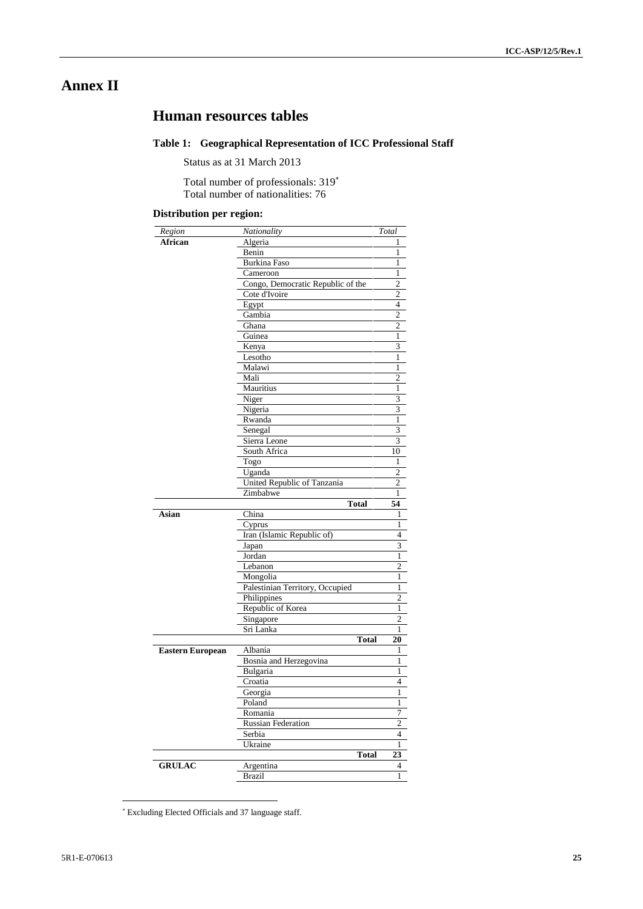# Annex II

## Human resources tables

### Table 1: Geographical Representation of ICC Professional Staff

Status as at 31 March 2013

Total number of professionals: 319*
Total number of nationalities: 76

#### Distribution per region:

| *Region* | *Nationality* | *Total* |
|---|---|---|
| **African** | Algeria | 1 |
| | Benin | 1 |
| | Burkina Faso | 1 |
| | Cameroon | 1 |
| | Congo, Democratic Republic of the | 2 |
| | Cote d'Ivoire | 2 |
| | Egypt | 4 |
| | Gambia | 2 |
| | Ghana | 2 |
| | Guinea | 1 |
| | Kenya | 3 |
| | Lesotho | 1 |
| | Malawi | 1 |
| | Mali | 2 |
| | Mauritius | 1 |
| | Niger | 3 |
| | Nigeria | 3 |
| | Rwanda | 1 |
| | Senegal | 3 |
| | Sierra Leone | 3 |
| | South Africa | 10 |
| | Togo | 1 |
| | Uganda | 2 |
| | United Republic of Tanzania | 2 |
| | Zimbabwe | 1 |
| | **Total** | **54** |
| **Asian** | China | 1 |
| | Cyprus | 1 |
| | Iran (Islamic Republic of) | 4 |
| | Japan | 3 |
| | Jordan | 1 |
| | Lebanon | 2 |
| | Mongolia | 1 |
| | Palestinian Territory, Occupied | 1 |
| | Philippines | 2 |
| | Republic of Korea | 1 |
| | Singapore | 2 |
| | Sri Lanka | 1 |
| | **Total** | **20** |
| **Eastern European** | Albania | 1 |
| | Bosnia and Herzegovina | 1 |
| | Bulgaria | 1 |
| | Croatia | 4 |
| | Georgia | 1 |
| | Poland | 1 |
| | Romania | 7 |
| | Russian Federation | 2 |
| | Serbia | 4 |
| | Ukraine | 1 |
| | **Total** | **23** |
| **GRULAC** | Argentina | 4 |
| | Brazil | 1 |

* Excluding Elected Officials and 37 language staff.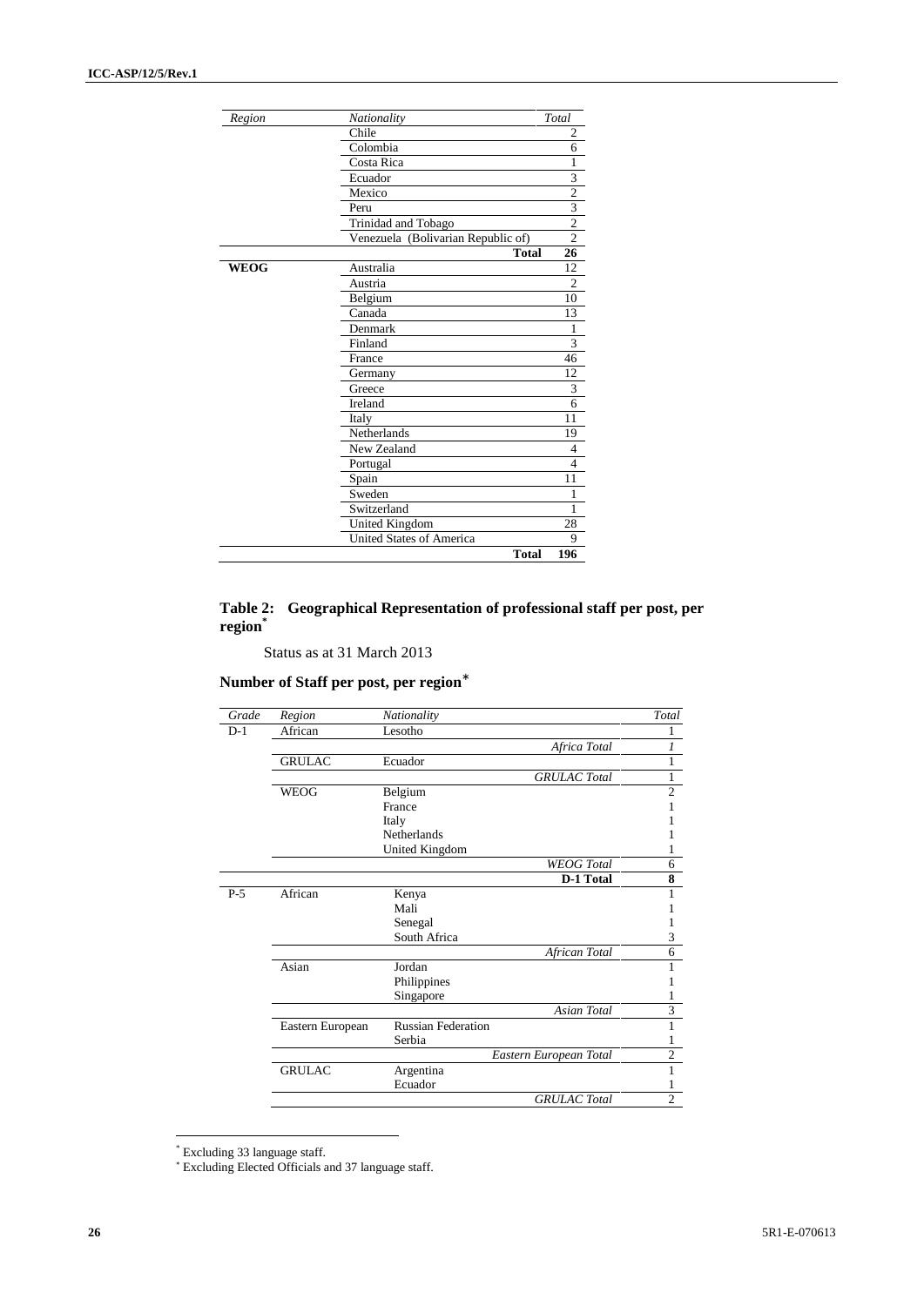| Region | Nationality | Total |
|---|---|---|
| | Chile | 2 |
| | Colombia | 6 |
| | Costa Rica | 1 |
| | Ecuador | 3 |
| | Mexico | 2 |
| | Peru | 3 |
| | Trinidad and Tobago | 2 |
| | Venezuela (Bolivarian Republic of) | 2 |
| | **Total** | **26** |
| **WEOG** | Australia | 12 |
| | Austria | 2 |
| | Belgium | 10 |
| | Canada | 13 |
| | Denmark | 1 |
| | Finland | 3 |
| | France | 46 |
| | Germany | 12 |
| | Greece | 3 |
| | Ireland | 6 |
| | Italy | 11 |
| | Netherlands | 19 |
| | New Zealand | 4 |
| | Portugal | 4 |
| | Spain | 11 |
| | Sweden | 1 |
| | Switzerland | 1 |
| | United Kingdom | 28 |
| | United States of America | 9 |
| | **Total** | **196** |

### Table 2: Geographical Representation of professional staff per post, per region*

Status as at 31 March 2013

### Number of Staff per post, per region*

| Grade | Region | Nationality | Total |
|---|---|---|---|
| D-1 | African | Lesotho | 1 |
| | | *Africa Total* | *1* |
| | GRULAC | Ecuador | 1 |
| | | *GRULAC Total* | 1 |
| | WEOG | Belgium | 2 |
| | | France | 1 |
| | | Italy | 1 |
| | | Netherlands | 1 |
| | | United Kingdom | 1 |
| | | *WEOG Total* | 6 |
| | | **D-1 Total** | **8** |
| P-5 | African | Kenya | 1 |
| | | Mali | 1 |
| | | Senegal | 1 |
| | | South Africa | 3 |
| | | *African Total* | 6 |
| | Asian | Jordan | 1 |
| | | Philippines | 1 |
| | | Singapore | 1 |
| | | *Asian Total* | 3 |
| | Eastern European | Russian Federation | 1 |
| | | Serbia | 1 |
| | | *Eastern European Total* | 2 |
| | GRULAC | Argentina | 1 |
| | | Ecuador | 1 |
| | | *GRULAC Total* | 2 |

* Excluding 33 language staff.

* Excluding Elected Officials and 37 language staff.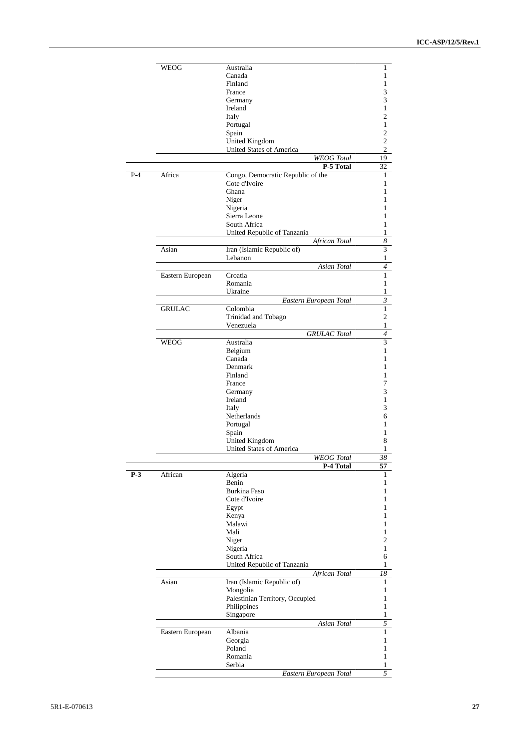| | | | |
|---|---|---|---|
| | WEOG | Australia | 1 |
| | | Canada | 1 |
| | | Finland | 1 |
| | | France | 3 |
| | | Germany | 3 |
| | | Ireland | 1 |
| | | Italy | 2 |
| | | Portugal | 1 |
| | | Spain | 2 |
| | | United Kingdom | 2 |
| | | United States of America | 2 |
| | | *WEOG Total* | 19 |
| | | **P-5 Total** | 32 |
| P-4 | Africa | Congo, Democratic Republic of the | 1 |
| | | Cote d'Ivoire | 1 |
| | | Ghana | 1 |
| | | Niger | 1 |
| | | Nigeria | 1 |
| | | Sierra Leone | 1 |
| | | South Africa | 1 |
| | | United Republic of Tanzania | 1 |
| | | *African Total* | *8* |
| | Asian | Iran (Islamic Republic of) | 3 |
| | | Lebanon | 1 |
| | | *Asian Total* | *4* |
| | Eastern European | Croatia | 1 |
| | | Romania | 1 |
| | | Ukraine | 1 |
| | | *Eastern European Total* | *3* |
| | GRULAC | Colombia | 1 |
| | | Trinidad and Tobago | 2 |
| | | Venezuela | 1 |
| | | *GRULAC Total* | *4* |
| | WEOG | Australia | 3 |
| | | Belgium | 1 |
| | | Canada | 1 |
| | | Denmark | 1 |
| | | Finland | 1 |
| | | France | 7 |
| | | Germany | 3 |
| | | Ireland | 1 |
| | | Italy | 3 |
| | | Netherlands | 6 |
| | | Portugal | 1 |
| | | Spain | 1 |
| | | United Kingdom | 8 |
| | | United States of America | 1 |
| | | *WEOG Total* | *38* |
| | | **P-4 Total** | **57** |
| **P-3** | African | Algeria | 1 |
| | | Benin | 1 |
| | | Burkina Faso | 1 |
| | | Cote d'Ivoire | 1 |
| | | Egypt | 1 |
| | | Kenya | 1 |
| | | Malawi | 1 |
| | | Mali | 1 |
| | | Niger | 2 |
| | | Nigeria | 1 |
| | | South Africa | 6 |
| | | United Republic of Tanzania | 1 |
| | | *African Total* | *18* |
| | Asian | Iran (Islamic Republic of) | 1 |
| | | Mongolia | 1 |
| | | Palestinian Territory, Occupied | 1 |
| | | Philippines | 1 |
| | | Singapore | 1 |
| | | *Asian Total* | *5* |
| | Eastern European | Albania | 1 |
| | | Georgia | 1 |
| | | Poland | 1 |
| | | Romania | 1 |
| | | Serbia | 1 |
| | | *Eastern European Total* | *5* |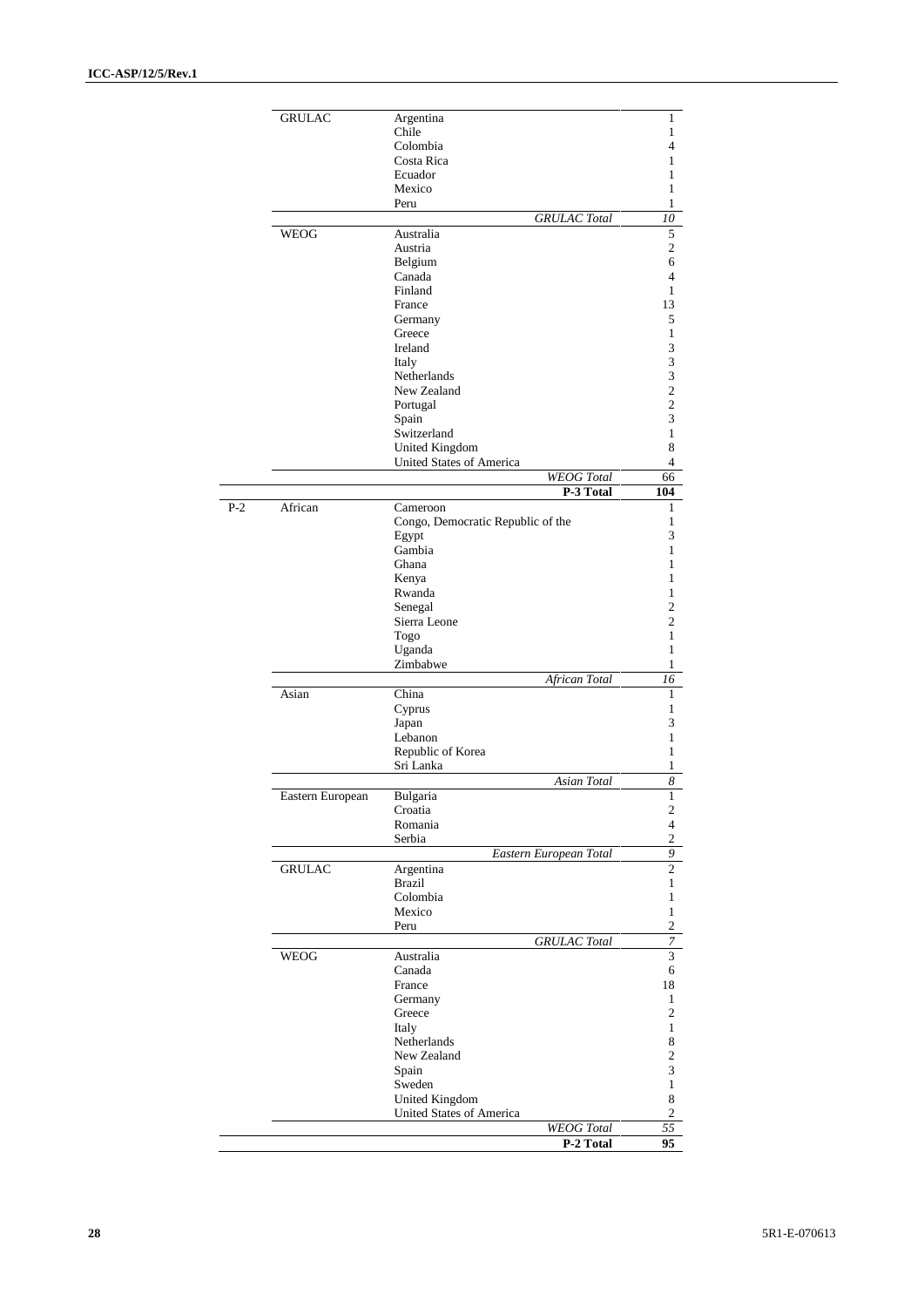| | | | |
|---|---|---|---|
| | GRULAC | Argentina | 1 |
| | | Chile | 1 |
| | | Colombia | 4 |
| | | Costa Rica | 1 |
| | | Ecuador | 1 |
| | | Mexico | 1 |
| | | Peru | 1 |
| | | *GRULAC Total* | *10* |
| | WEOG | Australia | 5 |
| | | Austria | 2 |
| | | Belgium | 6 |
| | | Canada | 4 |
| | | Finland | 1 |
| | | France | 13 |
| | | Germany | 5 |
| | | Greece | 1 |
| | | Ireland | 3 |
| | | Italy | 3 |
| | | Netherlands | 3 |
| | | New Zealand | 2 |
| | | Portugal | 2 |
| | | Spain | 3 |
| | | Switzerland | 1 |
| | | United Kingdom | 8 |
| | | United States of America | 4 |
| | | *WEOG Total* | 66 |
| | | **P-3 Total** | **104** |
| P-2 | African | Cameroon | 1 |
| | | Congo, Democratic Republic of the | 1 |
| | | Egypt | 3 |
| | | Gambia | 1 |
| | | Ghana | 1 |
| | | Kenya | 1 |
| | | Rwanda | 1 |
| | | Senegal | 2 |
| | | Sierra Leone | 2 |
| | | Togo | 1 |
| | | Uganda | 1 |
| | | Zimbabwe | 1 |
| | | *African Total* | *16* |
| | Asian | China | 1 |
| | | Cyprus | 1 |
| | | Japan | 3 |
| | | Lebanon | 1 |
| | | Republic of Korea | 1 |
| | | Sri Lanka | 1 |
| | | *Asian Total* | *8* |
| | Eastern European | Bulgaria | 1 |
| | | Croatia | 2 |
| | | Romania | 4 |
| | | Serbia | 2 |
| | | *Eastern European Total* | *9* |
| | GRULAC | Argentina | 2 |
| | | Brazil | 1 |
| | | Colombia | 1 |
| | | Mexico | 1 |
| | | Peru | 2 |
| | | *GRULAC Total* | *7* |
| | WEOG | Australia | 3 |
| | | Canada | 6 |
| | | France | 18 |
| | | Germany | 1 |
| | | Greece | 2 |
| | | Italy | 1 |
| | | Netherlands | 8 |
| | | New Zealand | 2 |
| | | Spain | 3 |
| | | Sweden | 1 |
| | | United Kingdom | 8 |
| | | United States of America | 2 |
| | | *WEOG Total* | *55* |
| | | **P-2 Total** | **95** |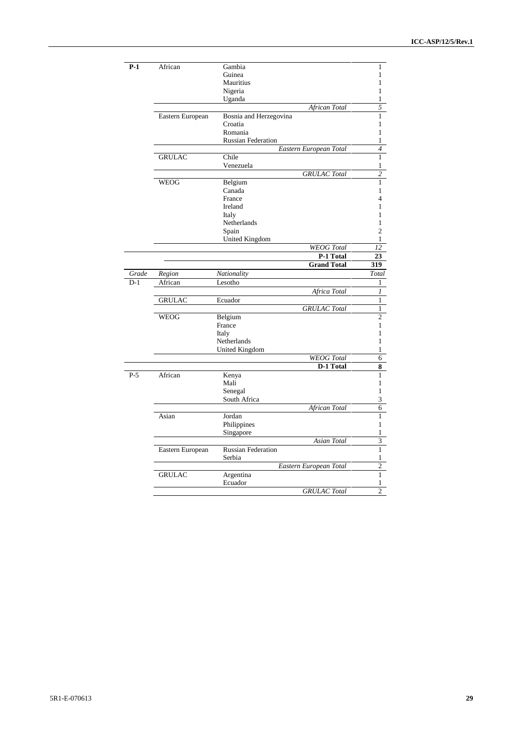| | | | |
|---|---|---|---|
| **P-1** | African | Gambia | 1 |
| | | Guinea | 1 |
| | | Mauritius | 1 |
| | | Nigeria | 1 |
| | | Uganda | 1 |
| | | *African Total* | *5* |
| | Eastern European | Bosnia and Herzegovina | 1 |
| | | Croatia | 1 |
| | | Romania | 1 |
| | | Russian Federation | 1 |
| | | *Eastern European Total* | *4* |
| | GRULAC | Chile | 1 |
| | | Venezuela | 1 |
| | | *GRULAC Total* | *2* |
| | WEOG | Belgium | 1 |
| | | Canada | 1 |
| | | France | 4 |
| | | Ireland | 1 |
| | | Italy | 1 |
| | | Netherlands | 1 |
| | | Spain | 2 |
| | | United Kingdom | 1 |
| | | *WEOG Total* | *12* |
| | | **P-1 Total** | **23** |
| | | **Grand Total** | **319** |

| *Grade* | *Region* | *Nationality* | *Total* |
|---|---|---|---|
| D-1 | African | Lesotho | 1 |
| | | *Africa Total* | *1* |
| | GRULAC | Ecuador | 1 |
| | | *GRULAC Total* | 1 |
| | WEOG | Belgium | 2 |
| | | France | 1 |
| | | Italy | 1 |
| | | Netherlands | 1 |
| | | United Kingdom | 1 |
| | | *WEOG Total* | 6 |
| | | **D-1 Total** | **8** |
| P-5 | African | Kenya | 1 |
| | | Mali | 1 |
| | | Senegal | 1 |
| | | South Africa | 3 |
| | | *African Total* | 6 |
| | Asian | Jordan | 1 |
| | | Philippines | 1 |
| | | Singapore | 1 |
| | | *Asian Total* | 3 |
| | Eastern European | Russian Federation | 1 |
| | | Serbia | 1 |
| | | *Eastern European Total* | 2 |
| | GRULAC | Argentina | 1 |
| | | Ecuador | 1 |
| | | *GRULAC Total* | 2 |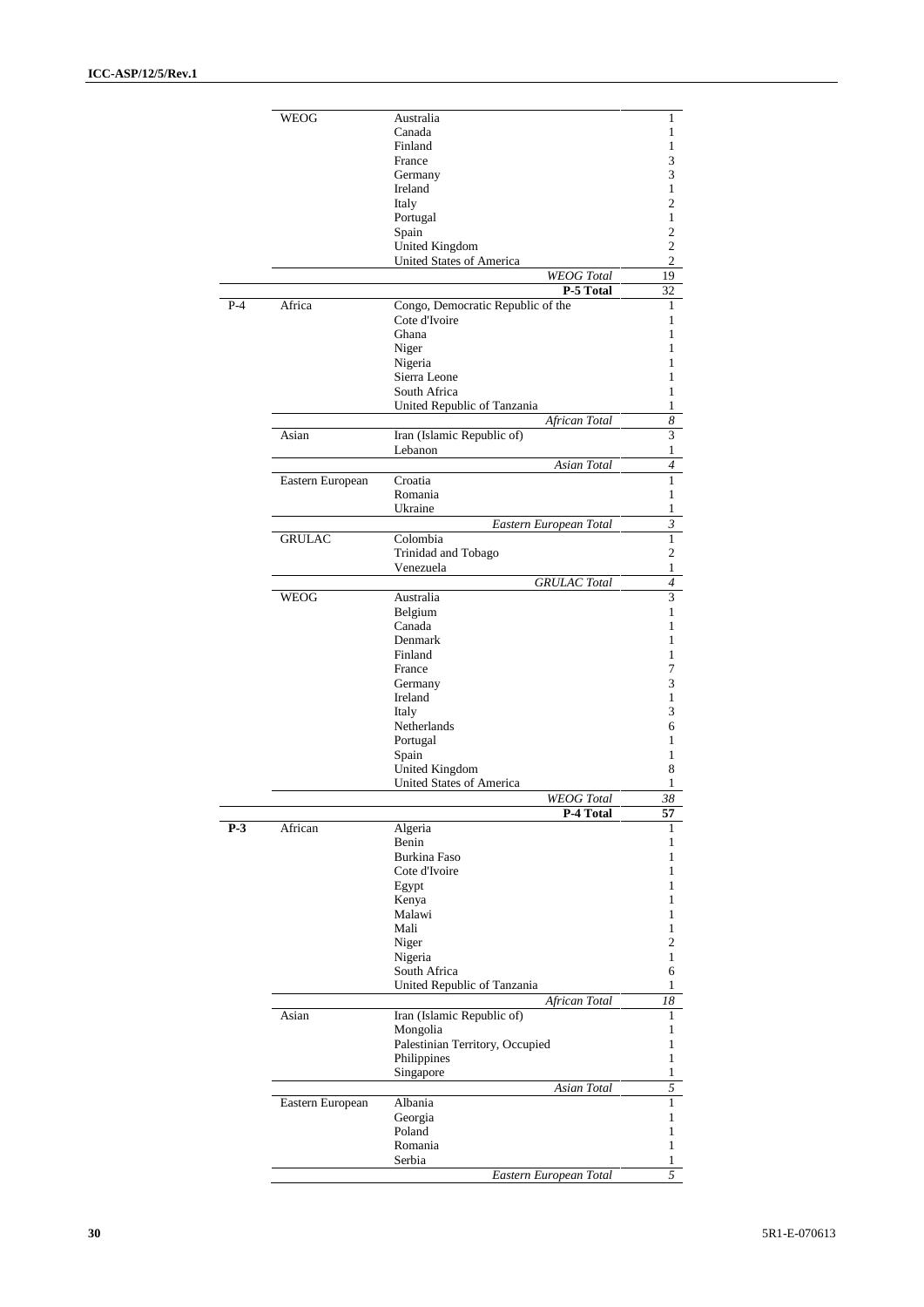| | | | |
|---|---|---|---|
| | WEOG | Australia | 1 |
| | | Canada | 1 |
| | | Finland | 1 |
| | | France | 3 |
| | | Germany | 3 |
| | | Ireland | 1 |
| | | Italy | 2 |
| | | Portugal | 1 |
| | | Spain | 2 |
| | | United Kingdom | 2 |
| | | United States of America | 2 |
| | | *WEOG Total* | 19 |
| | | **P-5 Total** | 32 |
| P-4 | Africa | Congo, Democratic Republic of the | 1 |
| | | Cote d'Ivoire | 1 |
| | | Ghana | 1 |
| | | Niger | 1 |
| | | Nigeria | 1 |
| | | Sierra Leone | 1 |
| | | South Africa | 1 |
| | | United Republic of Tanzania | 1 |
| | | *African Total* | *8* |
| | Asian | Iran (Islamic Republic of) | 3 |
| | | Lebanon | 1 |
| | | *Asian Total* | *4* |
| | Eastern European | Croatia | 1 |
| | | Romania | 1 |
| | | Ukraine | 1 |
| | | *Eastern European Total* | *3* |
| | GRULAC | Colombia | 1 |
| | | Trinidad and Tobago | 2 |
| | | Venezuela | 1 |
| | | *GRULAC Total* | *4* |
| | WEOG | Australia | 3 |
| | | Belgium | 1 |
| | | Canada | 1 |
| | | Denmark | 1 |
| | | Finland | 1 |
| | | France | 7 |
| | | Germany | 3 |
| | | Ireland | 1 |
| | | Italy | 3 |
| | | Netherlands | 6 |
| | | Portugal | 1 |
| | | Spain | 1 |
| | | United Kingdom | 8 |
| | | United States of America | 1 |
| | | *WEOG Total* | *38* |
| | | **P-4 Total** | **57** |
| **P-3** | African | Algeria | 1 |
| | | Benin | 1 |
| | | Burkina Faso | 1 |
| | | Cote d'Ivoire | 1 |
| | | Egypt | 1 |
| | | Kenya | 1 |
| | | Malawi | 1 |
| | | Mali | 1 |
| | | Niger | 2 |
| | | Nigeria | 1 |
| | | South Africa | 6 |
| | | United Republic of Tanzania | 1 |
| | | *African Total* | *18* |
| | Asian | Iran (Islamic Republic of) | 1 |
| | | Mongolia | 1 |
| | | Palestinian Territory, Occupied | 1 |
| | | Philippines | 1 |
| | | Singapore | 1 |
| | | *Asian Total* | *5* |
| | Eastern European | Albania | 1 |
| | | Georgia | 1 |
| | | Poland | 1 |
| | | Romania | 1 |
| | | Serbia | 1 |
| | | *Eastern European Total* | *5* |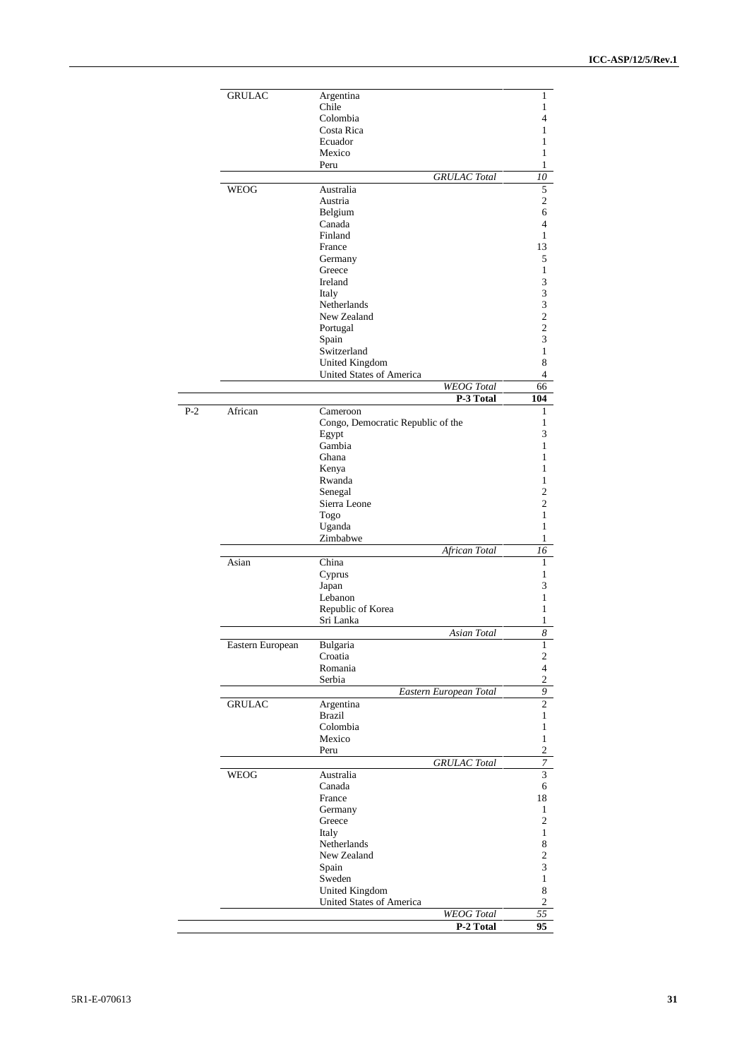|  |  |  |  |
|---|---|---|---|
|  | GRULAC | Argentina | 1 |
|  |  | Chile | 1 |
|  |  | Colombia | 4 |
|  |  | Costa Rica | 1 |
|  |  | Ecuador | 1 |
|  |  | Mexico | 1 |
|  |  | Peru | 1 |
|  |  | *GRULAC Total* | *10* |
|  | WEOG | Australia | 5 |
|  |  | Austria | 2 |
|  |  | Belgium | 6 |
|  |  | Canada | 4 |
|  |  | Finland | 1 |
|  |  | France | 13 |
|  |  | Germany | 5 |
|  |  | Greece | 1 |
|  |  | Ireland | 3 |
|  |  | Italy | 3 |
|  |  | Netherlands | 3 |
|  |  | New Zealand | 2 |
|  |  | Portugal | 2 |
|  |  | Spain | 3 |
|  |  | Switzerland | 1 |
|  |  | United Kingdom | 8 |
|  |  | United States of America | 4 |
|  |  | *WEOG Total* | 66 |
|  |  | **P-3 Total** | **104** |
| P-2 | African | Cameroon | 1 |
|  |  | Congo, Democratic Republic of the | 1 |
|  |  | Egypt | 3 |
|  |  | Gambia | 1 |
|  |  | Ghana | 1 |
|  |  | Kenya | 1 |
|  |  | Rwanda | 1 |
|  |  | Senegal | 2 |
|  |  | Sierra Leone | 2 |
|  |  | Togo | 1 |
|  |  | Uganda | 1 |
|  |  | Zimbabwe | 1 |
|  |  | *African Total* | *16* |
|  | Asian | China | 1 |
|  |  | Cyprus | 1 |
|  |  | Japan | 3 |
|  |  | Lebanon | 1 |
|  |  | Republic of Korea | 1 |
|  |  | Sri Lanka | 1 |
|  |  | *Asian Total* | *8* |
|  | Eastern European | Bulgaria | 1 |
|  |  | Croatia | 2 |
|  |  | Romania | 4 |
|  |  | Serbia | 2 |
|  |  | *Eastern European Total* | *9* |
|  | GRULAC | Argentina | 2 |
|  |  | Brazil | 1 |
|  |  | Colombia | 1 |
|  |  | Mexico | 1 |
|  |  | Peru | 2 |
|  |  | *GRULAC Total* | *7* |
|  | WEOG | Australia | 3 |
|  |  | Canada | 6 |
|  |  | France | 18 |
|  |  | Germany | 1 |
|  |  | Greece | 2 |
|  |  | Italy | 1 |
|  |  | Netherlands | 8 |
|  |  | New Zealand | 2 |
|  |  | Spain | 3 |
|  |  | Sweden | 1 |
|  |  | United Kingdom | 8 |
|  |  | United States of America | 2 |
|  |  | *WEOG Total* | *55* |
|  |  | **P-2 Total** | **95** |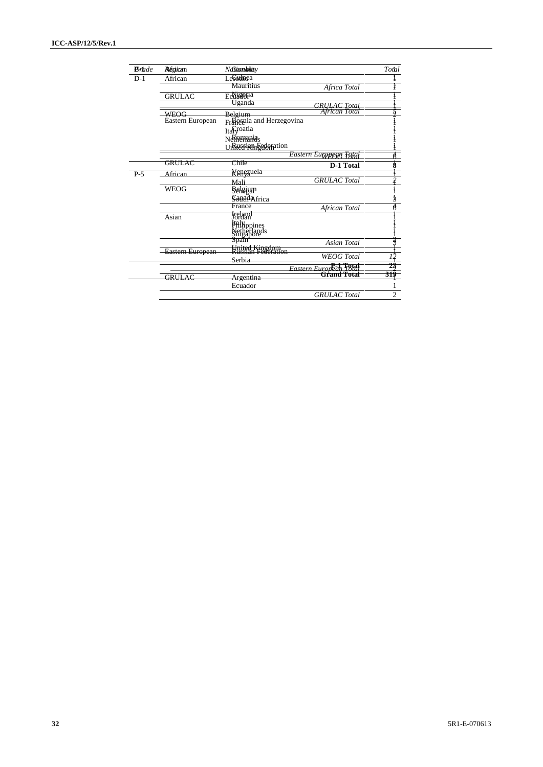| Grade | Region | Nationality | Total |
| --- | --- | --- | --- |
| D-1 | African | Lesotho | 1 |
| | | Mauritius | 1 |
| | | Nigeria | 1 |
| | | Uganda | 1 |
| | | *African Total* | 4 |
| | Eastern European | Bosnia and Herzegovina | 1 |
| | | Croatia | 1 |
| | | Romania | 1 |
| | | Russian Federation | 1 |
| | | *Eastern European Total* | 4 |
| | | **D-1 Total** | **8** |
| P-5 | African | Kenya | 1 |
| | | Mali | 1 |
| | | Senegal | 1 |
| | | South Africa | 1 |
| | | *African Total* | 4 |
| | Asian | Jordan | 1 |
| | | Philippines | 1 |
| | | Singapore | 1 |
| | | *Asian Total* | 3 |
| | Eastern European | Russian Federation | 1 |
| | | Serbia | 1 |
| | | *Eastern European Total* | 2 |
| | GRULAC | Argentina | 1 |
| | | Ecuador | 1 |
| | | *GRULAC Total* | 2 |

| Grade | Region | Nationality | Total |
| --- | --- | --- | --- |
| P-1 | African | Gambia | 1 |
| | | Guinea | 1 |
| | | *Africa Total* | 1 |
| | GRULAC | Ecuador | 1 |
| | | *GRULAC Total* | 1 |
| | WEOG | Belgium | 1 |
| | | France | 1 |
| | | Italy | 1 |
| | | Netherlands | 1 |
| | | United Kingdom | 1 |
| | | *WEOG Total* | 5 |
| | GRULAC | Chile | 1 |
| | | Venezuela | 1 |
| | | *GRULAC Total* | 2 |
| | WEOG | Belgium | 1 |
| | | Canada | 1 |
| | | France | 1 |
| | | Ireland | 1 |
| | | Italy | 1 |
| | | Netherlands | 1 |
| | | Spain | 2 |
| | | United Kingdom | 1 |
| | | *WEOG Total* | 12 |
| | | **P-1 Total** | **23** |
| | | **Grand Total** | **319** |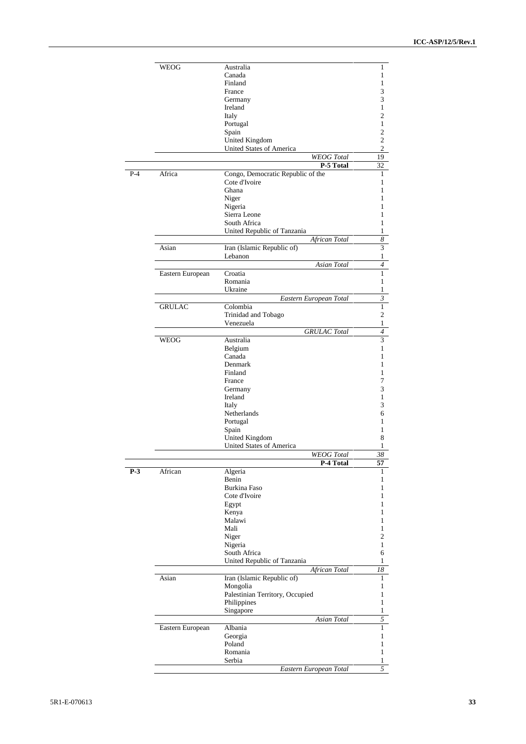| | | | |
|---|---|---|---|
| | WEOG | Australia | 1 |
| | | Canada | 1 |
| | | Finland | 1 |
| | | France | 3 |
| | | Germany | 3 |
| | | Ireland | 1 |
| | | Italy | 2 |
| | | Portugal | 1 |
| | | Spain | 2 |
| | | United Kingdom | 2 |
| | | United States of America | 2 |
| | | *WEOG Total* | 19 |
| | | **P-5 Total** | 32 |
| P-4 | Africa | Congo, Democratic Republic of the | 1 |
| | | Cote d'Ivoire | 1 |
| | | Ghana | 1 |
| | | Niger | 1 |
| | | Nigeria | 1 |
| | | Sierra Leone | 1 |
| | | South Africa | 1 |
| | | United Republic of Tanzania | 1 |
| | | *African Total* | *8* |
| | Asian | Iran (Islamic Republic of) | 3 |
| | | Lebanon | 1 |
| | | *Asian Total* | *4* |
| | Eastern European | Croatia | 1 |
| | | Romania | 1 |
| | | Ukraine | 1 |
| | | *Eastern European Total* | *3* |
| | GRULAC | Colombia | 1 |
| | | Trinidad and Tobago | 2 |
| | | Venezuela | 1 |
| | | *GRULAC Total* | *4* |
| | WEOG | Australia | 3 |
| | | Belgium | 1 |
| | | Canada | 1 |
| | | Denmark | 1 |
| | | Finland | 1 |
| | | France | 7 |
| | | Germany | 3 |
| | | Ireland | 1 |
| | | Italy | 3 |
| | | Netherlands | 6 |
| | | Portugal | 1 |
| | | Spain | 1 |
| | | United Kingdom | 8 |
| | | United States of America | 1 |
| | | *WEOG Total* | *38* |
| | | **P-4 Total** | **57** |
| **P-3** | African | Algeria | 1 |
| | | Benin | 1 |
| | | Burkina Faso | 1 |
| | | Cote d'Ivoire | 1 |
| | | Egypt | 1 |
| | | Kenya | 1 |
| | | Malawi | 1 |
| | | Mali | 1 |
| | | Niger | 2 |
| | | Nigeria | 1 |
| | | South Africa | 6 |
| | | United Republic of Tanzania | 1 |
| | | *African Total* | *18* |
| | Asian | Iran (Islamic Republic of) | 1 |
| | | Mongolia | 1 |
| | | Palestinian Territory, Occupied | 1 |
| | | Philippines | 1 |
| | | Singapore | 1 |
| | | *Asian Total* | *5* |
| | Eastern European | Albania | 1 |
| | | Georgia | 1 |
| | | Poland | 1 |
| | | Romania | 1 |
| | | Serbia | 1 |
| | | *Eastern European Total* | *5* |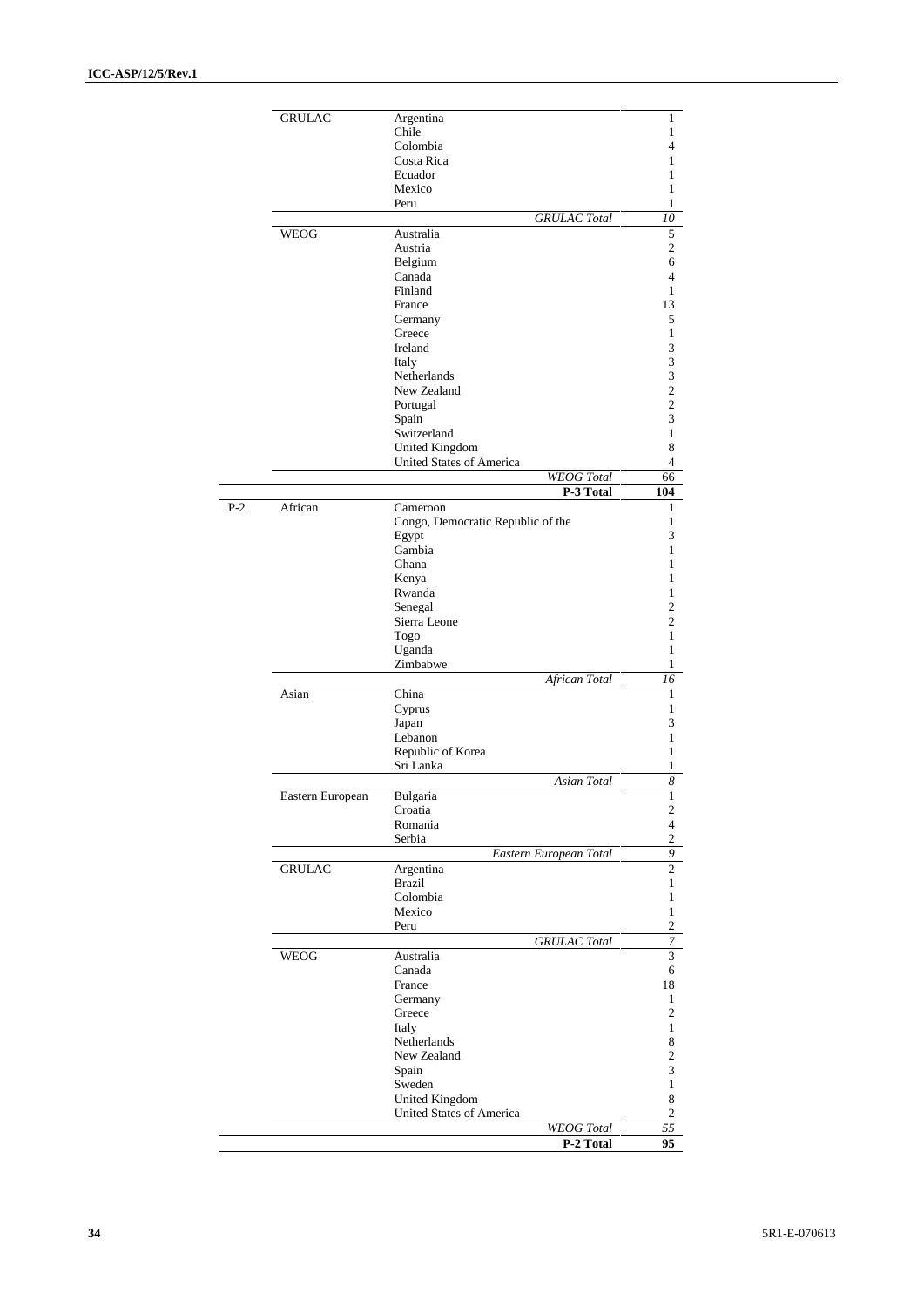| | | | |
|---|---|---|---|
| | GRULAC | Argentina | 1 |
| | | Chile | 1 |
| | | Colombia | 4 |
| | | Costa Rica | 1 |
| | | Ecuador | 1 |
| | | Mexico | 1 |
| | | Peru | 1 |
| | | *GRULAC Total* | *10* |
| | WEOG | Australia | 5 |
| | | Austria | 2 |
| | | Belgium | 6 |
| | | Canada | 4 |
| | | Finland | 1 |
| | | France | 13 |
| | | Germany | 5 |
| | | Greece | 1 |
| | | Ireland | 3 |
| | | Italy | 3 |
| | | Netherlands | 3 |
| | | New Zealand | 2 |
| | | Portugal | 2 |
| | | Spain | 3 |
| | | Switzerland | 1 |
| | | United Kingdom | 8 |
| | | United States of America | 4 |
| | | *WEOG Total* | 66 |
| | | **P-3 Total** | **104** |
| P-2 | African | Cameroon | 1 |
| | | Congo, Democratic Republic of the | 1 |
| | | Egypt | 3 |
| | | Gambia | 1 |
| | | Ghana | 1 |
| | | Kenya | 1 |
| | | Rwanda | 1 |
| | | Senegal | 2 |
| | | Sierra Leone | 2 |
| | | Togo | 1 |
| | | Uganda | 1 |
| | | Zimbabwe | 1 |
| | | *African Total* | *16* |
| | Asian | China | 1 |
| | | Cyprus | 1 |
| | | Japan | 3 |
| | | Lebanon | 1 |
| | | Republic of Korea | 1 |
| | | Sri Lanka | 1 |
| | | *Asian Total* | *8* |
| | Eastern European | Bulgaria | 1 |
| | | Croatia | 2 |
| | | Romania | 4 |
| | | Serbia | 2 |
| | | *Eastern European Total* | *9* |
| | GRULAC | Argentina | 2 |
| | | Brazil | 1 |
| | | Colombia | 1 |
| | | Mexico | 1 |
| | | Peru | 2 |
| | | *GRULAC Total* | *7* |
| | WEOG | Australia | 3 |
| | | Canada | 6 |
| | | France | 18 |
| | | Germany | 1 |
| | | Greece | 2 |
| | | Italy | 1 |
| | | Netherlands | 8 |
| | | New Zealand | 2 |
| | | Spain | 3 |
| | | Sweden | 1 |
| | | United Kingdom | 8 |
| | | United States of America | 2 |
| | | *WEOG Total* | *55* |
| | | **P-2 Total** | **95** |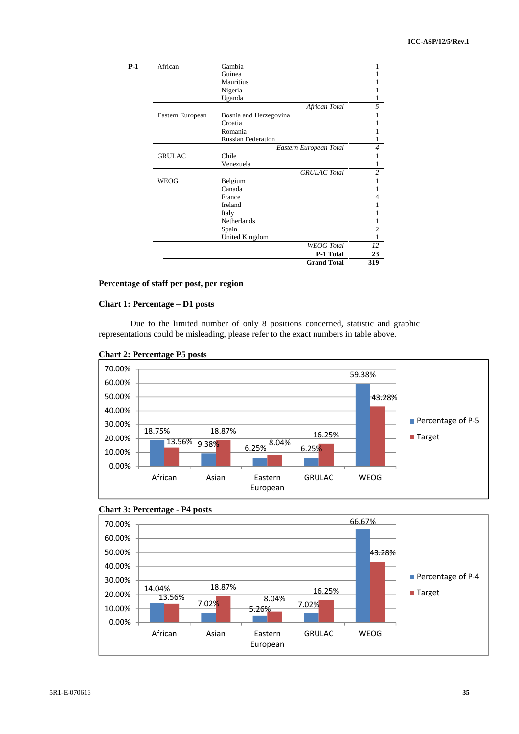| | | | |
|---|---|---|---|
| **P-1** | African | Gambia | 1 |
| | | Guinea | 1 |
| | | Mauritius | 1 |
| | | Nigeria | 1 |
| | | Uganda | 1 |
| | | *African Total* | *5* |
| | Eastern European | Bosnia and Herzegovina | 1 |
| | | Croatia | 1 |
| | | Romania | 1 |
| | | Russian Federation | 1 |
| | | *Eastern European Total* | *4* |
| | GRULAC | Chile | 1 |
| | | Venezuela | 1 |
| | | *GRULAC Total* | *2* |
| | WEOG | Belgium | 1 |
| | | Canada | 1 |
| | | France | 4 |
| | | Ireland | 1 |
| | | Italy | 1 |
| | | Netherlands | 1 |
| | | Spain | 2 |
| | | United Kingdom | 1 |
| | | *WEOG Total* | *12* |
| | | **P-1 Total** | **23** |
| | | **Grand Total** | **319** |

**Percentage of staff per post, per region**

**Chart 1: Percentage – D1 posts**

Due to the limited number of only 8 positions concerned, statistic and graphic representations could be misleading, please refer to the exact numbers in table above.

**Chart 2: Percentage P5 posts**

| | Percentage of P-5 | Target |
|---|---|---|
| African | 18.75% | 13.56% |
| Asian | 9.38% | 18.87% |
| Eastern European | 6.25% | 8.04% |
| GRULAC | 6.25% | 16.25% |
| WEOG | 59.38% | 43.28% |

**Chart 3: Percentage - P4 posts**

| | Percentage of P-4 | Target |
|---|---|---|
| African | 14.04% | 13.56% |
| Asian | 7.02% | 18.87% |
| Eastern European | 5.26% | 8.04% |
| GRULAC | 7.02% | 16.25% |
| WEOG | 66.67% | 43.28% |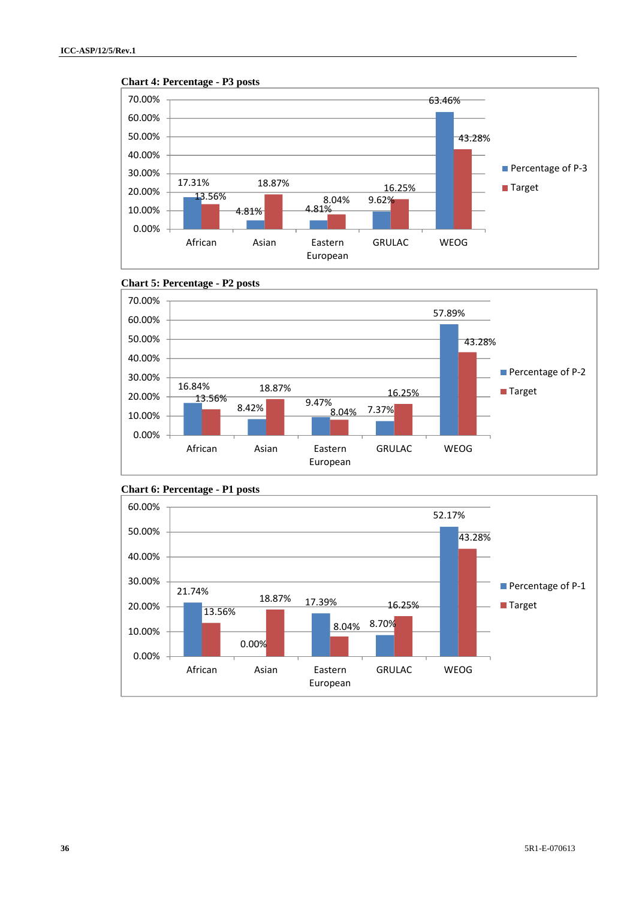**Chart 4: Percentage - P3 posts**

| | Percentage of P-3 | Target |
|---|---|---|
| African | 17.31% | 13.56% |
| Asian | 4.81% | 18.87% |
| Eastern European | 4.81% | 8.04% |
| GRULAC | 9.62% | 16.25% |
| WEOG | 63.46% | 43.28% |

**Chart 5: Percentage - P2 posts**

| | Percentage of P-2 | Target |
|---|---|---|
| African | 16.84% | 13.56% |
| Asian | 8.42% | 18.87% |
| Eastern European | 9.47% | 8.04% |
| GRULAC | 7.37% | 16.25% |
| WEOG | 57.89% | 43.28% |

**Chart 6: Percentage - P1 posts**

| | Percentage of P-1 | Target |
|---|---|---|
| African | 21.74% | 13.56% |
| Asian | 0.00% | 18.87% |
| Eastern European | 17.39% | 8.04% |
| GRULAC | 8.70% | 16.25% |
| WEOG | 52.17% | 43.28% |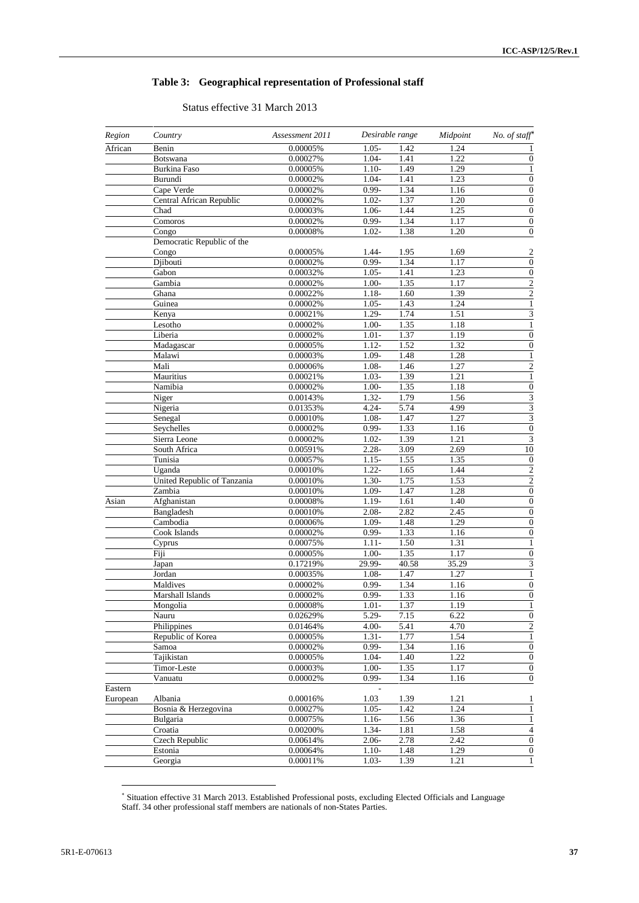## Table 3: Geographical representation of Professional staff

Status effective 31 March 2013

| *Region* | *Country* | *Assessment 2011* | *Desirable range* | | *Midpoint* | *No. of staff*[*] |
|---|---|---|---|---|---|---|
| African | Benin | 0.00005% | 1.05- | 1.42 | 1.24 | 1 |
| | Botswana | 0.00027% | 1.04- | 1.41 | 1.22 | 0 |
| | Burkina Faso | 0.00005% | 1.10- | 1.49 | 1.29 | 1 |
| | Burundi | 0.00002% | 1.04- | 1.41 | 1.23 | 0 |
| | Cape Verde | 0.00002% | 0.99- | 1.34 | 1.16 | 0 |
| | Central African Republic | 0.00002% | 1.02- | 1.37 | 1.20 | 0 |
| | Chad | 0.00003% | 1.06- | 1.44 | 1.25 | 0 |
| | Comoros | 0.00002% | 0.99- | 1.34 | 1.17 | 0 |
| | Congo | 0.00008% | 1.02- | 1.38 | 1.20 | 0 |
| | Democratic Republic of the Congo | 0.00005% | 1.44- | 1.95 | 1.69 | 2 |
| | Djibouti | 0.00002% | 0.99- | 1.34 | 1.17 | 0 |
| | Gabon | 0.00032% | 1.05- | 1.41 | 1.23 | 0 |
| | Gambia | 0.00002% | 1.00- | 1.35 | 1.17 | 2 |
| | Ghana | 0.00022% | 1.18- | 1.60 | 1.39 | 2 |
| | Guinea | 0.00002% | 1.05- | 1.43 | 1.24 | 1 |
| | Kenya | 0.00021% | 1.29- | 1.74 | 1.51 | 3 |
| | Lesotho | 0.00002% | 1.00- | 1.35 | 1.18 | 1 |
| | Liberia | 0.00002% | 1.01- | 1.37 | 1.19 | 0 |
| | Madagascar | 0.00005% | 1.12- | 1.52 | 1.32 | 0 |
| | Malawi | 0.00003% | 1.09- | 1.48 | 1.28 | 1 |
| | Mali | 0.00006% | 1.08- | 1.46 | 1.27 | 2 |
| | Mauritius | 0.00021% | 1.03- | 1.39 | 1.21 | 1 |
| | Namibia | 0.00002% | 1.00- | 1.35 | 1.18 | 0 |
| | Niger | 0.00143% | 1.32- | 1.79 | 1.56 | 3 |
| | Nigeria | 0.01353% | 4.24- | 5.74 | 4.99 | 3 |
| | Senegal | 0.00010% | 1.08- | 1.47 | 1.27 | 3 |
| | Seychelles | 0.00002% | 0.99- | 1.33 | 1.16 | 0 |
| | Sierra Leone | 0.00002% | 1.02- | 1.39 | 1.21 | 3 |
| | South Africa | 0.00591% | 2.28- | 3.09 | 2.69 | 10 |
| | Tunisia | 0.00057% | 1.15- | 1.55 | 1.35 | 0 |
| | Uganda | 0.00010% | 1.22- | 1.65 | 1.44 | 2 |
| | United Republic of Tanzania | 0.00010% | 1.30- | 1.75 | 1.53 | 2 |
| | Zambia | 0.00010% | 1.09- | 1.47 | 1.28 | 0 |
| Asian | Afghanistan | 0.00008% | 1.19- | 1.61 | 1.40 | 0 |
| | Bangladesh | 0.00010% | 2.08- | 2.82 | 2.45 | 0 |
| | Cambodia | 0.00006% | 1.09- | 1.48 | 1.29 | 0 |
| | Cook Islands | 0.00002% | 0.99- | 1.33 | 1.16 | 0 |
| | Cyprus | 0.00075% | 1.11- | 1.50 | 1.31 | 1 |
| | Fiji | 0.00005% | 1.00- | 1.35 | 1.17 | 0 |
| | Japan | 0.17219% | 29.99- | 40.58 | 35.29 | 3 |
| | Jordan | 0.00035% | 1.08- | 1.47 | 1.27 | 1 |
| | Maldives | 0.00002% | 0.99- | 1.34 | 1.16 | 0 |
| | Marshall Islands | 0.00002% | 0.99- | 1.33 | 1.16 | 0 |
| | Mongolia | 0.00008% | 1.01- | 1.37 | 1.19 | 1 |
| | Nauru | 0.02629% | 5.29- | 7.15 | 6.22 | 0 |
| | Philippines | 0.01464% | 4.00- | 5.41 | 4.70 | 2 |
| | Republic of Korea | 0.00005% | 1.31- | 1.77 | 1.54 | 1 |
| | Samoa | 0.00002% | 0.99- | 1.34 | 1.16 | 0 |
| | Tajikistan | 0.00005% | 1.04- | 1.40 | 1.22 | 0 |
| | Timor-Leste | 0.00003% | 1.00- | 1.35 | 1.17 | 0 |
| | Vanuatu | 0.00002% | 0.99- | 1.34 | 1.16 | 0 |
| Eastern European | Albania | 0.00016% | 1.03 | 1.39 | 1.21 | 1 |
| | Bosnia & Herzegovina | 0.00027% | 1.05- | 1.42 | 1.24 | 1 |
| | Bulgaria | 0.00075% | 1.16- | 1.56 | 1.36 | 1 |
| | Croatia | 0.00200% | 1.34- | 1.81 | 1.58 | 4 |
| | Czech Republic | 0.00614% | 2.06- | 2.78 | 2.42 | 0 |
| | Estonia | 0.00064% | 1.10- | 1.48 | 1.29 | 0 |
| | Georgia | 0.00011% | 1.03- | 1.39 | 1.21 | 1 |

[*] Situation effective 31 March 2013. Established Professional posts, excluding Elected Officials and Language Staff. 34 other professional staff members are nationals of non-States Parties.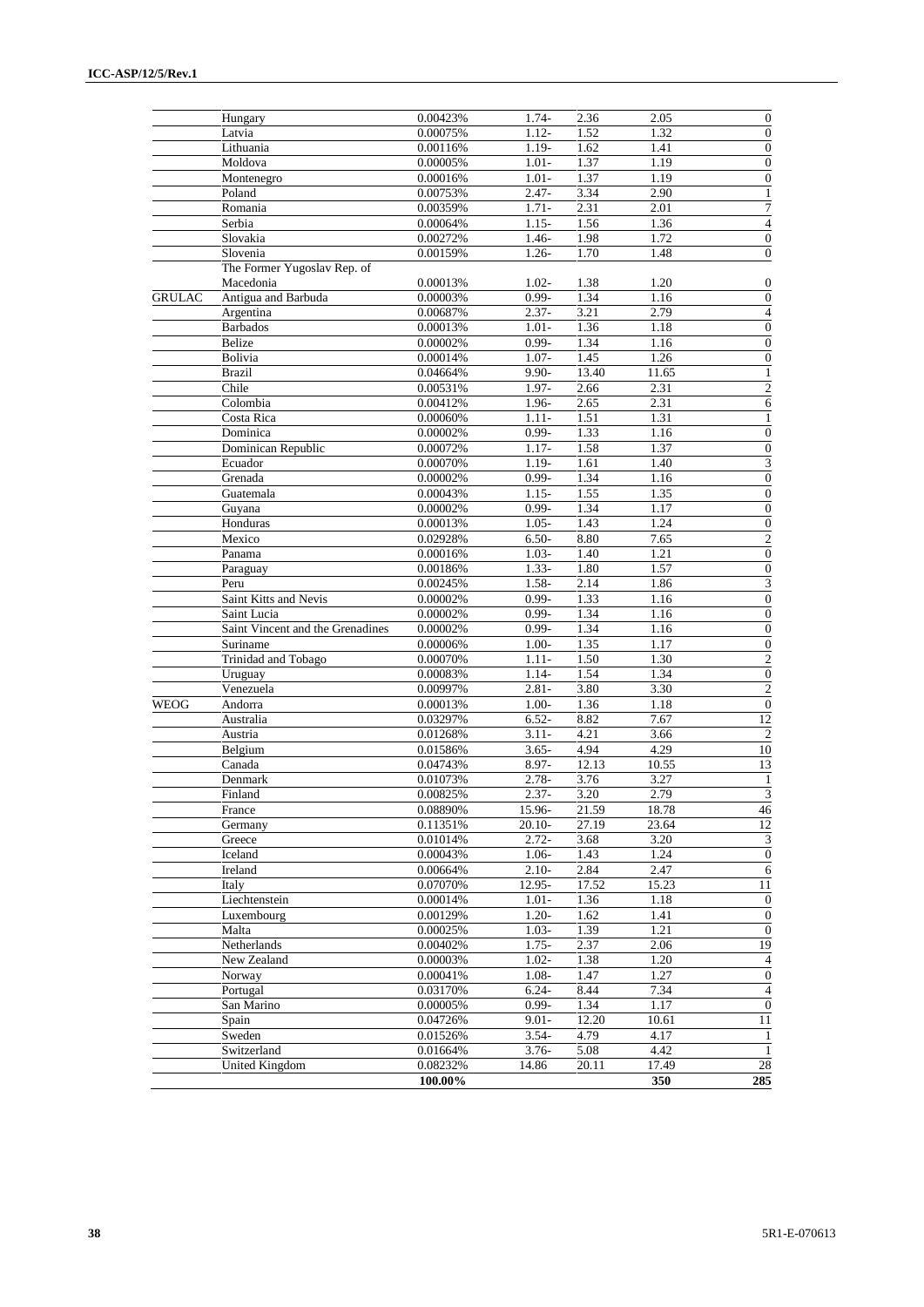| | | | | | | |
|---|---|---|---|---|---|---|
| | Hungary | 0.00423% | 1.74- | 2.36 | 2.05 | 0 |
| | Latvia | 0.00075% | 1.12- | 1.52 | 1.32 | 0 |
| | Lithuania | 0.00116% | 1.19- | 1.62 | 1.41 | 0 |
| | Moldova | 0.00005% | 1.01- | 1.37 | 1.19 | 0 |
| | Montenegro | 0.00016% | 1.01- | 1.37 | 1.19 | 0 |
| | Poland | 0.00753% | 2.47- | 3.34 | 2.90 | 1 |
| | Romania | 0.00359% | 1.71- | 2.31 | 2.01 | 7 |
| | Serbia | 0.00064% | 1.15- | 1.56 | 1.36 | 4 |
| | Slovakia | 0.00272% | 1.46- | 1.98 | 1.72 | 0 |
| | Slovenia | 0.00159% | 1.26- | 1.70 | 1.48 | 0 |
| | The Former Yugoslav Rep. of Macedonia | 0.00013% | 1.02- | 1.38 | 1.20 | 0 |
| GRULAC | Antigua and Barbuda | 0.00003% | 0.99- | 1.34 | 1.16 | 0 |
| | Argentina | 0.00687% | 2.37- | 3.21 | 2.79 | 4 |
| | Barbados | 0.00013% | 1.01- | 1.36 | 1.18 | 0 |
| | Belize | 0.00002% | 0.99- | 1.34 | 1.16 | 0 |
| | Bolivia | 0.00014% | 1.07- | 1.45 | 1.26 | 0 |
| | Brazil | 0.04664% | 9.90- | 13.40 | 11.65 | 1 |
| | Chile | 0.00531% | 1.97- | 2.66 | 2.31 | 2 |
| | Colombia | 0.00412% | 1.96- | 2.65 | 2.31 | 6 |
| | Costa Rica | 0.00060% | 1.11- | 1.51 | 1.31 | 1 |
| | Dominica | 0.00002% | 0.99- | 1.33 | 1.16 | 0 |
| | Dominican Republic | 0.00072% | 1.17- | 1.58 | 1.37 | 0 |
| | Ecuador | 0.00070% | 1.19- | 1.61 | 1.40 | 3 |
| | Grenada | 0.00002% | 0.99- | 1.34 | 1.16 | 0 |
| | Guatemala | 0.00043% | 1.15- | 1.55 | 1.35 | 0 |
| | Guyana | 0.00002% | 0.99- | 1.34 | 1.17 | 0 |
| | Honduras | 0.00013% | 1.05- | 1.43 | 1.24 | 0 |
| | Mexico | 0.02928% | 6.50- | 8.80 | 7.65 | 2 |
| | Panama | 0.00016% | 1.03- | 1.40 | 1.21 | 0 |
| | Paraguay | 0.00186% | 1.33- | 1.80 | 1.57 | 0 |
| | Peru | 0.00245% | 1.58- | 2.14 | 1.86 | 3 |
| | Saint Kitts and Nevis | 0.00002% | 0.99- | 1.33 | 1.16 | 0 |
| | Saint Lucia | 0.00002% | 0.99- | 1.34 | 1.16 | 0 |
| | Saint Vincent and the Grenadines | 0.00002% | 0.99- | 1.34 | 1.16 | 0 |
| | Suriname | 0.00006% | 1.00- | 1.35 | 1.17 | 0 |
| | Trinidad and Tobago | 0.00070% | 1.11- | 1.50 | 1.30 | 2 |
| | Uruguay | 0.00083% | 1.14- | 1.54 | 1.34 | 0 |
| | Venezuela | 0.00997% | 2.81- | 3.80 | 3.30 | 2 |
| WEOG | Andorra | 0.00013% | 1.00- | 1.36 | 1.18 | 0 |
| | Australia | 0.03297% | 6.52- | 8.82 | 7.67 | 12 |
| | Austria | 0.01268% | 3.11- | 4.21 | 3.66 | 2 |
| | Belgium | 0.01586% | 3.65- | 4.94 | 4.29 | 10 |
| | Canada | 0.04743% | 8.97- | 12.13 | 10.55 | 13 |
| | Denmark | 0.01073% | 2.78- | 3.76 | 3.27 | 1 |
| | Finland | 0.00825% | 2.37- | 3.20 | 2.79 | 3 |
| | France | 0.08890% | 15.96- | 21.59 | 18.78 | 46 |
| | Germany | 0.11351% | 20.10- | 27.19 | 23.64 | 12 |
| | Greece | 0.01014% | 2.72- | 3.68 | 3.20 | 3 |
| | Iceland | 0.00043% | 1.06- | 1.43 | 1.24 | 0 |
| | Ireland | 0.00664% | 2.10- | 2.84 | 2.47 | 6 |
| | Italy | 0.07070% | 12.95- | 17.52 | 15.23 | 11 |
| | Liechtenstein | 0.00014% | 1.01- | 1.36 | 1.18 | 0 |
| | Luxembourg | 0.00129% | 1.20- | 1.62 | 1.41 | 0 |
| | Malta | 0.00025% | 1.03- | 1.39 | 1.21 | 0 |
| | Netherlands | 0.00402% | 1.75- | 2.37 | 2.06 | 19 |
| | New Zealand | 0.00003% | 1.02- | 1.38 | 1.20 | 4 |
| | Norway | 0.00041% | 1.08- | 1.47 | 1.27 | 0 |
| | Portugal | 0.03170% | 6.24- | 8.44 | 7.34 | 4 |
| | San Marino | 0.00005% | 0.99- | 1.34 | 1.17 | 0 |
| | Spain | 0.04726% | 9.01- | 12.20 | 10.61 | 11 |
| | Sweden | 0.01526% | 3.54- | 4.79 | 4.17 | 1 |
| | Switzerland | 0.01664% | 3.76- | 5.08 | 4.42 | 1 |
| | United Kingdom | 0.08232% | 14.86 | 20.11 | 17.49 | 28 |
| | | **100.00%** | | | **350** | **285** |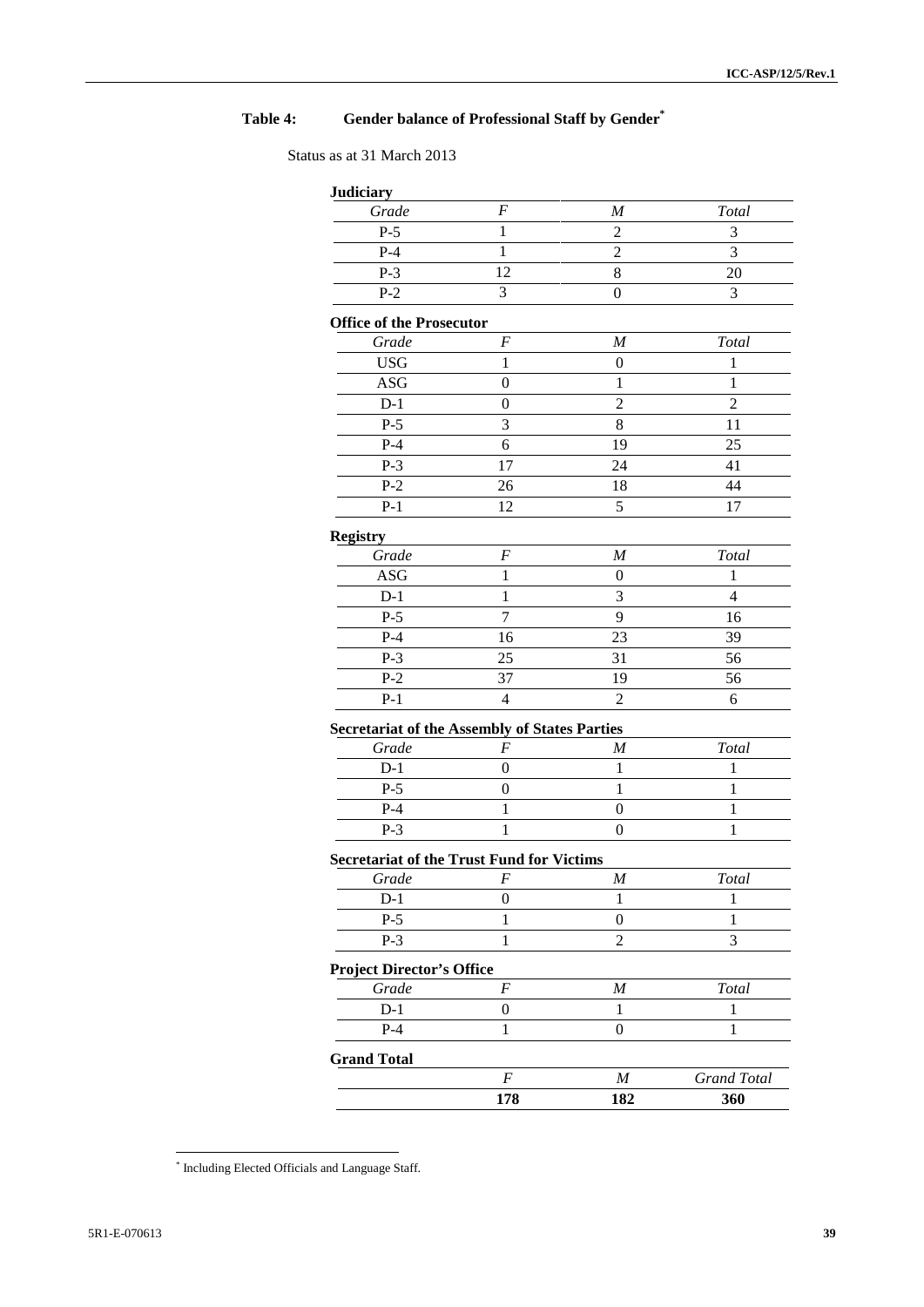**Table 4: Gender balance of Professional Staff by Gender[*]**

Status as at 31 March 2013

**Judiciary**

| *Grade* | *F* | *M* | *Total* |
|---|---|---|---|
| P-5 | 1 | 2 | 3 |
| P-4 | 1 | 2 | 3 |
| P-3 | 12 | 8 | 20 |
| P-2 | 3 | 0 | 3 |

**Office of the Prosecutor**

| *Grade* | *F* | *M* | *Total* |
|---|---|---|---|
| USG | 1 | 0 | 1 |
| ASG | 0 | 1 | 1 |
| D-1 | 0 | 2 | 2 |
| P-5 | 3 | 8 | 11 |
| P-4 | 6 | 19 | 25 |
| P-3 | 17 | 24 | 41 |
| P-2 | 26 | 18 | 44 |
| P-1 | 12 | 5 | 17 |

**Registry**

| *Grade* | *F* | *M* | *Total* |
|---|---|---|---|
| ASG | 1 | 0 | 1 |
| D-1 | 1 | 3 | 4 |
| P-5 | 7 | 9 | 16 |
| P-4 | 16 | 23 | 39 |
| P-3 | 25 | 31 | 56 |
| P-2 | 37 | 19 | 56 |
| P-1 | 4 | 2 | 6 |

**Secretariat of the Assembly of States Parties**

| *Grade* | *F* | *M* | *Total* |
|---|---|---|---|
| D-1 | 0 | 1 | 1 |
| P-5 | 0 | 1 | 1 |
| P-4 | 1 | 0 | 1 |
| P-3 | 1 | 0 | 1 |

**Secretariat of the Trust Fund for Victims**

| *Grade* | *F* | *M* | *Total* |
|---|---|---|---|
| D-1 | 0 | 1 | 1 |
| P-5 | 1 | 0 | 1 |
| P-3 | 1 | 2 | 3 |

**Project Director's Office**

| *Grade* | *F* | *M* | *Total* |
|---|---|---|---|
| D-1 | 0 | 1 | 1 |
| P-4 | 1 | 0 | 1 |

**Grand Total**

| | *F* | *M* | *Grand Total* |
|---|---|---|---|
| | **178** | **182** | **360** |

[*] Including Elected Officials and Language Staff.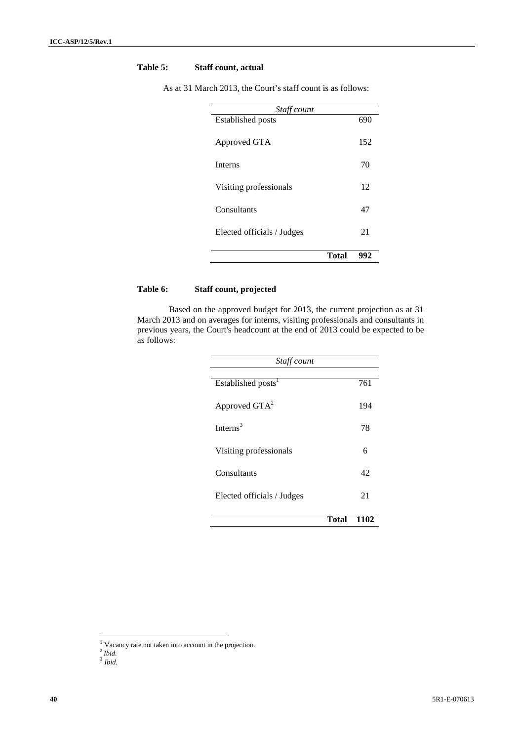**Table 5: Staff count, actual**

As at 31 March 2013, the Court's staff count is as follows:

| *Staff count* | |
|---|---|
| Established posts | 690 |
| Approved GTA | 152 |
| Interns | 70 |
| Visiting professionals | 12 |
| Consultants | 47 |
| Elected officials / Judges | 21 |
| **Total** | **992** |

**Table 6: Staff count, projected**

Based on the approved budget for 2013, the current projection as at 31 March 2013 and on averages for interns, visiting professionals and consultants in previous years, the Court's headcount at the end of 2013 could be expected to be as follows:

| *Staff count* | |
|---|---|
| Established posts[1] | 761 |
| Approved GTA[2] | 194 |
| Interns[3] | 78 |
| Visiting professionals | 6 |
| Consultants | 42 |
| Elected officials / Judges | 21 |
| **Total** | **1102** |

[1] Vacancy rate not taken into account in the projection.
[2] *Ibid*.
[3] *Ibid*.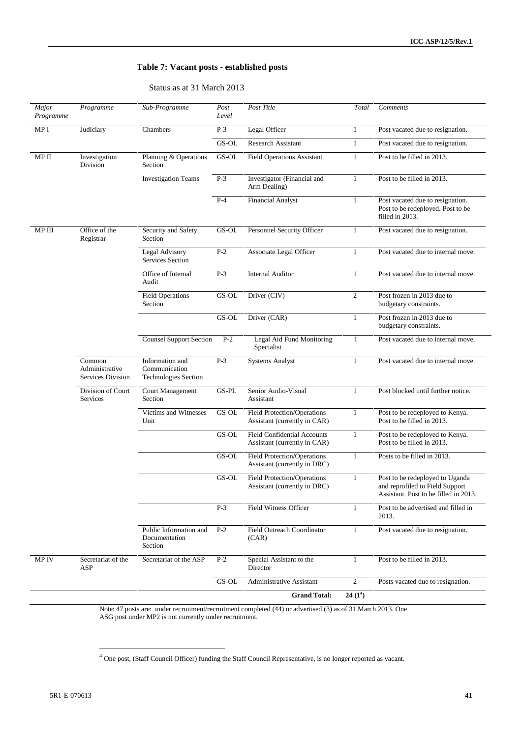**Table 7: Vacant posts - established posts**

Status as at 31 March 2013

| *Major Programme* | *Programme* | *Sub-Programme* | *Post Level* | *Post Title* | *Total* | *Comments* |
|---|---|---|---|---|---|---|
| MP I | Judiciary | Chambers | P-3 | Legal Officer | 1 | Post vacated due to resignation. |
| | | | GS-OL | Research Assistant | 1 | Post vacated due to resignation. |
| MP II | Investigation Division | Planning & Operations Section | GS-OL | Field Operations Assistant | 1 | Post to be filled in 2013. |
| | | Investigation Teams | P-3 | Investigator (Financial and Arm Dealing) | 1 | Post to be filled in 2013. |
| | | | P-4 | Financial Analyst | 1 | Post vacated due to resignation. Post to be redeployed. Post to be filled in 2013. |
| MP III | Office of the Registrar | Security and Safety Section | GS-OL | Personnel Security Officer | 1 | Post vacated due to resignation. |
| | | Legal Advisory Services Section | P-2 | Associate Legal Officer | 1 | Post vacated due to internal move. |
| | | Office of Internal Audit | P-3 | Internal Auditor | 1 | Post vacated due to internal move. |
| | | Field Operations Section | GS-OL | Driver (CIV) | 2 | Post frozen in 2013 due to budgetary constraints. |
| | | | GS-OL | Driver (CAR) | 1 | Post frozen in 2013 due to budgetary constraints. |
| | | Counsel Support Section | P-2 | Legal Aid Fund Monitoring Specialist | 1 | Post vacated due to internal move. |
| | Common Administrative Services Division | Information and Communication Technologies Section | P-3 | Systems Analyst | 1 | Post vacated due to internal move. |
| | Division of Court Services | Court Management Section | GS-PL | Senior Audio-Visual Assistant | 1 | Post blocked until further notice. |
| | | Victims and Witnesses Unit | GS-OL | Field Protection/Operations Assistant (currently in CAR) | 1 | Post to be redeployed to Kenya. Post to be filled in 2013. |
| | | | GS-OL | Field Confidential Accounts Assistant (currently in CAR) | 1 | Post to be redeployed to Kenya. Post to be filled in 2013. |
| | | | GS-OL | Field Protection/Operations Assistant (currently in DRC) | 1 | Posts to be filled in 2013. |
| | | | GS-OL | Field Protection/Operations Assistant (currently in DRC) | 1 | Post to be redeployed to Uganda and reprofiled to Field Support Assistant. Post to be filled in 2013. |
| | | | P-3 | Field Witness Officer | 1 | Post to be advertised and filled in 2013. |
| | | Public Information and Documentation Section | P-2 | Field Outreach Coordinator (CAR) | 1 | Post vacated due to resignation. |
| MP IV | Secretariat of the ASP | Secretariat of the ASP | P-2 | Special Assistant to the Director | 1 | Post to be filled in 2013. |
| | | | GS-OL | Administrative Assistant | 2 | Posts vacated due to resignation. |
| | | | | **Grand Total:** | **24 (1[4])** | |

Note: 47 posts are: under recruitment/recruitment completed (44) or advertised (3) as of 31 March 2013. One ASG post under MP2 is not currently under recruitment.

[4] One post, (Staff Council Officer) funding the Staff Council Representative, is no longer reported as vacant.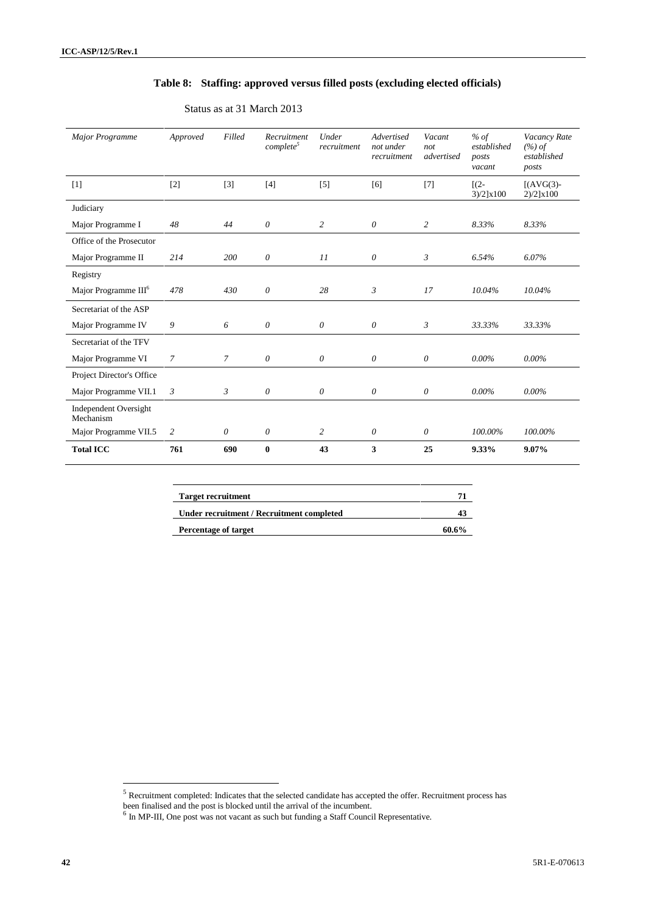### Table 8: Staffing: approved versus filled posts (excluding elected officials)

Status as at 31 March 2013

| *Major Programme* | *Approved* | *Filled* | *Recruitment complete*[5] | *Under recruitment* | *Advertised not under recruitment* | *Vacant not advertised* | *% of established posts vacant* | *Vacancy Rate (%) of established posts* |
|---|---|---|---|---|---|---|---|---|
| [1] | [2] | [3] | [4] | [5] | [6] | [7] | [(2-3)/2]x100 | [(AVG(3)-2)/2]x100 |
| Judiciary | | | | | | | | |
| Major Programme I | *48* | *44* | *0* | *2* | *0* | *2* | *8.33%* | *8.33%* |
| Office of the Prosecutor | | | | | | | | |
| Major Programme II | *214* | *200* | *0* | *11* | *0* | *3* | *6.54%* | *6.07%* |
| Registry | | | | | | | | |
| Major Programme III[6] | *478* | *430* | *0* | *28* | *3* | *17* | *10.04%* | *10.04%* |
| Secretariat of the ASP | | | | | | | | |
| Major Programme IV | *9* | *6* | *0* | *0* | *0* | *3* | *33.33%* | *33.33%* |
| Secretariat of the TFV | | | | | | | | |
| Major Programme VI | *7* | *7* | *0* | *0* | *0* | *0* | *0.00%* | *0.00%* |
| Project Director's Office | | | | | | | | |
| Major Programme VII.1 | *3* | *3* | *0* | *0* | *0* | *0* | *0.00%* | *0.00%* |
| Independent Oversight Mechanism | | | | | | | | |
| Major Programme VII.5 | *2* | *0* | *0* | *2* | *0* | *0* | *100.00%* | *100.00%* |
| **Total ICC** | **761** | **690** | **0** | **43** | **3** | **25** | **9.33%** | **9.07%** |

| **Target recruitment** | **71** |
|---|---|
| **Under recruitment / Recruitment completed** | **43** |
| **Percentage of target** | **60.6%** |

[5] Recruitment completed: Indicates that the selected candidate has accepted the offer. Recruitment process has been finalised and the post is blocked until the arrival of the incumbent.

[6] In MP-III, One post was not vacant as such but funding a Staff Council Representative.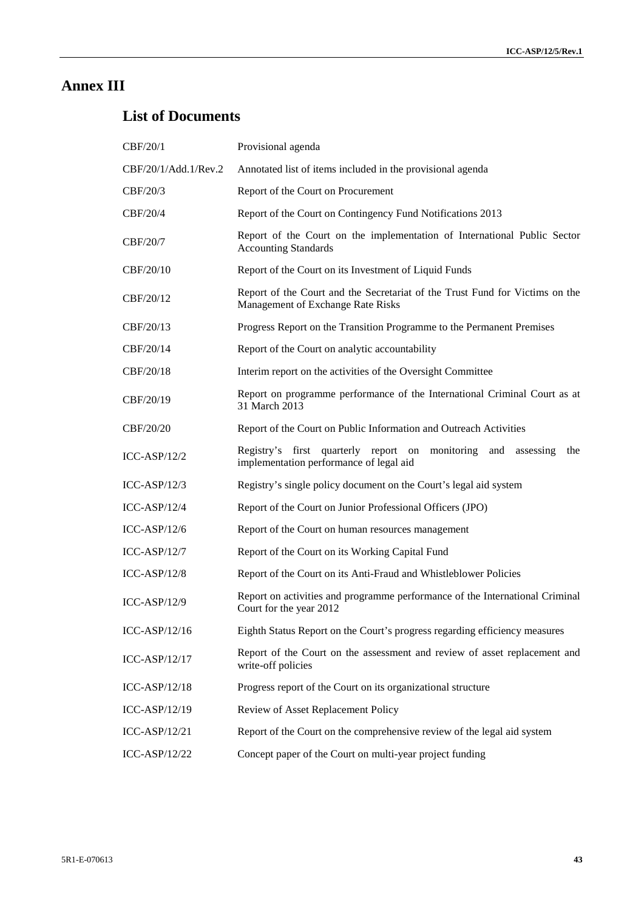# Annex III

## List of Documents

| | |
|---|---|
| CBF/20/1 | Provisional agenda |
| CBF/20/1/Add.1/Rev.2 | Annotated list of items included in the provisional agenda |
| CBF/20/3 | Report of the Court on Procurement |
| CBF/20/4 | Report of the Court on Contingency Fund Notifications 2013 |
| CBF/20/7 | Report of the Court on the implementation of International Public Sector Accounting Standards |
| CBF/20/10 | Report of the Court on its Investment of Liquid Funds |
| CBF/20/12 | Report of the Court and the Secretariat of the Trust Fund for Victims on the Management of Exchange Rate Risks |
| CBF/20/13 | Progress Report on the Transition Programme to the Permanent Premises |
| CBF/20/14 | Report of the Court on analytic accountability |
| CBF/20/18 | Interim report on the activities of the Oversight Committee |
| CBF/20/19 | Report on programme performance of the International Criminal Court as at 31 March 2013 |
| CBF/20/20 | Report of the Court on Public Information and Outreach Activities |
| ICC-ASP/12/2 | Registry's first quarterly report on monitoring and assessing the implementation performance of legal aid |
| ICC-ASP/12/3 | Registry's single policy document on the Court's legal aid system |
| ICC-ASP/12/4 | Report of the Court on Junior Professional Officers (JPO) |
| ICC-ASP/12/6 | Report of the Court on human resources management |
| ICC-ASP/12/7 | Report of the Court on its Working Capital Fund |
| ICC-ASP/12/8 | Report of the Court on its Anti-Fraud and Whistleblower Policies |
| ICC-ASP/12/9 | Report on activities and programme performance of the International Criminal Court for the year 2012 |
| ICC-ASP/12/16 | Eighth Status Report on the Court's progress regarding efficiency measures |
| ICC-ASP/12/17 | Report of the Court on the assessment and review of asset replacement and write-off policies |
| ICC-ASP/12/18 | Progress report of the Court on its organizational structure |
| ICC-ASP/12/19 | Review of Asset Replacement Policy |
| ICC-ASP/12/21 | Report of the Court on the comprehensive review of the legal aid system |
| ICC-ASP/12/22 | Concept paper of the Court on multi-year project funding |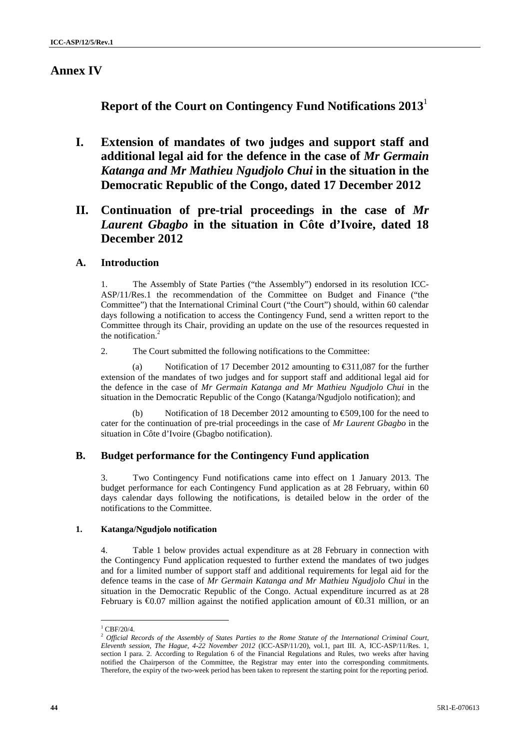# Annex IV

## Report of the Court on Contingency Fund Notifications 2013[1]

## I. Extension of mandates of two judges and support staff and additional legal aid for the defence in the case of *Mr Germain Katanga and Mr Mathieu Ngudjolo Chui* in the situation in the Democratic Republic of the Congo, dated 17 December 2012

## II. Continuation of pre-trial proceedings in the case of *Mr Laurent Gbagbo* in the situation in Côte d'Ivoire, dated 18 December 2012

### A. Introduction

1. The Assembly of State Parties ("the Assembly") endorsed in its resolution ICC-ASP/11/Res.1 the recommendation of the Committee on Budget and Finance ("the Committee") that the International Criminal Court ("the Court") should, within 60 calendar days following a notification to access the Contingency Fund, send a written report to the Committee through its Chair, providing an update on the use of the resources requested in the notification.[2]

2. The Court submitted the following notifications to the Committee:

(a) Notification of 17 December 2012 amounting to €311,087 for the further extension of the mandates of two judges and for support staff and additional legal aid for the defence in the case of *Mr Germain Katanga and Mr Mathieu Ngudjolo Chui* in the situation in the Democratic Republic of the Congo (Katanga/Ngudjolo notification); and

(b) Notification of 18 December 2012 amounting to €509,100 for the need to cater for the continuation of pre-trial proceedings in the case of *Mr Laurent Gbagbo* in the situation in Côte d'Ivoire (Gbagbo notification).

### B. Budget performance for the Contingency Fund application

3. Two Contingency Fund notifications came into effect on 1 January 2013. The budget performance for each Contingency Fund application as at 28 February, within 60 days calendar days following the notifications, is detailed below in the order of the notifications to the Committee.

#### 1. Katanga/Ngudjolo notification

4. Table 1 below provides actual expenditure as at 28 February in connection with the Contingency Fund application requested to further extend the mandates of two judges and for a limited number of support staff and additional requirements for legal aid for the defence teams in the case of *Mr Germain Katanga and Mr Mathieu Ngudjolo Chui* in the situation in the Democratic Republic of the Congo. Actual expenditure incurred as at 28 February is €0.07 million against the notified application amount of €0.31 million, or an

---

[1] CBF/20/4.

[2] *Official Records of the Assembly of States Parties to the Rome Statute of the International Criminal Court, Eleventh session, The Hague, 4-22 November 2012* (ICC-ASP/11/20), vol.1, part III. A, ICC-ASP/11/Res. 1, section I para. 2. According to Regulation 6 of the Financial Regulations and Rules, two weeks after having notified the Chairperson of the Committee, the Registrar may enter into the corresponding commitments. Therefore, the expiry of the two-week period has been taken to represent the starting point for the reporting period.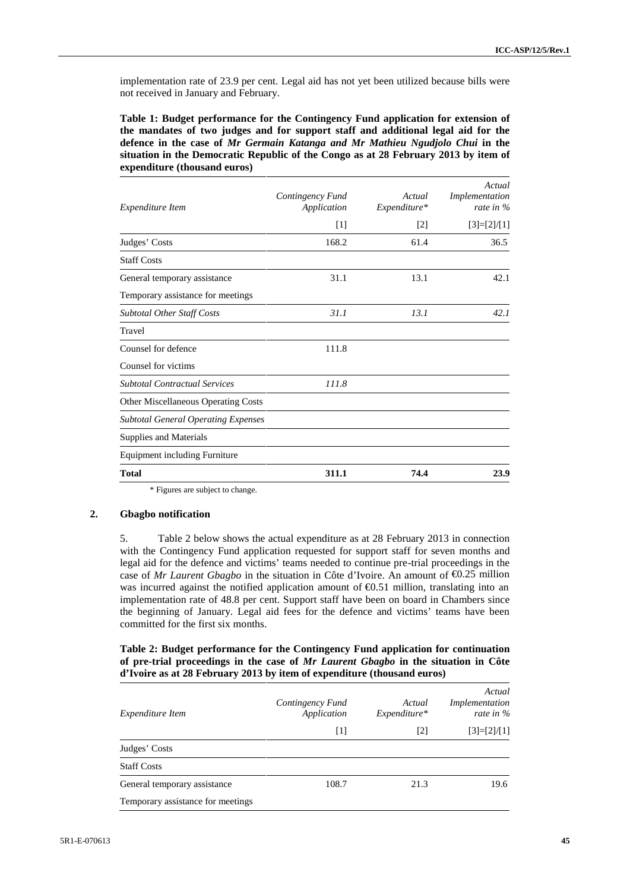implementation rate of 23.9 per cent. Legal aid has not yet been utilized because bills were not received in January and February.

**Table 1: Budget performance for the Contingency Fund application for extension of the mandates of two judges and for support staff and additional legal aid for the defence in the case of *Mr Germain Katanga and Mr Mathieu Ngudjolo Chui* in the situation in the Democratic Republic of the Congo as at 28 February 2013 by item of expenditure (thousand euros)**

| *Expenditure Item* | *Contingency Fund Application* | *Actual Expenditure\** | *Actual Implementation rate in %* |
|---|---|---|---|
| | [1] | [2] | [3]=[2]/[1] |
| Judges' Costs | 168.2 | 61.4 | 36.5 |
| Staff Costs | | | |
| General temporary assistance | 31.1 | 13.1 | 42.1 |
| Temporary assistance for meetings | | | |
| *Subtotal Other Staff Costs* | *31.1* | *13.1* | *42.1* |
| Travel | | | |
| Counsel for defence | 111.8 | | |
| Counsel for victims | | | |
| *Subtotal Contractual Services* | *111.8* | | |
| Other Miscellaneous Operating Costs | | | |
| *Subtotal General Operating Expenses* | | | |
| Supplies and Materials | | | |
| Equipment including Furniture | | | |
| **Total** | **311.1** | **74.4** | **23.9** |

\* Figures are subject to change.

## 2. Gbagbo notification

5. Table 2 below shows the actual expenditure as at 28 February 2013 in connection with the Contingency Fund application requested for support staff for seven months and legal aid for the defence and victims' teams needed to continue pre-trial proceedings in the case of *Mr Laurent Gbagbo* in the situation in Côte d'Ivoire. An amount of €0.25 million was incurred against the notified application amount of €0.51 million, translating into an implementation rate of 48.8 per cent. Support staff have been on board in Chambers since the beginning of January. Legal aid fees for the defence and victims' teams have been committed for the first six months.

**Table 2: Budget performance for the Contingency Fund application for continuation of pre-trial proceedings in the case of *Mr Laurent Gbagbo* in the situation in Côte d'Ivoire as at 28 February 2013 by item of expenditure (thousand euros)**

| *Expenditure Item* | *Contingency Fund Application* | *Actual Expenditure\** | *Actual Implementation rate in %* |
|---|---|---|---|
| | [1] | [2] | [3]=[2]/[1] |
| Judges' Costs | | | |
| Staff Costs | | | |
| General temporary assistance | 108.7 | 21.3 | 19.6 |
| Temporary assistance for meetings | | | |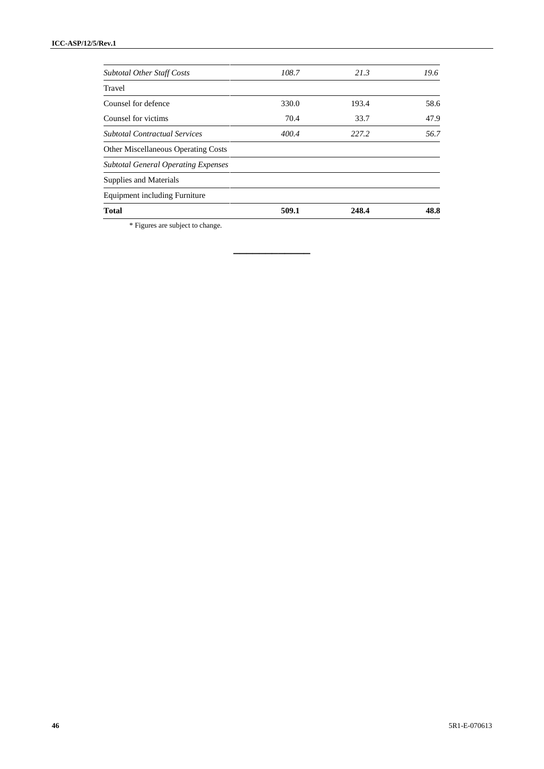| | | | |
|---|---|---|---|
| *Subtotal Other Staff Costs* | *108.7* | *21.3* | *19.6* |
| Travel | | | |
| Counsel for defence | 330.0 | 193.4 | 58.6 |
| Counsel for victims | 70.4 | 33.7 | 47.9 |
| *Subtotal Contractual Services* | *400.4* | *227.2* | *56.7* |
| Other Miscellaneous Operating Costs | | | |
| *Subtotal General Operating Expenses* | | | |
| Supplies and Materials | | | |
| Equipment including Furniture | | | |
| **Total** | **509.1** | **248.4** | **48.8** |

* Figures are subject to change.

---